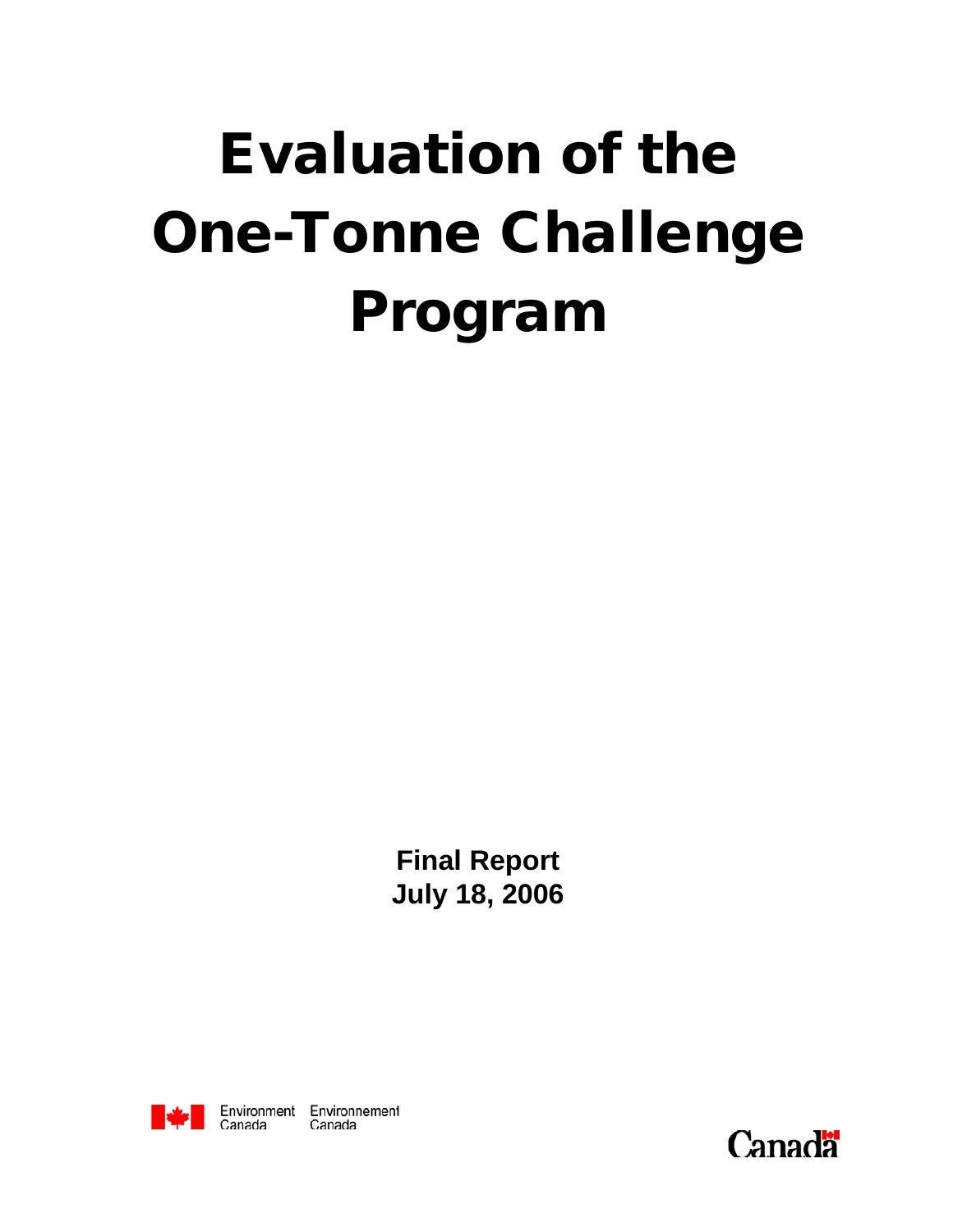# Evaluation of the One-Tonne Challenge Program

**Final Report**
**July 18, 2006**

Environment Canada Environnement Canada

Canada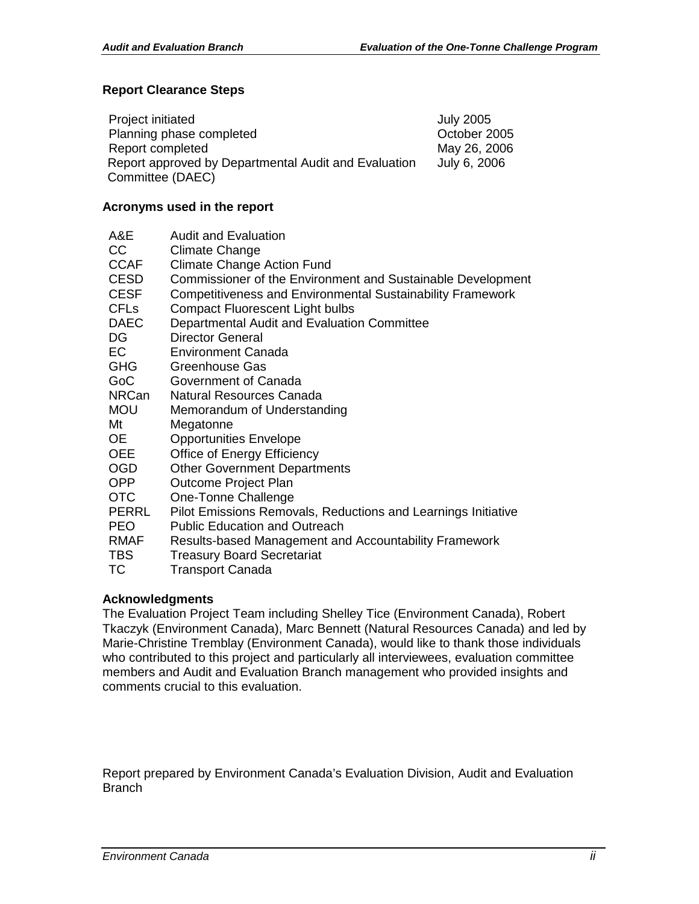**Report Clearance Steps**

| | |
|---|---|
| Project initiated | July 2005 |
| Planning phase completed | October 2005 |
| Report completed | May 26, 2006 |
| Report approved by Departmental Audit and Evaluation Committee (DAEC) | July 6, 2006 |

**Acronyms used in the report**

| | |
|---|---|
| A&E | Audit and Evaluation |
| CC | Climate Change |
| CCAF | Climate Change Action Fund |
| CESD | Commissioner of the Environment and Sustainable Development |
| CESF | Competitiveness and Environmental Sustainability Framework |
| CFLs | Compact Fluorescent Light bulbs |
| DAEC | Departmental Audit and Evaluation Committee |
| DG | Director General |
| EC | Environment Canada |
| GHG | Greenhouse Gas |
| GoC | Government of Canada |
| NRCan | Natural Resources Canada |
| MOU | Memorandum of Understanding |
| Mt | Megatonne |
| OE | Opportunities Envelope |
| OEE | Office of Energy Efficiency |
| OGD | Other Government Departments |
| OPP | Outcome Project Plan |
| OTC | One-Tonne Challenge |
| PERRL | Pilot Emissions Removals, Reductions and Learnings Initiative |
| PEO | Public Education and Outreach |
| RMAF | Results-based Management and Accountability Framework |
| TBS | Treasury Board Secretariat |
| TC | Transport Canada |

**Acknowledgments**

The Evaluation Project Team including Shelley Tice (Environment Canada), Robert Tkaczyk (Environment Canada), Marc Bennett (Natural Resources Canada) and led by Marie-Christine Tremblay (Environment Canada), would like to thank those individuals who contributed to this project and particularly all interviewees, evaluation committee members and Audit and Evaluation Branch management who provided insights and comments crucial to this evaluation.

Report prepared by Environment Canada's Evaluation Division, Audit and Evaluation Branch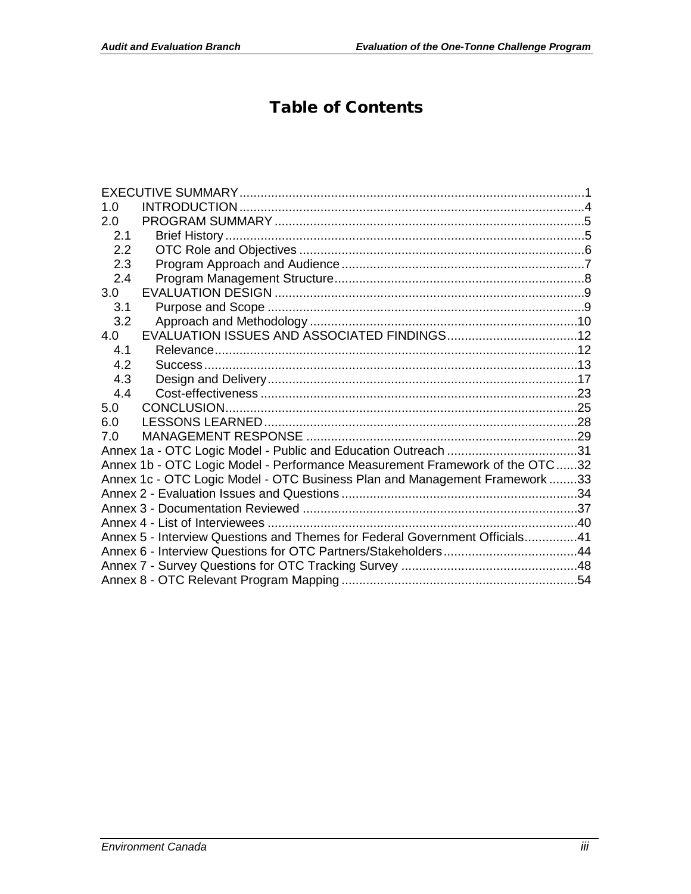# Table of Contents

EXECUTIVE SUMMARY ..... 1
1.0 INTRODUCTION ..... 4
2.0 PROGRAM SUMMARY ..... 5
2.1 Brief History ..... 5
2.2 OTC Role and Objectives ..... 6
2.3 Program Approach and Audience ..... 7
2.4 Program Management Structure ..... 8
3.0 EVALUATION DESIGN ..... 9
3.1 Purpose and Scope ..... 9
3.2 Approach and Methodology ..... 10
4.0 EVALUATION ISSUES AND ASSOCIATED FINDINGS ..... 12
4.1 Relevance ..... 12
4.2 Success ..... 13
4.3 Design and Delivery ..... 17
4.4 Cost-effectiveness ..... 23
5.0 CONCLUSION ..... 25
6.0 LESSONS LEARNED ..... 28
7.0 MANAGEMENT RESPONSE ..... 29
Annex 1a - OTC Logic Model - Public and Education Outreach ..... 31
Annex 1b - OTC Logic Model - Performance Measurement Framework of the OTC ..... 32
Annex 1c - OTC Logic Model - OTC Business Plan and Management Framework ..... 33
Annex 2 - Evaluation Issues and Questions ..... 34
Annex 3 - Documentation Reviewed ..... 37
Annex 4 - List of Interviewees ..... 40
Annex 5 - Interview Questions and Themes for Federal Government Officials ..... 41
Annex 6 - Interview Questions for OTC Partners/Stakeholders ..... 44
Annex 7 - Survey Questions for OTC Tracking Survey ..... 48
Annex 8 - OTC Relevant Program Mapping ..... 54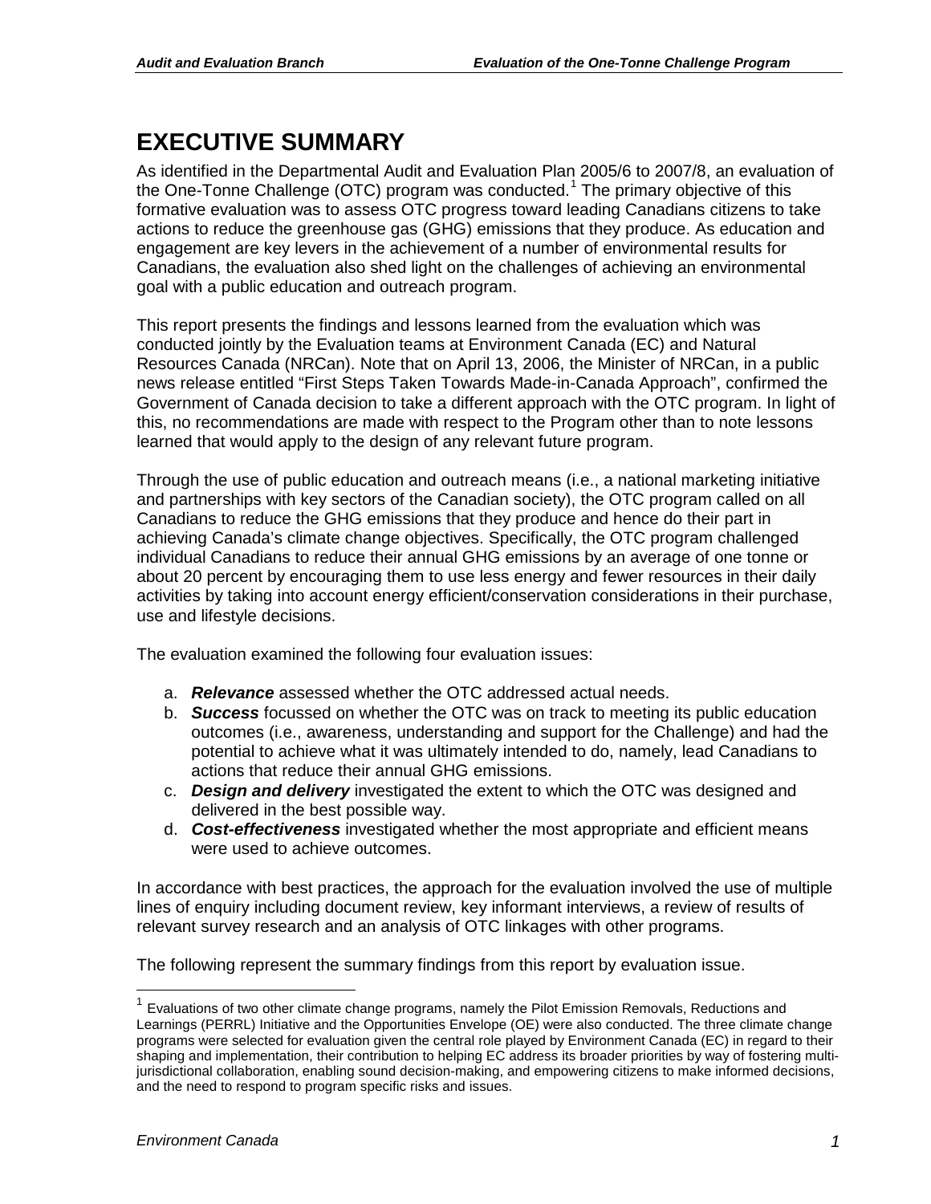# EXECUTIVE SUMMARY

As identified in the Departmental Audit and Evaluation Plan 2005/6 to 2007/8, an evaluation of the One-Tonne Challenge (OTC) program was conducted.[1] The primary objective of this formative evaluation was to assess OTC progress toward leading Canadians citizens to take actions to reduce the greenhouse gas (GHG) emissions that they produce. As education and engagement are key levers in the achievement of a number of environmental results for Canadians, the evaluation also shed light on the challenges of achieving an environmental goal with a public education and outreach program.

This report presents the findings and lessons learned from the evaluation which was conducted jointly by the Evaluation teams at Environment Canada (EC) and Natural Resources Canada (NRCan). Note that on April 13, 2006, the Minister of NRCan, in a public news release entitled "First Steps Taken Towards Made-in-Canada Approach", confirmed the Government of Canada decision to take a different approach with the OTC program. In light of this, no recommendations are made with respect to the Program other than to note lessons learned that would apply to the design of any relevant future program.

Through the use of public education and outreach means (i.e., a national marketing initiative and partnerships with key sectors of the Canadian society), the OTC program called on all Canadians to reduce the GHG emissions that they produce and hence do their part in achieving Canada's climate change objectives. Specifically, the OTC program challenged individual Canadians to reduce their annual GHG emissions by an average of one tonne or about 20 percent by encouraging them to use less energy and fewer resources in their daily activities by taking into account energy efficient/conservation considerations in their purchase, use and lifestyle decisions.

The evaluation examined the following four evaluation issues:

a. ***Relevance*** assessed whether the OTC addressed actual needs.
b. ***Success*** focussed on whether the OTC was on track to meeting its public education outcomes (i.e., awareness, understanding and support for the Challenge) and had the potential to achieve what it was ultimately intended to do, namely, lead Canadians to actions that reduce their annual GHG emissions.
c. ***Design and delivery*** investigated the extent to which the OTC was designed and delivered in the best possible way.
d. ***Cost-effectiveness*** investigated whether the most appropriate and efficient means were used to achieve outcomes.

In accordance with best practices, the approach for the evaluation involved the use of multiple lines of enquiry including document review, key informant interviews, a review of results of relevant survey research and an analysis of OTC linkages with other programs.

The following represent the summary findings from this report by evaluation issue.

[1] Evaluations of two other climate change programs, namely the Pilot Emission Removals, Reductions and Learnings (PERRL) Initiative and the Opportunities Envelope (OE) were also conducted. The three climate change programs were selected for evaluation given the central role played by Environment Canada (EC) in regard to their shaping and implementation, their contribution to helping EC address its broader priorities by way of fostering multi-jurisdictional collaboration, enabling sound decision-making, and empowering citizens to make informed decisions, and the need to respond to program specific risks and issues.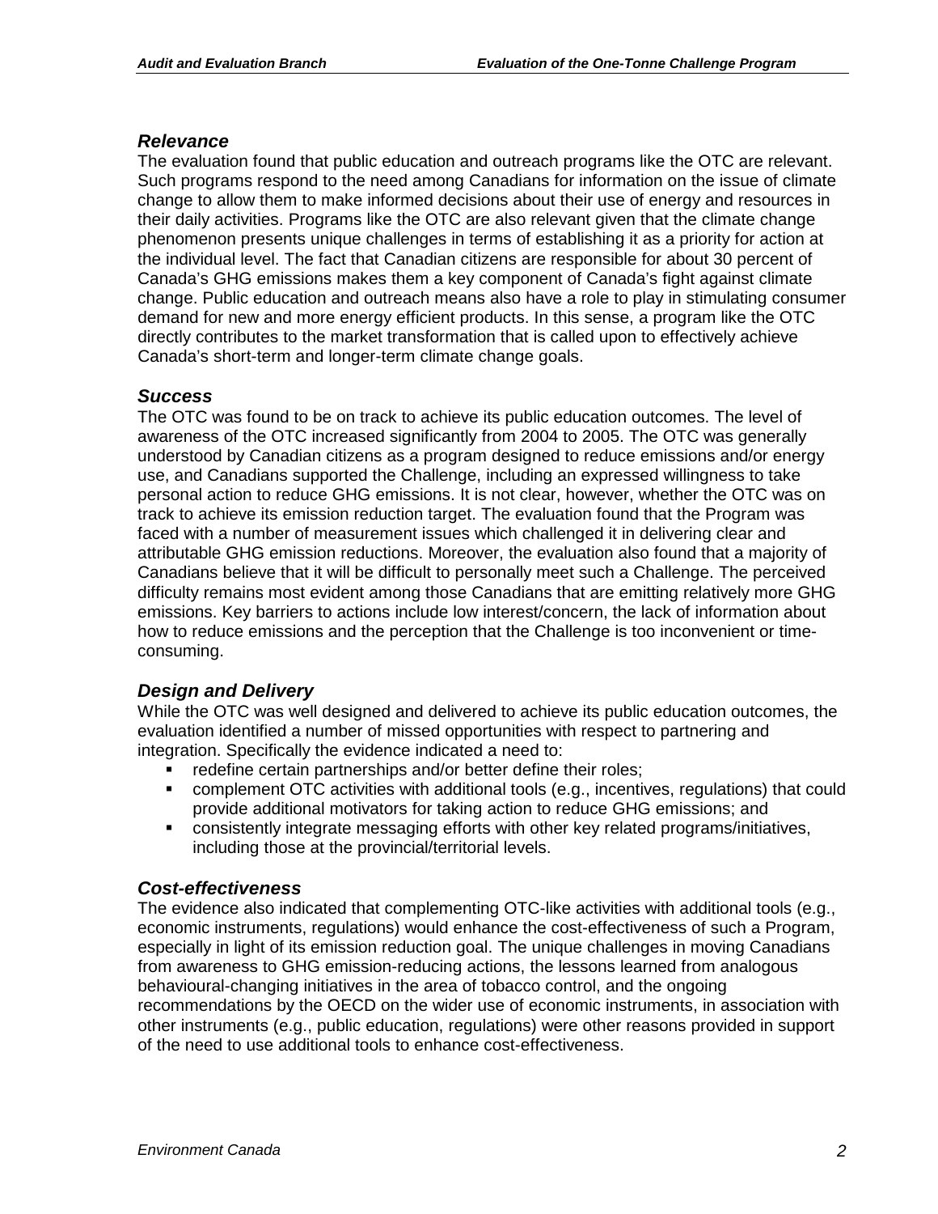### *Relevance*

The evaluation found that public education and outreach programs like the OTC are relevant. Such programs respond to the need among Canadians for information on the issue of climate change to allow them to make informed decisions about their use of energy and resources in their daily activities. Programs like the OTC are also relevant given that the climate change phenomenon presents unique challenges in terms of establishing it as a priority for action at the individual level. The fact that Canadian citizens are responsible for about 30 percent of Canada's GHG emissions makes them a key component of Canada's fight against climate change. Public education and outreach means also have a role to play in stimulating consumer demand for new and more energy efficient products. In this sense, a program like the OTC directly contributes to the market transformation that is called upon to effectively achieve Canada's short-term and longer-term climate change goals.

### *Success*

The OTC was found to be on track to achieve its public education outcomes. The level of awareness of the OTC increased significantly from 2004 to 2005. The OTC was generally understood by Canadian citizens as a program designed to reduce emissions and/or energy use, and Canadians supported the Challenge, including an expressed willingness to take personal action to reduce GHG emissions. It is not clear, however, whether the OTC was on track to achieve its emission reduction target. The evaluation found that the Program was faced with a number of measurement issues which challenged it in delivering clear and attributable GHG emission reductions. Moreover, the evaluation also found that a majority of Canadians believe that it will be difficult to personally meet such a Challenge. The perceived difficulty remains most evident among those Canadians that are emitting relatively more GHG emissions. Key barriers to actions include low interest/concern, the lack of information about how to reduce emissions and the perception that the Challenge is too inconvenient or time-consuming.

### *Design and Delivery*

While the OTC was well designed and delivered to achieve its public education outcomes, the evaluation identified a number of missed opportunities with respect to partnering and integration. Specifically the evidence indicated a need to:

- redefine certain partnerships and/or better define their roles;
- complement OTC activities with additional tools (e.g., incentives, regulations) that could provide additional motivators for taking action to reduce GHG emissions; and
- consistently integrate messaging efforts with other key related programs/initiatives, including those at the provincial/territorial levels.

### *Cost-effectiveness*

The evidence also indicated that complementing OTC-like activities with additional tools (e.g., economic instruments, regulations) would enhance the cost-effectiveness of such a Program, especially in light of its emission reduction goal. The unique challenges in moving Canadians from awareness to GHG emission-reducing actions, the lessons learned from analogous behavioural-changing initiatives in the area of tobacco control, and the ongoing recommendations by the OECD on the wider use of economic instruments, in association with other instruments (e.g., public education, regulations) were other reasons provided in support of the need to use additional tools to enhance cost-effectiveness.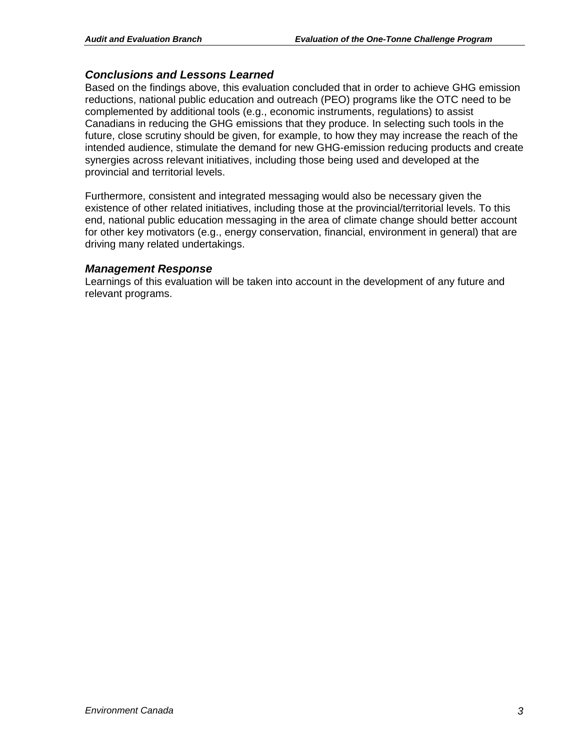### *Conclusions and Lessons Learned*

Based on the findings above, this evaluation concluded that in order to achieve GHG emission reductions, national public education and outreach (PEO) programs like the OTC need to be complemented by additional tools (e.g., economic instruments, regulations) to assist Canadians in reducing the GHG emissions that they produce. In selecting such tools in the future, close scrutiny should be given, for example, to how they may increase the reach of the intended audience, stimulate the demand for new GHG-emission reducing products and create synergies across relevant initiatives, including those being used and developed at the provincial and territorial levels.

Furthermore, consistent and integrated messaging would also be necessary given the existence of other related initiatives, including those at the provincial/territorial levels. To this end, national public education messaging in the area of climate change should better account for other key motivators (e.g., energy conservation, financial, environment in general) that are driving many related undertakings.

### *Management Response*

Learnings of this evaluation will be taken into account in the development of any future and relevant programs.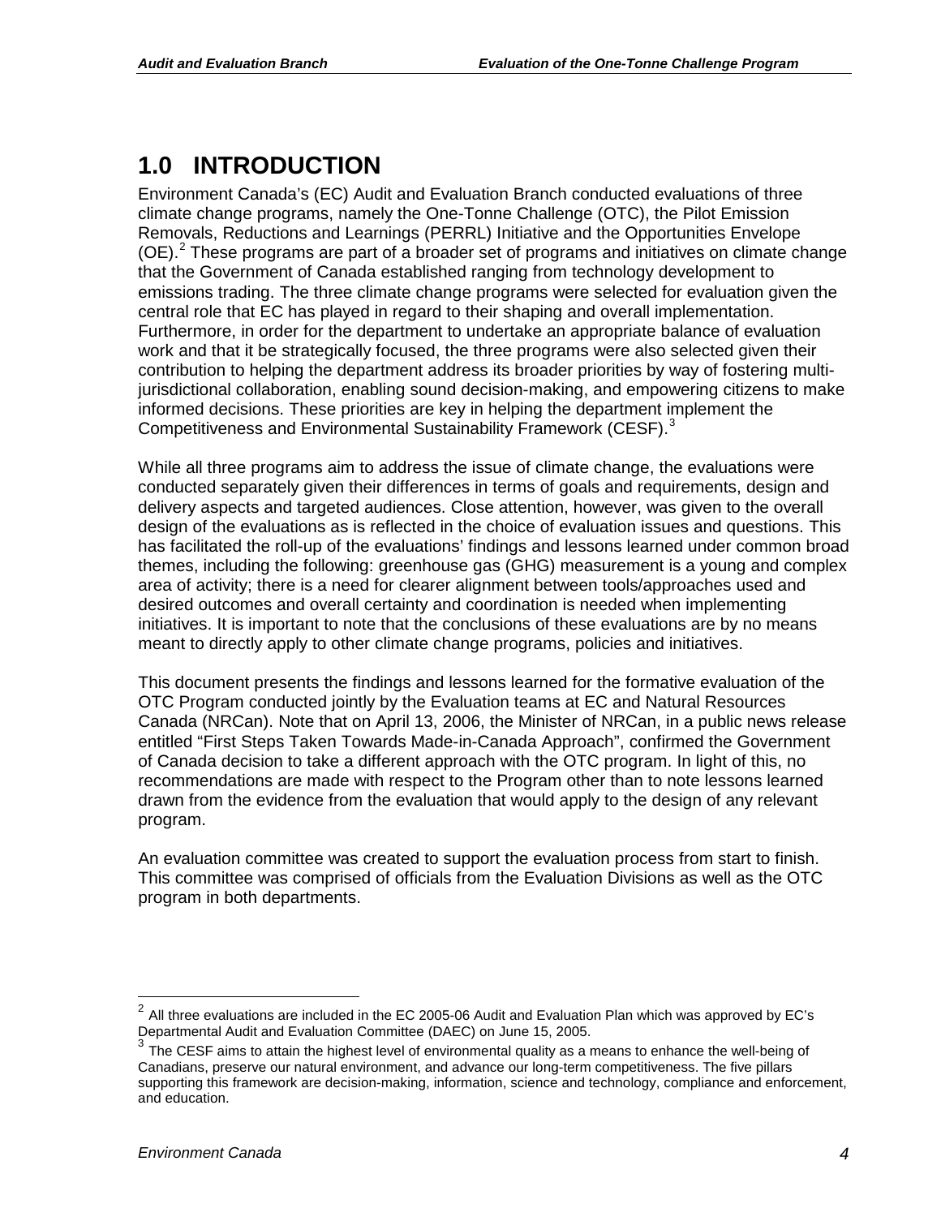# 1.0 INTRODUCTION

Environment Canada's (EC) Audit and Evaluation Branch conducted evaluations of three climate change programs, namely the One-Tonne Challenge (OTC), the Pilot Emission Removals, Reductions and Learnings (PERRL) Initiative and the Opportunities Envelope (OE).[2] These programs are part of a broader set of programs and initiatives on climate change that the Government of Canada established ranging from technology development to emissions trading. The three climate change programs were selected for evaluation given the central role that EC has played in regard to their shaping and overall implementation. Furthermore, in order for the department to undertake an appropriate balance of evaluation work and that it be strategically focused, the three programs were also selected given their contribution to helping the department address its broader priorities by way of fostering multi-jurisdictional collaboration, enabling sound decision-making, and empowering citizens to make informed decisions. These priorities are key in helping the department implement the Competitiveness and Environmental Sustainability Framework (CESF).[3]

While all three programs aim to address the issue of climate change, the evaluations were conducted separately given their differences in terms of goals and requirements, design and delivery aspects and targeted audiences. Close attention, however, was given to the overall design of the evaluations as is reflected in the choice of evaluation issues and questions. This has facilitated the roll-up of the evaluations' findings and lessons learned under common broad themes, including the following: greenhouse gas (GHG) measurement is a young and complex area of activity; there is a need for clearer alignment between tools/approaches used and desired outcomes and overall certainty and coordination is needed when implementing initiatives. It is important to note that the conclusions of these evaluations are by no means meant to directly apply to other climate change programs, policies and initiatives.

This document presents the findings and lessons learned for the formative evaluation of the OTC Program conducted jointly by the Evaluation teams at EC and Natural Resources Canada (NRCan). Note that on April 13, 2006, the Minister of NRCan, in a public news release entitled "First Steps Taken Towards Made-in-Canada Approach", confirmed the Government of Canada decision to take a different approach with the OTC program. In light of this, no recommendations are made with respect to the Program other than to note lessons learned drawn from the evidence from the evaluation that would apply to the design of any relevant program.

An evaluation committee was created to support the evaluation process from start to finish. This committee was comprised of officials from the Evaluation Divisions as well as the OTC program in both departments.

---

[2] All three evaluations are included in the EC 2005-06 Audit and Evaluation Plan which was approved by EC's Departmental Audit and Evaluation Committee (DAEC) on June 15, 2005.

[3] The CESF aims to attain the highest level of environmental quality as a means to enhance the well-being of Canadians, preserve our natural environment, and advance our long-term competitiveness. The five pillars supporting this framework are decision-making, information, science and technology, compliance and enforcement, and education.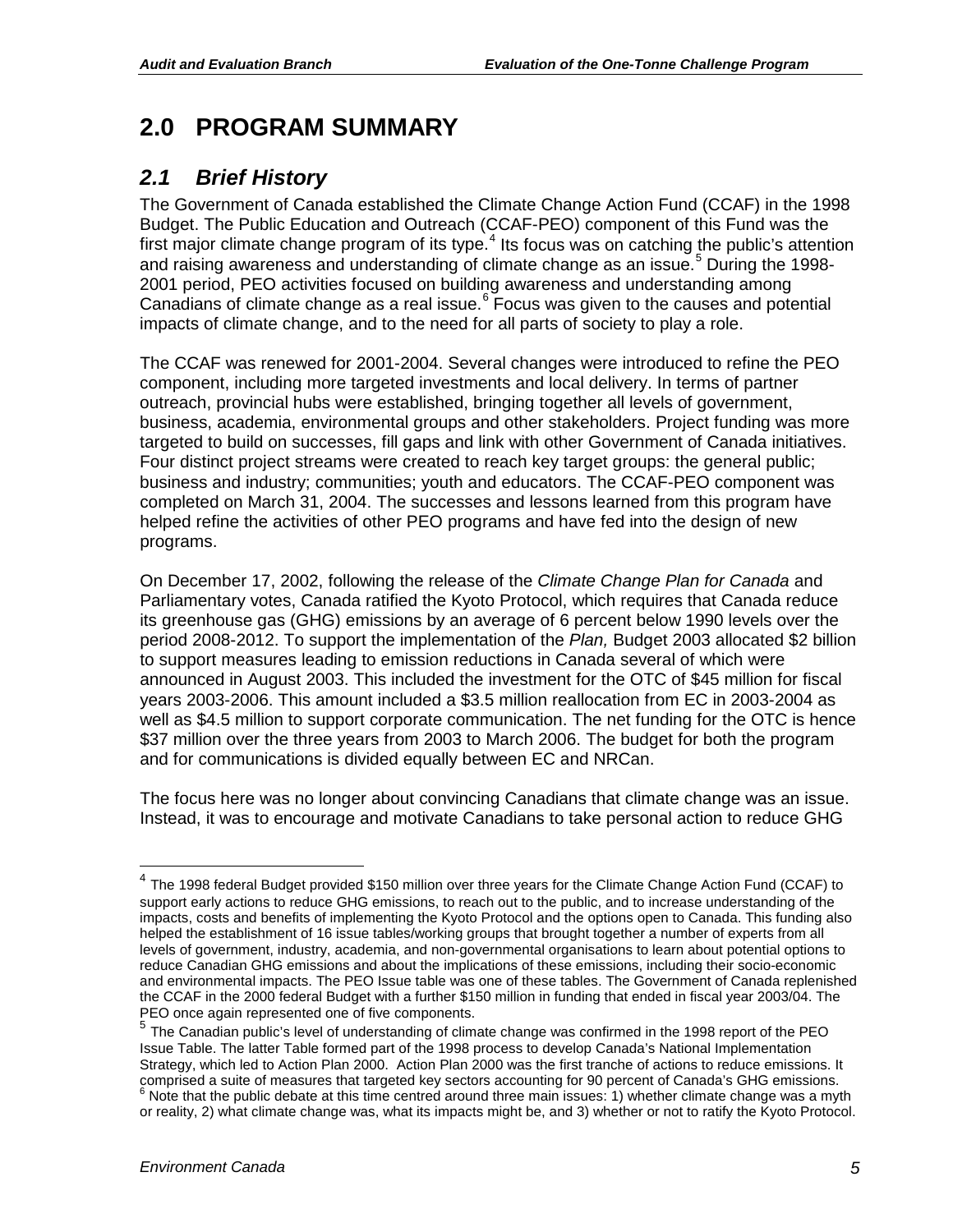# 2.0 PROGRAM SUMMARY

## *2.1 Brief History*

The Government of Canada established the Climate Change Action Fund (CCAF) in the 1998 Budget. The Public Education and Outreach (CCAF-PEO) component of this Fund was the first major climate change program of its type.[4] Its focus was on catching the public's attention and raising awareness and understanding of climate change as an issue.[5] During the 1998-2001 period, PEO activities focused on building awareness and understanding among Canadians of climate change as a real issue.[6] Focus was given to the causes and potential impacts of climate change, and to the need for all parts of society to play a role.

The CCAF was renewed for 2001-2004. Several changes were introduced to refine the PEO component, including more targeted investments and local delivery. In terms of partner outreach, provincial hubs were established, bringing together all levels of government, business, academia, environmental groups and other stakeholders. Project funding was more targeted to build on successes, fill gaps and link with other Government of Canada initiatives. Four distinct project streams were created to reach key target groups: the general public; business and industry; communities; youth and educators. The CCAF-PEO component was completed on March 31, 2004. The successes and lessons learned from this program have helped refine the activities of other PEO programs and have fed into the design of new programs.

On December 17, 2002, following the release of the *Climate Change Plan for Canada* and Parliamentary votes, Canada ratified the Kyoto Protocol, which requires that Canada reduce its greenhouse gas (GHG) emissions by an average of 6 percent below 1990 levels over the period 2008-2012. To support the implementation of the *Plan,* Budget 2003 allocated $2 billion to support measures leading to emission reductions in Canada several of which were announced in August 2003. This included the investment for the OTC of $45 million for fiscal years 2003-2006. This amount included a $3.5 million reallocation from EC in 2003-2004 as well as $4.5 million to support corporate communication. The net funding for the OTC is hence $37 million over the three years from 2003 to March 2006. The budget for both the program and for communications is divided equally between EC and NRCan.

The focus here was no longer about convincing Canadians that climate change was an issue. Instead, it was to encourage and motivate Canadians to take personal action to reduce GHG

---

[4] The 1998 federal Budget provided $150 million over three years for the Climate Change Action Fund (CCAF) to support early actions to reduce GHG emissions, to reach out to the public, and to increase understanding of the impacts, costs and benefits of implementing the Kyoto Protocol and the options open to Canada. This funding also helped the establishment of 16 issue tables/working groups that brought together a number of experts from all levels of government, industry, academia, and non-governmental organisations to learn about potential options to reduce Canadian GHG emissions and about the implications of these emissions, including their socio-economic and environmental impacts. The PEO Issue table was one of these tables. The Government of Canada replenished the CCAF in the 2000 federal Budget with a further $150 million in funding that ended in fiscal year 2003/04. The PEO once again represented one of five components.

[5] The Canadian public's level of understanding of climate change was confirmed in the 1998 report of the PEO Issue Table. The latter Table formed part of the 1998 process to develop Canada's National Implementation Strategy, which led to Action Plan 2000. Action Plan 2000 was the first tranche of actions to reduce emissions. It comprised a suite of measures that targeted key sectors accounting for 90 percent of Canada's GHG emissions.

[6] Note that the public debate at this time centred around three main issues: 1) whether climate change was a myth or reality, 2) what climate change was, what its impacts might be, and 3) whether or not to ratify the Kyoto Protocol.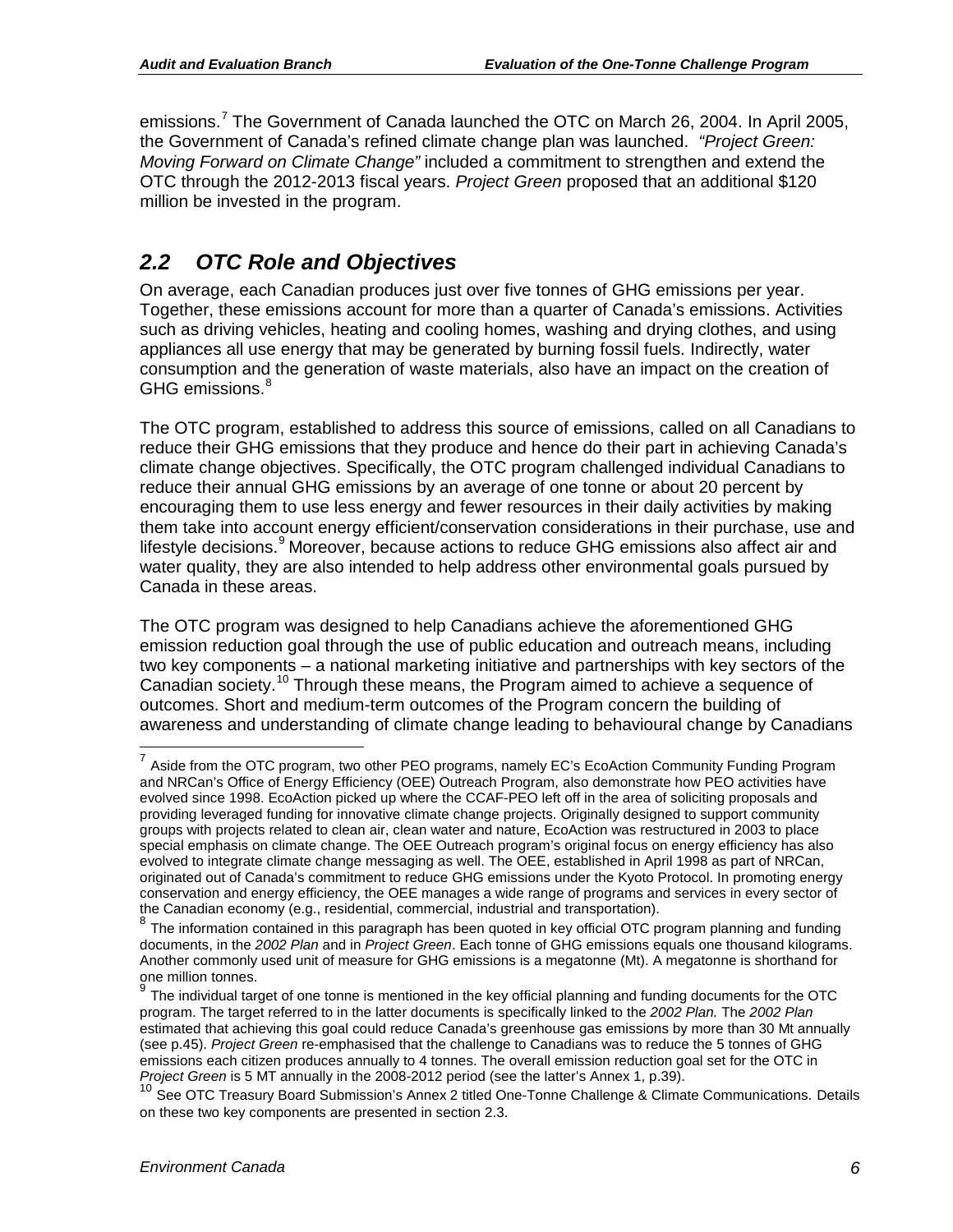emissions.[7] The Government of Canada launched the OTC on March 26, 2004. In April 2005, the Government of Canada's refined climate change plan was launched. *"Project Green: Moving Forward on Climate Change"* included a commitment to strengthen and extend the OTC through the 2012-2013 fiscal years. *Project Green* proposed that an additional $120 million be invested in the program.

## *2.2 OTC Role and Objectives*

On average, each Canadian produces just over five tonnes of GHG emissions per year. Together, these emissions account for more than a quarter of Canada's emissions. Activities such as driving vehicles, heating and cooling homes, washing and drying clothes, and using appliances all use energy that may be generated by burning fossil fuels. Indirectly, water consumption and the generation of waste materials, also have an impact on the creation of GHG emissions.[8]

The OTC program, established to address this source of emissions, called on all Canadians to reduce their GHG emissions that they produce and hence do their part in achieving Canada's climate change objectives. Specifically, the OTC program challenged individual Canadians to reduce their annual GHG emissions by an average of one tonne or about 20 percent by encouraging them to use less energy and fewer resources in their daily activities by making them take into account energy efficient/conservation considerations in their purchase, use and lifestyle decisions.[9] Moreover, because actions to reduce GHG emissions also affect air and water quality, they are also intended to help address other environmental goals pursued by Canada in these areas.

The OTC program was designed to help Canadians achieve the aforementioned GHG emission reduction goal through the use of public education and outreach means, including two key components – a national marketing initiative and partnerships with key sectors of the Canadian society.[10] Through these means, the Program aimed to achieve a sequence of outcomes. Short and medium-term outcomes of the Program concern the building of awareness and understanding of climate change leading to behavioural change by Canadians

---

[7] Aside from the OTC program, two other PEO programs, namely EC's EcoAction Community Funding Program and NRCan's Office of Energy Efficiency (OEE) Outreach Program, also demonstrate how PEO activities have evolved since 1998. EcoAction picked up where the CCAF-PEO left off in the area of soliciting proposals and providing leveraged funding for innovative climate change projects. Originally designed to support community groups with projects related to clean air, clean water and nature, EcoAction was restructured in 2003 to place special emphasis on climate change. The OEE Outreach program's original focus on energy efficiency has also evolved to integrate climate change messaging as well. The OEE, established in April 1998 as part of NRCan, originated out of Canada's commitment to reduce GHG emissions under the Kyoto Protocol. In promoting energy conservation and energy efficiency, the OEE manages a wide range of programs and services in every sector of the Canadian economy (e.g., residential, commercial, industrial and transportation).

[8] The information contained in this paragraph has been quoted in key official OTC program planning and funding documents, in the *2002 Plan* and in *Project Green*. Each tonne of GHG emissions equals one thousand kilograms. Another commonly used unit of measure for GHG emissions is a megatonne (Mt). A megatonne is shorthand for one million tonnes.

[9] The individual target of one tonne is mentioned in the key official planning and funding documents for the OTC program. The target referred to in the latter documents is specifically linked to the *2002 Plan.* The *2002 Plan* estimated that achieving this goal could reduce Canada's greenhouse gas emissions by more than 30 Mt annually (see p.45). *Project Green* re-emphasised that the challenge to Canadians was to reduce the 5 tonnes of GHG emissions each citizen produces annually to 4 tonnes. The overall emission reduction goal set for the OTC in *Project Green* is 5 MT annually in the 2008-2012 period (see the latter's Annex 1, p.39).

[10] See OTC Treasury Board Submission's Annex 2 titled One-Tonne Challenge & Climate Communications. Details on these two key components are presented in section 2.3.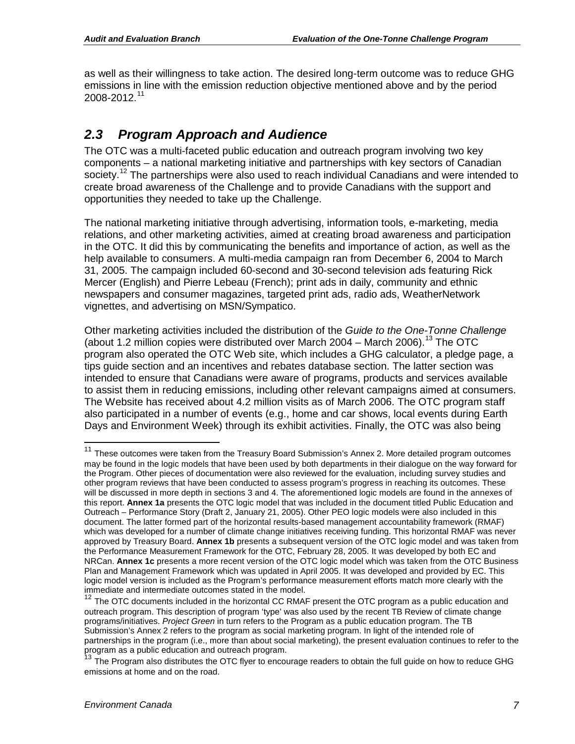as well as their willingness to take action. The desired long-term outcome was to reduce GHG emissions in line with the emission reduction objective mentioned above and by the period 2008-2012.[11]

## 2.3 Program Approach and Audience

The OTC was a multi-faceted public education and outreach program involving two key components – a national marketing initiative and partnerships with key sectors of Canadian society.[12] The partnerships were also used to reach individual Canadians and were intended to create broad awareness of the Challenge and to provide Canadians with the support and opportunities they needed to take up the Challenge.

The national marketing initiative through advertising, information tools, e-marketing, media relations, and other marketing activities, aimed at creating broad awareness and participation in the OTC. It did this by communicating the benefits and importance of action, as well as the help available to consumers. A multi-media campaign ran from December 6, 2004 to March 31, 2005. The campaign included 60-second and 30-second television ads featuring Rick Mercer (English) and Pierre Lebeau (French); print ads in daily, community and ethnic newspapers and consumer magazines, targeted print ads, radio ads, WeatherNetwork vignettes, and advertising on MSN/Sympatico.

Other marketing activities included the distribution of the *Guide to the One-Tonne Challenge* (about 1.2 million copies were distributed over March 2004 – March 2006).[13] The OTC program also operated the OTC Web site, which includes a GHG calculator, a pledge page, a tips guide section and an incentives and rebates database section. The latter section was intended to ensure that Canadians were aware of programs, products and services available to assist them in reducing emissions, including other relevant campaigns aimed at consumers. The Website has received about 4.2 million visits as of March 2006. The OTC program staff also participated in a number of events (e.g., home and car shows, local events during Earth Days and Environment Week) through its exhibit activities. Finally, the OTC was also being

---

[11] These outcomes were taken from the Treasury Board Submission's Annex 2. More detailed program outcomes may be found in the logic models that have been used by both departments in their dialogue on the way forward for the Program. Other pieces of documentation were also reviewed for the evaluation, including survey studies and other program reviews that have been conducted to assess program's progress in reaching its outcomes. These will be discussed in more depth in sections 3 and 4. The aforementioned logic models are found in the annexes of this report. **Annex 1a** presents the OTC logic model that was included in the document titled Public Education and Outreach – Performance Story (Draft 2, January 21, 2005). Other PEO logic models were also included in this document. The latter formed part of the horizontal results-based management accountability framework (RMAF) which was developed for a number of climate change initiatives receiving funding. This horizontal RMAF was never approved by Treasury Board. **Annex 1b** presents a subsequent version of the OTC logic model and was taken from the Performance Measurement Framework for the OTC, February 28, 2005. It was developed by both EC and NRCan. **Annex 1c** presents a more recent version of the OTC logic model which was taken from the OTC Business Plan and Management Framework which was updated in April 2005. It was developed and provided by EC. This logic model version is included as the Program's performance measurement efforts match more clearly with the immediate and intermediate outcomes stated in the model.

[12] The OTC documents included in the horizontal CC RMAF present the OTC program as a public education and outreach program. This description of program 'type' was also used by the recent TB Review of climate change programs/initiatives. *Project Green* in turn refers to the Program as a public education program. The TB Submission's Annex 2 refers to the program as social marketing program. In light of the intended role of partnerships in the program (i.e., more than about social marketing), the present evaluation continues to refer to the program as a public education and outreach program.

[13] The Program also distributes the OTC flyer to encourage readers to obtain the full guide on how to reduce GHG emissions at home and on the road.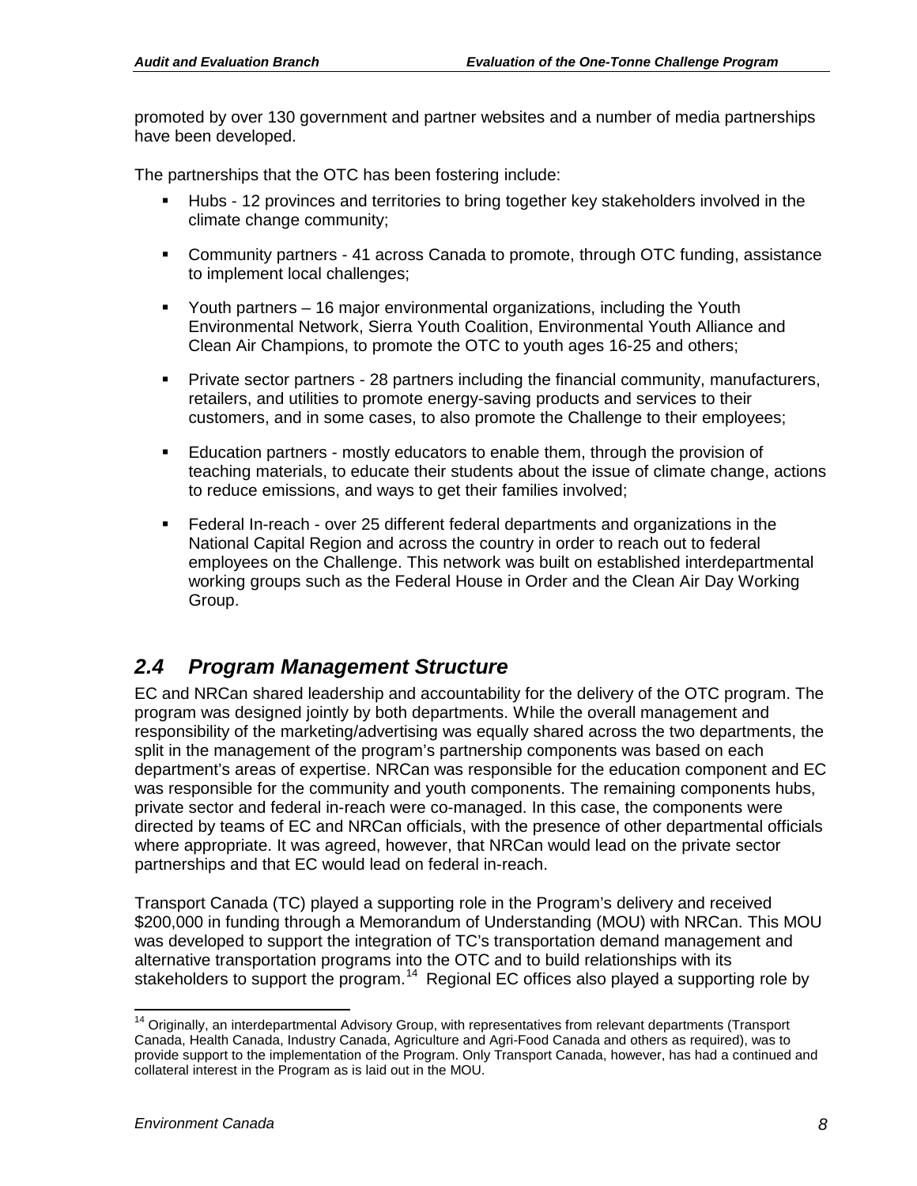promoted by over 130 government and partner websites and a number of media partnerships have been developed.

The partnerships that the OTC has been fostering include:

- Hubs - 12 provinces and territories to bring together key stakeholders involved in the climate change community;
- Community partners - 41 across Canada to promote, through OTC funding, assistance to implement local challenges;
- Youth partners – 16 major environmental organizations, including the Youth Environmental Network, Sierra Youth Coalition, Environmental Youth Alliance and Clean Air Champions, to promote the OTC to youth ages 16-25 and others;
- Private sector partners - 28 partners including the financial community, manufacturers, retailers, and utilities to promote energy-saving products and services to their customers, and in some cases, to also promote the Challenge to their employees;
- Education partners - mostly educators to enable them, through the provision of teaching materials, to educate their students about the issue of climate change, actions to reduce emissions, and ways to get their families involved;
- Federal In-reach - over 25 different federal departments and organizations in the National Capital Region and across the country in order to reach out to federal employees on the Challenge. This network was built on established interdepartmental working groups such as the Federal House in Order and the Clean Air Day Working Group.

## *2.4 Program Management Structure*

EC and NRCan shared leadership and accountability for the delivery of the OTC program. The program was designed jointly by both departments. While the overall management and responsibility of the marketing/advertising was equally shared across the two departments, the split in the management of the program's partnership components was based on each department's areas of expertise. NRCan was responsible for the education component and EC was responsible for the community and youth components. The remaining components hubs, private sector and federal in-reach were co-managed. In this case, the components were directed by teams of EC and NRCan officials, with the presence of other departmental officials where appropriate. It was agreed, however, that NRCan would lead on the private sector partnerships and that EC would lead on federal in-reach.

Transport Canada (TC) played a supporting role in the Program's delivery and received $200,000 in funding through a Memorandum of Understanding (MOU) with NRCan. This MOU was developed to support the integration of TC's transportation demand management and alternative transportation programs into the OTC and to build relationships with its stakeholders to support the program.[14] Regional EC offices also played a supporting role by

[14] Originally, an interdepartmental Advisory Group, with representatives from relevant departments (Transport Canada, Health Canada, Industry Canada, Agriculture and Agri-Food Canada and others as required), was to provide support to the implementation of the Program. Only Transport Canada, however, has had a continued and collateral interest in the Program as is laid out in the MOU.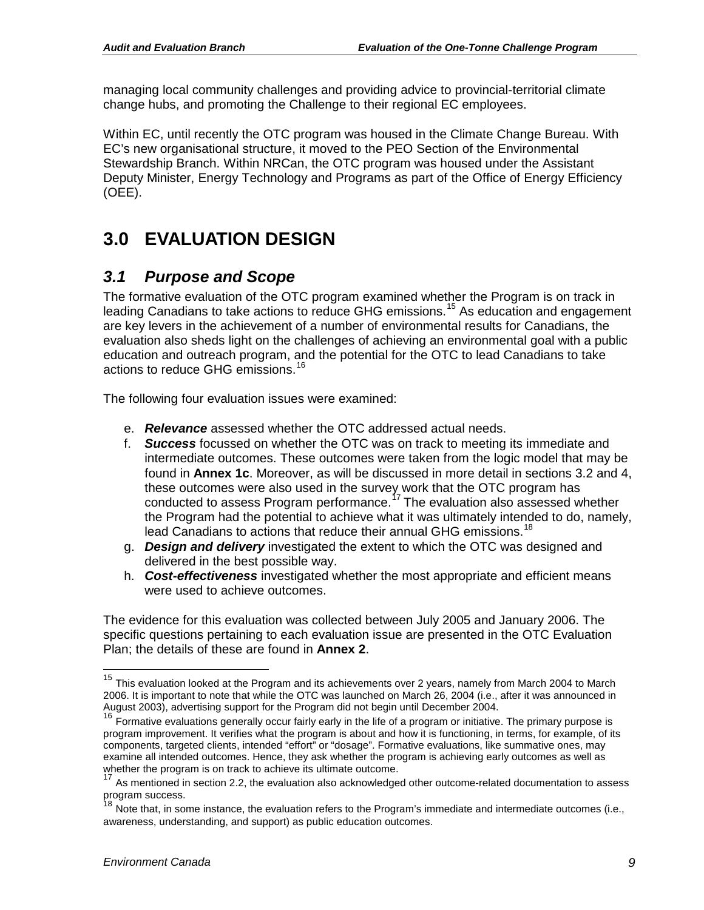managing local community challenges and providing advice to provincial-territorial climate change hubs, and promoting the Challenge to their regional EC employees.

Within EC, until recently the OTC program was housed in the Climate Change Bureau. With EC's new organisational structure, it moved to the PEO Section of the Environmental Stewardship Branch. Within NRCan, the OTC program was housed under the Assistant Deputy Minister, Energy Technology and Programs as part of the Office of Energy Efficiency (OEE).

# 3.0 EVALUATION DESIGN

## *3.1 Purpose and Scope*

The formative evaluation of the OTC program examined whether the Program is on track in leading Canadians to take actions to reduce GHG emissions.[15] As education and engagement are key levers in the achievement of a number of environmental results for Canadians, the evaluation also sheds light on the challenges of achieving an environmental goal with a public education and outreach program, and the potential for the OTC to lead Canadians to take actions to reduce GHG emissions.[16]

The following four evaluation issues were examined:

e. ***Relevance*** assessed whether the OTC addressed actual needs.
f. ***Success*** focussed on whether the OTC was on track to meeting its immediate and intermediate outcomes. These outcomes were taken from the logic model that may be found in **Annex 1c**. Moreover, as will be discussed in more detail in sections 3.2 and 4, these outcomes were also used in the survey work that the OTC program has conducted to assess Program performance.[17] The evaluation also assessed whether the Program had the potential to achieve what it was ultimately intended to do, namely, lead Canadians to actions that reduce their annual GHG emissions.[18]
g. ***Design and delivery*** investigated the extent to which the OTC was designed and delivered in the best possible way.
h. ***Cost-effectiveness*** investigated whether the most appropriate and efficient means were used to achieve outcomes.

The evidence for this evaluation was collected between July 2005 and January 2006. The specific questions pertaining to each evaluation issue are presented in the OTC Evaluation Plan; the details of these are found in **Annex 2**.

---

[15] This evaluation looked at the Program and its achievements over 2 years, namely from March 2004 to March 2006. It is important to note that while the OTC was launched on March 26, 2004 (i.e., after it was announced in August 2003), advertising support for the Program did not begin until December 2004.

[16] Formative evaluations generally occur fairly early in the life of a program or initiative. The primary purpose is program improvement. It verifies what the program is about and how it is functioning, in terms, for example, of its components, targeted clients, intended "effort" or "dosage". Formative evaluations, like summative ones, may examine all intended outcomes. Hence, they ask whether the program is achieving early outcomes as well as whether the program is on track to achieve its ultimate outcome.

[17] As mentioned in section 2.2, the evaluation also acknowledged other outcome-related documentation to assess program success.

[18] Note that, in some instance, the evaluation refers to the Program's immediate and intermediate outcomes (i.e., awareness, understanding, and support) as public education outcomes.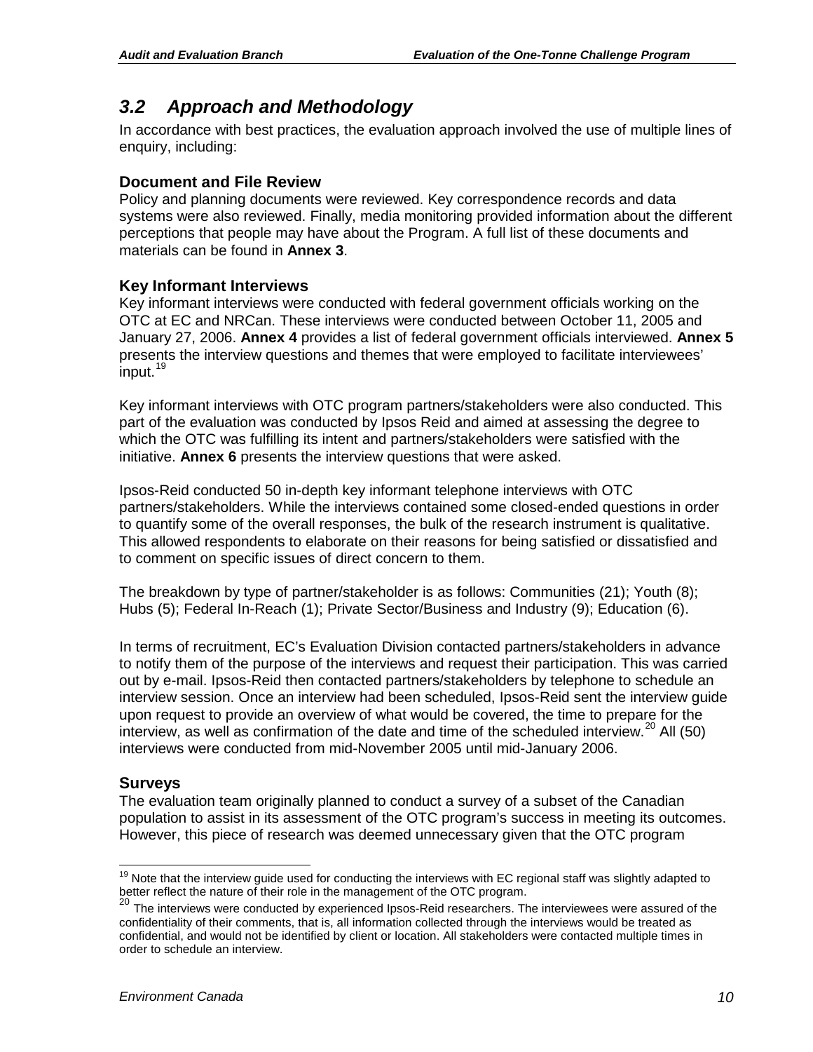## *3.2 Approach and Methodology*

In accordance with best practices, the evaluation approach involved the use of multiple lines of enquiry, including:

### Document and File Review

Policy and planning documents were reviewed. Key correspondence records and data systems were also reviewed. Finally, media monitoring provided information about the different perceptions that people may have about the Program. A full list of these documents and materials can be found in **Annex 3**.

### Key Informant Interviews

Key informant interviews were conducted with federal government officials working on the OTC at EC and NRCan. These interviews were conducted between October 11, 2005 and January 27, 2006. **Annex 4** provides a list of federal government officials interviewed. **Annex 5** presents the interview questions and themes that were employed to facilitate interviewees' input.[19]

Key informant interviews with OTC program partners/stakeholders were also conducted. This part of the evaluation was conducted by Ipsos Reid and aimed at assessing the degree to which the OTC was fulfilling its intent and partners/stakeholders were satisfied with the initiative. **Annex 6** presents the interview questions that were asked.

Ipsos-Reid conducted 50 in-depth key informant telephone interviews with OTC partners/stakeholders. While the interviews contained some closed-ended questions in order to quantify some of the overall responses, the bulk of the research instrument is qualitative. This allowed respondents to elaborate on their reasons for being satisfied or dissatisfied and to comment on specific issues of direct concern to them.

The breakdown by type of partner/stakeholder is as follows: Communities (21); Youth (8); Hubs (5); Federal In-Reach (1); Private Sector/Business and Industry (9); Education (6).

In terms of recruitment, EC's Evaluation Division contacted partners/stakeholders in advance to notify them of the purpose of the interviews and request their participation. This was carried out by e-mail. Ipsos-Reid then contacted partners/stakeholders by telephone to schedule an interview session. Once an interview had been scheduled, Ipsos-Reid sent the interview guide upon request to provide an overview of what would be covered, the time to prepare for the interview, as well as confirmation of the date and time of the scheduled interview.[20] All (50) interviews were conducted from mid-November 2005 until mid-January 2006.

### Surveys

The evaluation team originally planned to conduct a survey of a subset of the Canadian population to assist in its assessment of the OTC program's success in meeting its outcomes. However, this piece of research was deemed unnecessary given that the OTC program

[19] Note that the interview guide used for conducting the interviews with EC regional staff was slightly adapted to better reflect the nature of their role in the management of the OTC program.

[20] The interviews were conducted by experienced Ipsos-Reid researchers. The interviewees were assured of the confidentiality of their comments, that is, all information collected through the interviews would be treated as confidential, and would not be identified by client or location. All stakeholders were contacted multiple times in order to schedule an interview.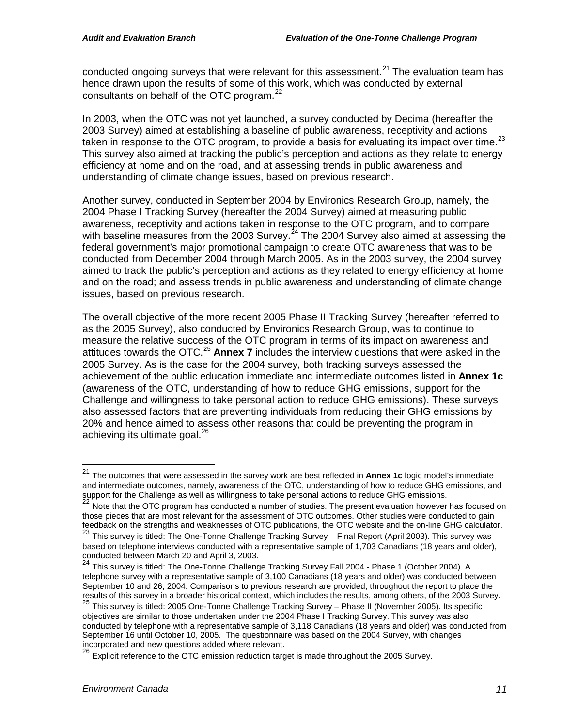conducted ongoing surveys that were relevant for this assessment.[21] The evaluation team has hence drawn upon the results of some of this work, which was conducted by external consultants on behalf of the OTC program.[22]

In 2003, when the OTC was not yet launched, a survey conducted by Decima (hereafter the 2003 Survey) aimed at establishing a baseline of public awareness, receptivity and actions taken in response to the OTC program, to provide a basis for evaluating its impact over time.[23] This survey also aimed at tracking the public's perception and actions as they relate to energy efficiency at home and on the road, and at assessing trends in public awareness and understanding of climate change issues, based on previous research.

Another survey, conducted in September 2004 by Environics Research Group, namely, the 2004 Phase I Tracking Survey (hereafter the 2004 Survey) aimed at measuring public awareness, receptivity and actions taken in response to the OTC program, and to compare with baseline measures from the 2003 Survey.[24] The 2004 Survey also aimed at assessing the federal government's major promotional campaign to create OTC awareness that was to be conducted from December 2004 through March 2005. As in the 2003 survey, the 2004 survey aimed to track the public's perception and actions as they related to energy efficiency at home and on the road; and assess trends in public awareness and understanding of climate change issues, based on previous research.

The overall objective of the more recent 2005 Phase II Tracking Survey (hereafter referred to as the 2005 Survey), also conducted by Environics Research Group, was to continue to measure the relative success of the OTC program in terms of its impact on awareness and attitudes towards the OTC.[25] **Annex 7** includes the interview questions that were asked in the 2005 Survey. As is the case for the 2004 survey, both tracking surveys assessed the achievement of the public education immediate and intermediate outcomes listed in **Annex 1c** (awareness of the OTC, understanding of how to reduce GHG emissions, support for the Challenge and willingness to take personal action to reduce GHG emissions). These surveys also assessed factors that are preventing individuals from reducing their GHG emissions by 20% and hence aimed to assess other reasons that could be preventing the program in achieving its ultimate goal.[26]

---

[21] The outcomes that were assessed in the survey work are best reflected in **Annex 1c** logic model's immediate and intermediate outcomes, namely, awareness of the OTC, understanding of how to reduce GHG emissions, and support for the Challenge as well as willingness to take personal actions to reduce GHG emissions.

[22] Note that the OTC program has conducted a number of studies. The present evaluation however has focused on those pieces that are most relevant for the assessment of OTC outcomes. Other studies were conducted to gain feedback on the strengths and weaknesses of OTC publications, the OTC website and the on-line GHG calculator.

[23] This survey is titled: The One-Tonne Challenge Tracking Survey – Final Report (April 2003). This survey was based on telephone interviews conducted with a representative sample of 1,703 Canadians (18 years and older), conducted between March 20 and April 3, 2003.

[24] This survey is titled: The One-Tonne Challenge Tracking Survey Fall 2004 - Phase 1 (October 2004). A telephone survey with a representative sample of 3,100 Canadians (18 years and older) was conducted between September 10 and 26, 2004. Comparisons to previous research are provided, throughout the report to place the results of this survey in a broader historical context, which includes the results, among others, of the 2003 Survey.

[25] This survey is titled: 2005 One-Tonne Challenge Tracking Survey – Phase II (November 2005). Its specific objectives are similar to those undertaken under the 2004 Phase I Tracking Survey. This survey was also conducted by telephone with a representative sample of 3,118 Canadians (18 years and older) was conducted from September 16 until October 10, 2005. The questionnaire was based on the 2004 Survey, with changes incorporated and new questions added where relevant.

[26] Explicit reference to the OTC emission reduction target is made throughout the 2005 Survey.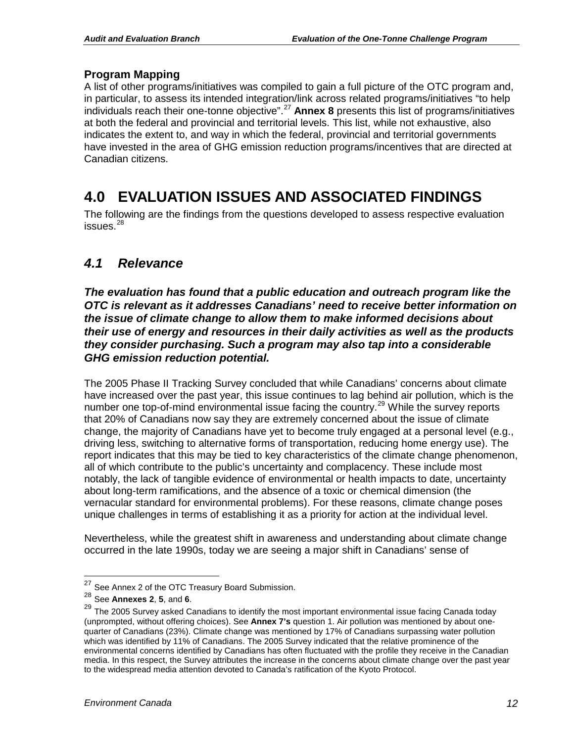### Program Mapping

A list of other programs/initiatives was compiled to gain a full picture of the OTC program and, in particular, to assess its intended integration/link across related programs/initiatives "to help individuals reach their one-tonne objective".[27] **Annex 8** presents this list of programs/initiatives at both the federal and provincial and territorial levels. This list, while not exhaustive, also indicates the extent to, and way in which the federal, provincial and territorial governments have invested in the area of GHG emission reduction programs/incentives that are directed at Canadian citizens.

# 4.0 EVALUATION ISSUES AND ASSOCIATED FINDINGS

The following are the findings from the questions developed to assess respective evaluation issues.[28]

## *4.1 Relevance*

***The evaluation has found that a public education and outreach program like the OTC is relevant as it addresses Canadians' need to receive better information on the issue of climate change to allow them to make informed decisions about their use of energy and resources in their daily activities as well as the products they consider purchasing. Such a program may also tap into a considerable GHG emission reduction potential.***

The 2005 Phase II Tracking Survey concluded that while Canadians' concerns about climate have increased over the past year, this issue continues to lag behind air pollution, which is the number one top-of-mind environmental issue facing the country.[29] While the survey reports that 20% of Canadians now say they are extremely concerned about the issue of climate change, the majority of Canadians have yet to become truly engaged at a personal level (e.g., driving less, switching to alternative forms of transportation, reducing home energy use). The report indicates that this may be tied to key characteristics of the climate change phenomenon, all of which contribute to the public's uncertainty and complacency. These include most notably, the lack of tangible evidence of environmental or health impacts to date, uncertainty about long-term ramifications, and the absence of a toxic or chemical dimension (the vernacular standard for environmental problems). For these reasons, climate change poses unique challenges in terms of establishing it as a priority for action at the individual level.

Nevertheless, while the greatest shift in awareness and understanding about climate change occurred in the late 1990s, today we are seeing a major shift in Canadians' sense of

---

[27] See Annex 2 of the OTC Treasury Board Submission.

[28] See **Annexes 2**, **5**, and **6**.

[29] The 2005 Survey asked Canadians to identify the most important environmental issue facing Canada today (unprompted, without offering choices). See **Annex 7's** question 1. Air pollution was mentioned by about one-quarter of Canadians (23%). Climate change was mentioned by 17% of Canadians surpassing water pollution which was identified by 11% of Canadians. The 2005 Survey indicated that the relative prominence of the environmental concerns identified by Canadians has often fluctuated with the profile they receive in the Canadian media. In this respect, the Survey attributes the increase in the concerns about climate change over the past year to the widespread media attention devoted to Canada's ratification of the Kyoto Protocol.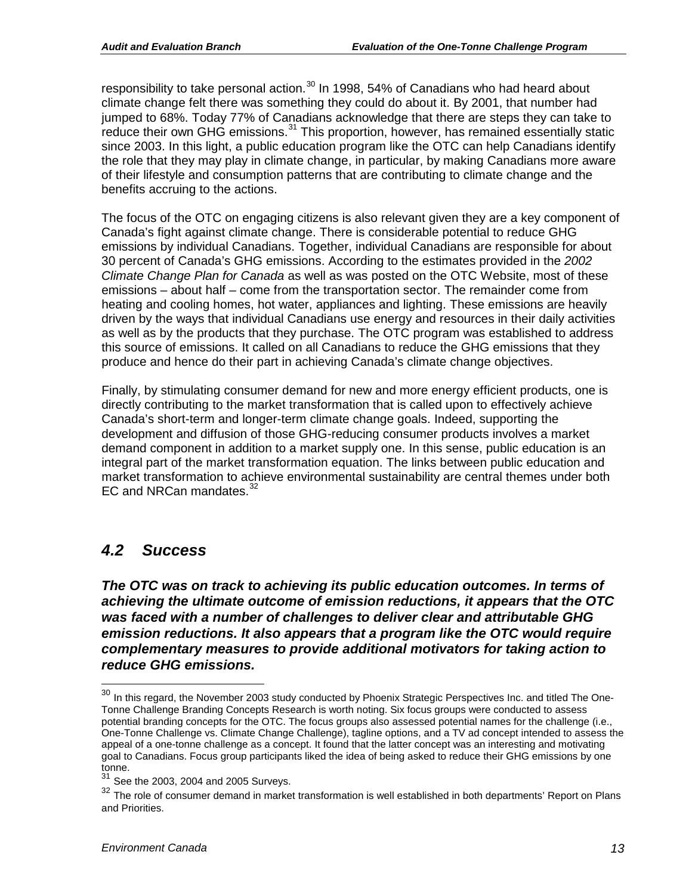responsibility to take personal action.[30] In 1998, 54% of Canadians who had heard about climate change felt there was something they could do about it. By 2001, that number had jumped to 68%. Today 77% of Canadians acknowledge that there are steps they can take to reduce their own GHG emissions.[31] This proportion, however, has remained essentially static since 2003. In this light, a public education program like the OTC can help Canadians identify the role that they may play in climate change, in particular, by making Canadians more aware of their lifestyle and consumption patterns that are contributing to climate change and the benefits accruing to the actions.

The focus of the OTC on engaging citizens is also relevant given they are a key component of Canada's fight against climate change. There is considerable potential to reduce GHG emissions by individual Canadians. Together, individual Canadians are responsible for about 30 percent of Canada's GHG emissions. According to the estimates provided in the *2002 Climate Change Plan for Canada* as well as was posted on the OTC Website, most of these emissions – about half – come from the transportation sector. The remainder come from heating and cooling homes, hot water, appliances and lighting. These emissions are heavily driven by the ways that individual Canadians use energy and resources in their daily activities as well as by the products that they purchase. The OTC program was established to address this source of emissions. It called on all Canadians to reduce the GHG emissions that they produce and hence do their part in achieving Canada's climate change objectives.

Finally, by stimulating consumer demand for new and more energy efficient products, one is directly contributing to the market transformation that is called upon to effectively achieve Canada's short-term and longer-term climate change goals. Indeed, supporting the development and diffusion of those GHG-reducing consumer products involves a market demand component in addition to a market supply one. In this sense, public education is an integral part of the market transformation equation. The links between public education and market transformation to achieve environmental sustainability are central themes under both EC and NRCan mandates.[32]

## 4.2 Success

***The OTC was on track to achieving its public education outcomes. In terms of achieving the ultimate outcome of emission reductions, it appears that the OTC was faced with a number of challenges to deliver clear and attributable GHG emission reductions. It also appears that a program like the OTC would require complementary measures to provide additional motivators for taking action to reduce GHG emissions.***

---

[30] In this regard, the November 2003 study conducted by Phoenix Strategic Perspectives Inc. and titled The One-Tonne Challenge Branding Concepts Research is worth noting. Six focus groups were conducted to assess potential branding concepts for the OTC. The focus groups also assessed potential names for the challenge (i.e., One-Tonne Challenge vs. Climate Change Challenge), tagline options, and a TV ad concept intended to assess the appeal of a one-tonne challenge as a concept. It found that the latter concept was an interesting and motivating goal to Canadians. Focus group participants liked the idea of being asked to reduce their GHG emissions by one tonne.

[31] See the 2003, 2004 and 2005 Surveys.

[32] The role of consumer demand in market transformation is well established in both departments' Report on Plans and Priorities.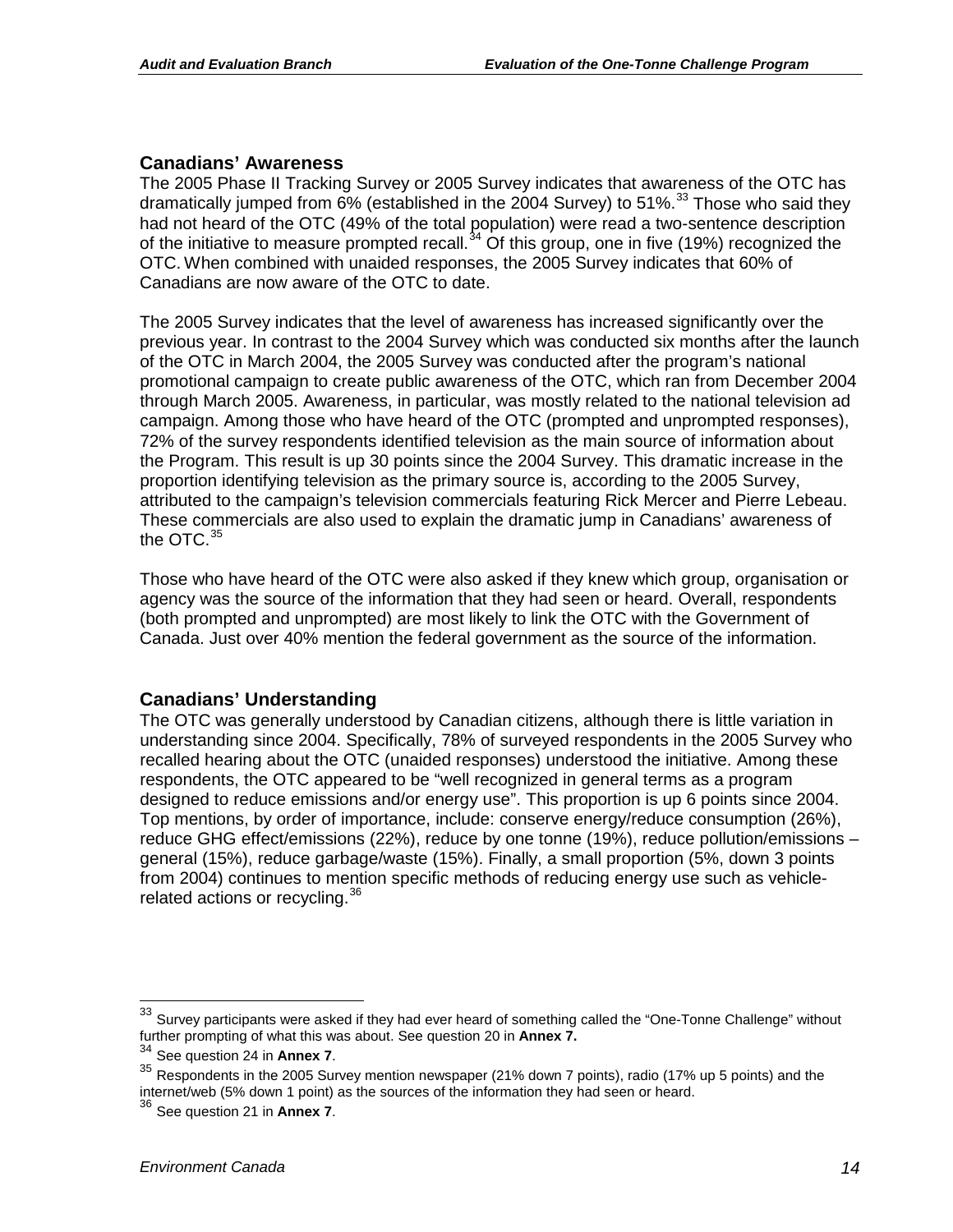## Canadians' Awareness

The 2005 Phase II Tracking Survey or 2005 Survey indicates that awareness of the OTC has dramatically jumped from 6% (established in the 2004 Survey) to 51%.[33] Those who said they had not heard of the OTC (49% of the total population) were read a two-sentence description of the initiative to measure prompted recall.[34] Of this group, one in five (19%) recognized the OTC. When combined with unaided responses, the 2005 Survey indicates that 60% of Canadians are now aware of the OTC to date.

The 2005 Survey indicates that the level of awareness has increased significantly over the previous year. In contrast to the 2004 Survey which was conducted six months after the launch of the OTC in March 2004, the 2005 Survey was conducted after the program's national promotional campaign to create public awareness of the OTC, which ran from December 2004 through March 2005. Awareness, in particular, was mostly related to the national television ad campaign. Among those who have heard of the OTC (prompted and unprompted responses), 72% of the survey respondents identified television as the main source of information about the Program. This result is up 30 points since the 2004 Survey. This dramatic increase in the proportion identifying television as the primary source is, according to the 2005 Survey, attributed to the campaign's television commercials featuring Rick Mercer and Pierre Lebeau. These commercials are also used to explain the dramatic jump in Canadians' awareness of the OTC.[35]

Those who have heard of the OTC were also asked if they knew which group, organisation or agency was the source of the information that they had seen or heard. Overall, respondents (both prompted and unprompted) are most likely to link the OTC with the Government of Canada. Just over 40% mention the federal government as the source of the information.

## Canadians' Understanding

The OTC was generally understood by Canadian citizens, although there is little variation in understanding since 2004. Specifically, 78% of surveyed respondents in the 2005 Survey who recalled hearing about the OTC (unaided responses) understood the initiative. Among these respondents, the OTC appeared to be "well recognized in general terms as a program designed to reduce emissions and/or energy use". This proportion is up 6 points since 2004. Top mentions, by order of importance, include: conserve energy/reduce consumption (26%), reduce GHG effect/emissions (22%), reduce by one tonne (19%), reduce pollution/emissions – general (15%), reduce garbage/waste (15%). Finally, a small proportion (5%, down 3 points from 2004) continues to mention specific methods of reducing energy use such as vehicle-related actions or recycling.[36]

---

[33] Survey participants were asked if they had ever heard of something called the "One-Tonne Challenge" without further prompting of what this was about. See question 20 in **Annex 7.**

[34] See question 24 in **Annex 7**.

[35] Respondents in the 2005 Survey mention newspaper (21% down 7 points), radio (17% up 5 points) and the internet/web (5% down 1 point) as the sources of the information they had seen or heard.

[36] See question 21 in **Annex 7**.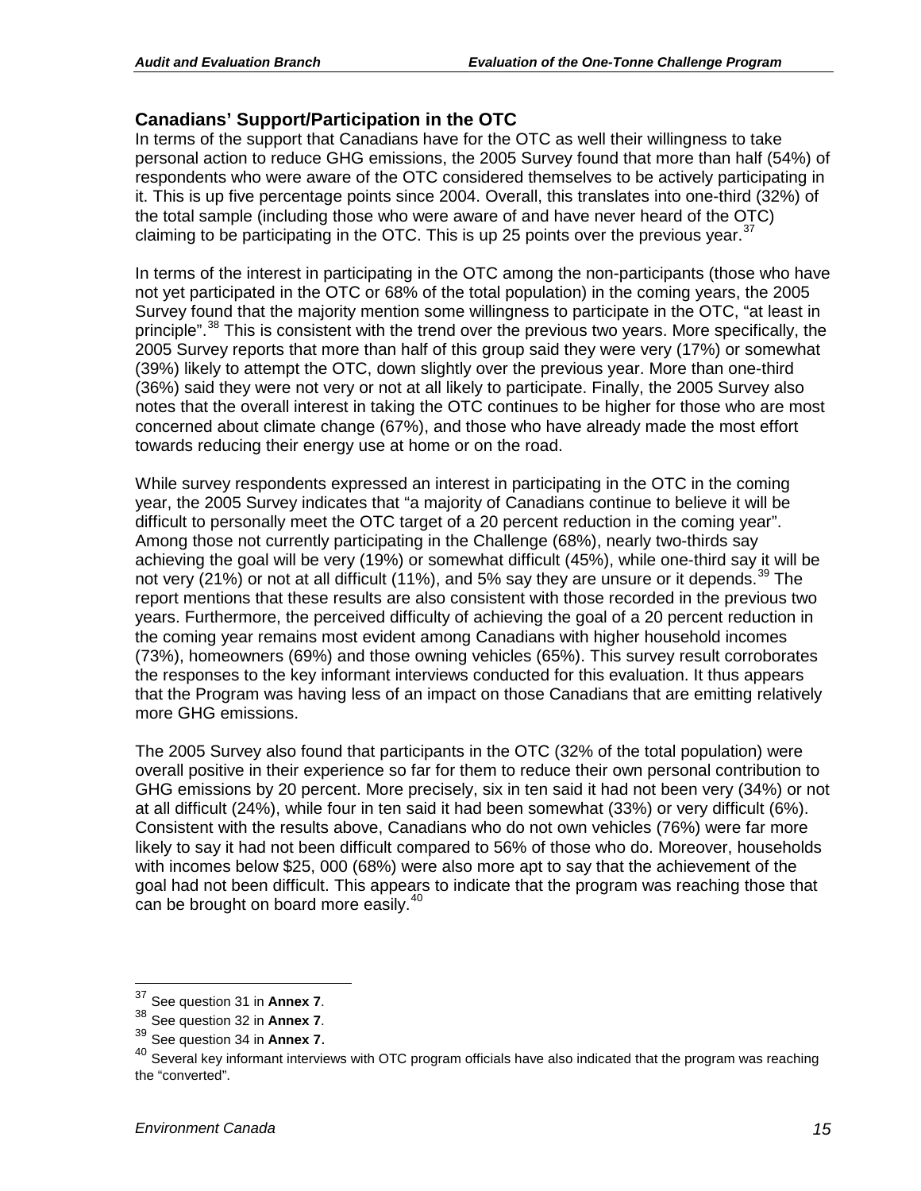## Canadians' Support/Participation in the OTC

In terms of the support that Canadians have for the OTC as well their willingness to take personal action to reduce GHG emissions, the 2005 Survey found that more than half (54%) of respondents who were aware of the OTC considered themselves to be actively participating in it. This is up five percentage points since 2004. Overall, this translates into one-third (32%) of the total sample (including those who were aware of and have never heard of the OTC) claiming to be participating in the OTC. This is up 25 points over the previous year.[37]

In terms of the interest in participating in the OTC among the non-participants (those who have not yet participated in the OTC or 68% of the total population) in the coming years, the 2005 Survey found that the majority mention some willingness to participate in the OTC, "at least in principle".[38] This is consistent with the trend over the previous two years. More specifically, the 2005 Survey reports that more than half of this group said they were very (17%) or somewhat (39%) likely to attempt the OTC, down slightly over the previous year. More than one-third (36%) said they were not very or not at all likely to participate. Finally, the 2005 Survey also notes that the overall interest in taking the OTC continues to be higher for those who are most concerned about climate change (67%), and those who have already made the most effort towards reducing their energy use at home or on the road.

While survey respondents expressed an interest in participating in the OTC in the coming year, the 2005 Survey indicates that "a majority of Canadians continue to believe it will be difficult to personally meet the OTC target of a 20 percent reduction in the coming year". Among those not currently participating in the Challenge (68%), nearly two-thirds say achieving the goal will be very (19%) or somewhat difficult (45%), while one-third say it will be not very (21%) or not at all difficult (11%), and 5% say they are unsure or it depends.[39] The report mentions that these results are also consistent with those recorded in the previous two years. Furthermore, the perceived difficulty of achieving the goal of a 20 percent reduction in the coming year remains most evident among Canadians with higher household incomes (73%), homeowners (69%) and those owning vehicles (65%). This survey result corroborates the responses to the key informant interviews conducted for this evaluation. It thus appears that the Program was having less of an impact on those Canadians that are emitting relatively more GHG emissions.

The 2005 Survey also found that participants in the OTC (32% of the total population) were overall positive in their experience so far for them to reduce their own personal contribution to GHG emissions by 20 percent. More precisely, six in ten said it had not been very (34%) or not at all difficult (24%), while four in ten said it had been somewhat (33%) or very difficult (6%). Consistent with the results above, Canadians who do not own vehicles (76%) were far more likely to say it had not been difficult compared to 56% of those who do. Moreover, households with incomes below $25, 000 (68%) were also more apt to say that the achievement of the goal had not been difficult. This appears to indicate that the program was reaching those that can be brought on board more easily.[40]

---

[37] See question 31 in **Annex 7**.

[38] See question 32 in **Annex 7**.

[39] See question 34 in **Annex 7**.

[40] Several key informant interviews with OTC program officials have also indicated that the program was reaching the "converted".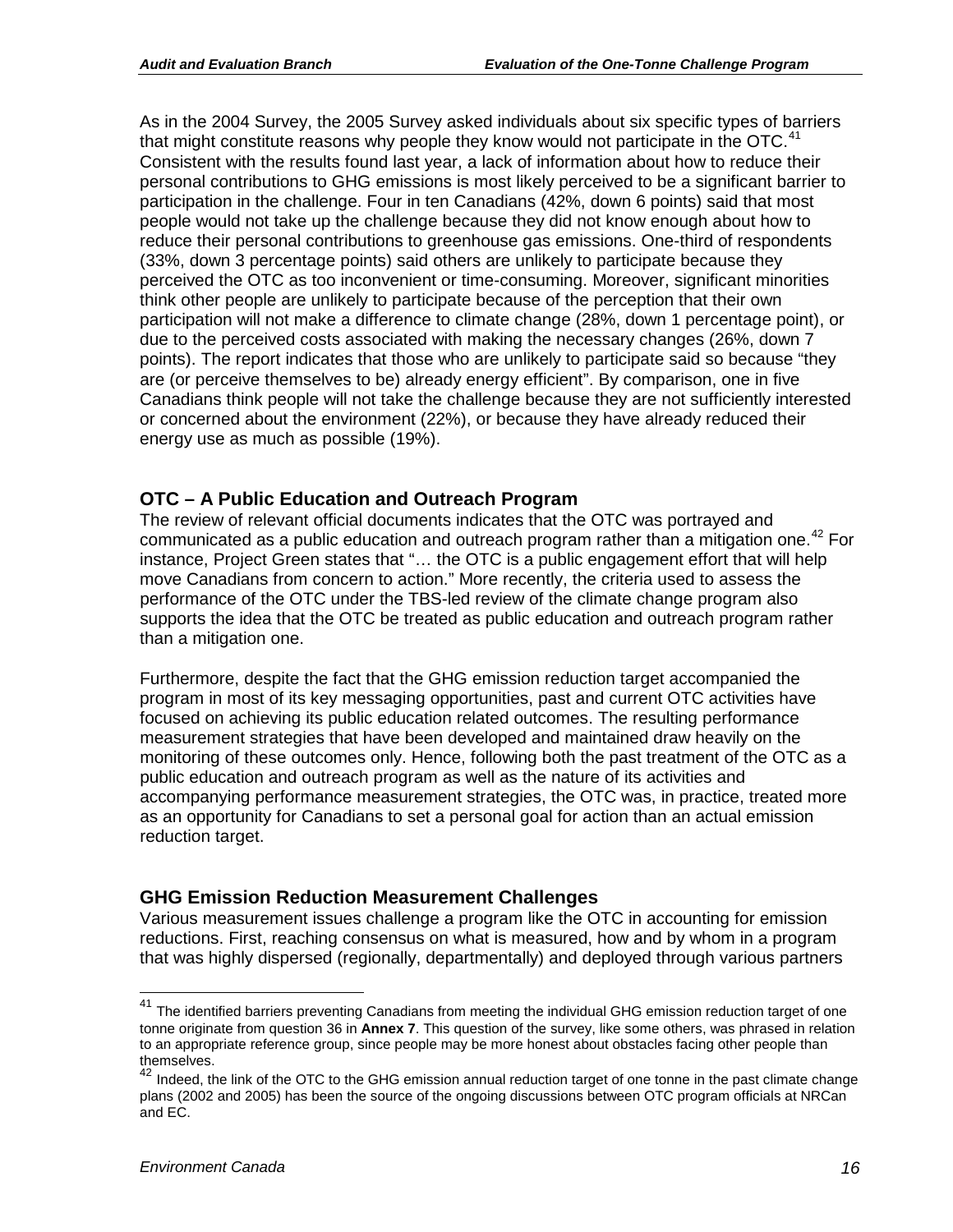As in the 2004 Survey, the 2005 Survey asked individuals about six specific types of barriers that might constitute reasons why people they know would not participate in the OTC.[41] Consistent with the results found last year, a lack of information about how to reduce their personal contributions to GHG emissions is most likely perceived to be a significant barrier to participation in the challenge. Four in ten Canadians (42%, down 6 points) said that most people would not take up the challenge because they did not know enough about how to reduce their personal contributions to greenhouse gas emissions. One-third of respondents (33%, down 3 percentage points) said others are unlikely to participate because they perceived the OTC as too inconvenient or time-consuming. Moreover, significant minorities think other people are unlikely to participate because of the perception that their own participation will not make a difference to climate change (28%, down 1 percentage point), or due to the perceived costs associated with making the necessary changes (26%, down 7 points). The report indicates that those who are unlikely to participate said so because "they are (or perceive themselves to be) already energy efficient". By comparison, one in five Canadians think people will not take the challenge because they are not sufficiently interested or concerned about the environment (22%), or because they have already reduced their energy use as much as possible (19%).

### OTC – A Public Education and Outreach Program

The review of relevant official documents indicates that the OTC was portrayed and communicated as a public education and outreach program rather than a mitigation one.[42] For instance, Project Green states that "… the OTC is a public engagement effort that will help move Canadians from concern to action." More recently, the criteria used to assess the performance of the OTC under the TBS-led review of the climate change program also supports the idea that the OTC be treated as public education and outreach program rather than a mitigation one.

Furthermore, despite the fact that the GHG emission reduction target accompanied the program in most of its key messaging opportunities, past and current OTC activities have focused on achieving its public education related outcomes. The resulting performance measurement strategies that have been developed and maintained draw heavily on the monitoring of these outcomes only. Hence, following both the past treatment of the OTC as a public education and outreach program as well as the nature of its activities and accompanying performance measurement strategies, the OTC was, in practice, treated more as an opportunity for Canadians to set a personal goal for action than an actual emission reduction target.

### GHG Emission Reduction Measurement Challenges

Various measurement issues challenge a program like the OTC in accounting for emission reductions. First, reaching consensus on what is measured, how and by whom in a program that was highly dispersed (regionally, departmentally) and deployed through various partners

---

[41] The identified barriers preventing Canadians from meeting the individual GHG emission reduction target of one tonne originate from question 36 in **Annex 7**. This question of the survey, like some others, was phrased in relation to an appropriate reference group, since people may be more honest about obstacles facing other people than themselves.

[42] Indeed, the link of the OTC to the GHG emission annual reduction target of one tonne in the past climate change plans (2002 and 2005) has been the source of the ongoing discussions between OTC program officials at NRCan and EC.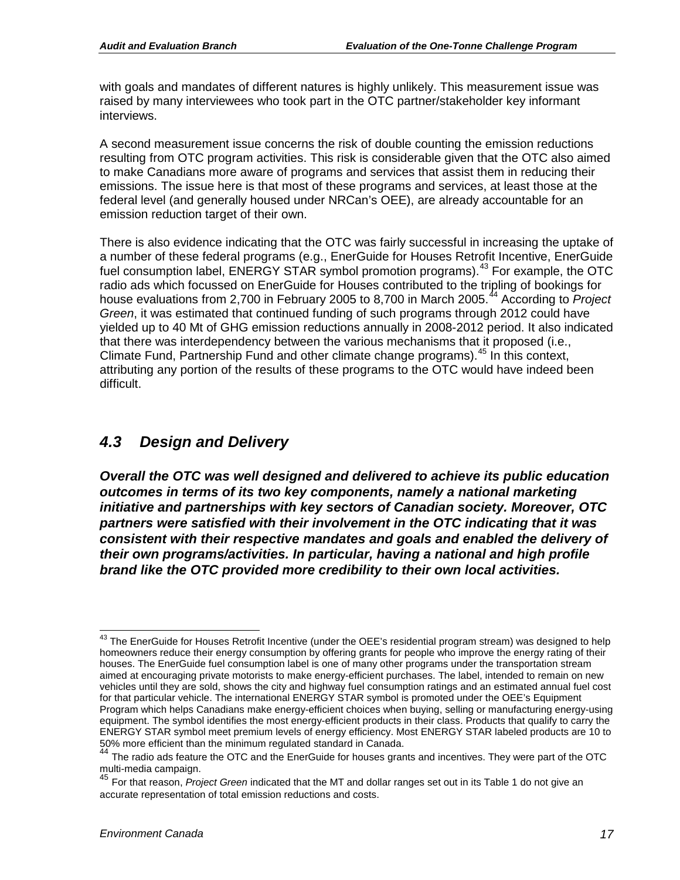with goals and mandates of different natures is highly unlikely. This measurement issue was raised by many interviewees who took part in the OTC partner/stakeholder key informant interviews.

A second measurement issue concerns the risk of double counting the emission reductions resulting from OTC program activities. This risk is considerable given that the OTC also aimed to make Canadians more aware of programs and services that assist them in reducing their emissions. The issue here is that most of these programs and services, at least those at the federal level (and generally housed under NRCan's OEE), are already accountable for an emission reduction target of their own.

There is also evidence indicating that the OTC was fairly successful in increasing the uptake of a number of these federal programs (e.g., EnerGuide for Houses Retrofit Incentive, EnerGuide fuel consumption label, ENERGY STAR symbol promotion programs).[43] For example, the OTC radio ads which focussed on EnerGuide for Houses contributed to the tripling of bookings for house evaluations from 2,700 in February 2005 to 8,700 in March 2005.[44] According to *Project Green*, it was estimated that continued funding of such programs through 2012 could have yielded up to 40 Mt of GHG emission reductions annually in 2008-2012 period. It also indicated that there was interdependency between the various mechanisms that it proposed (i.e., Climate Fund, Partnership Fund and other climate change programs).[45] In this context, attributing any portion of the results of these programs to the OTC would have indeed been difficult.

## *4.3 Design and Delivery*

***Overall the OTC was well designed and delivered to achieve its public education outcomes in terms of its two key components, namely a national marketing initiative and partnerships with key sectors of Canadian society. Moreover, OTC partners were satisfied with their involvement in the OTC indicating that it was consistent with their respective mandates and goals and enabled the delivery of their own programs/activities. In particular, having a national and high profile brand like the OTC provided more credibility to their own local activities.***

---

[43] The EnerGuide for Houses Retrofit Incentive (under the OEE's residential program stream) was designed to help homeowners reduce their energy consumption by offering grants for people who improve the energy rating of their houses. The EnerGuide fuel consumption label is one of many other programs under the transportation stream aimed at encouraging private motorists to make energy-efficient purchases. The label, intended to remain on new vehicles until they are sold, shows the city and highway fuel consumption ratings and an estimated annual fuel cost for that particular vehicle. The international ENERGY STAR symbol is promoted under the OEE's Equipment Program which helps Canadians make energy-efficient choices when buying, selling or manufacturing energy-using equipment. The symbol identifies the most energy-efficient products in their class. Products that qualify to carry the ENERGY STAR symbol meet premium levels of energy efficiency. Most ENERGY STAR labeled products are 10 to 50% more efficient than the minimum regulated standard in Canada.

[44] The radio ads feature the OTC and the EnerGuide for houses grants and incentives. They were part of the OTC multi-media campaign.

[45] For that reason, *Project Green* indicated that the MT and dollar ranges set out in its Table 1 do not give an accurate representation of total emission reductions and costs.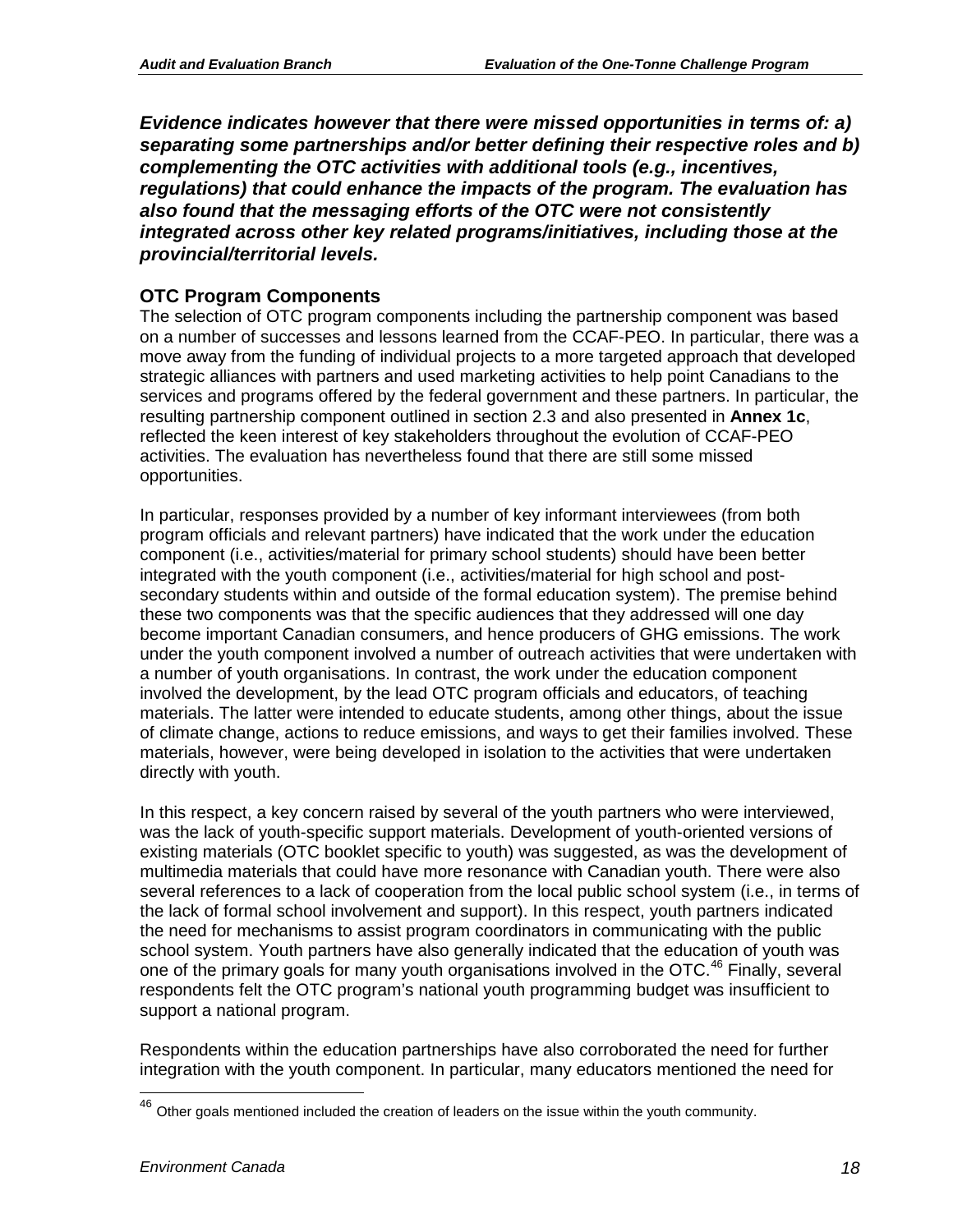***Evidence indicates however that there were missed opportunities in terms of: a) separating some partnerships and/or better defining their respective roles and b) complementing the OTC activities with additional tools (e.g., incentives, regulations) that could enhance the impacts of the program. The evaluation has also found that the messaging efforts of the OTC were not consistently integrated across other key related programs/initiatives, including those at the provincial/territorial levels.***

### OTC Program Components

The selection of OTC program components including the partnership component was based on a number of successes and lessons learned from the CCAF-PEO. In particular, there was a move away from the funding of individual projects to a more targeted approach that developed strategic alliances with partners and used marketing activities to help point Canadians to the services and programs offered by the federal government and these partners. In particular, the resulting partnership component outlined in section 2.3 and also presented in **Annex 1c**, reflected the keen interest of key stakeholders throughout the evolution of CCAF-PEO activities. The evaluation has nevertheless found that there are still some missed opportunities.

In particular, responses provided by a number of key informant interviewees (from both program officials and relevant partners) have indicated that the work under the education component (i.e., activities/material for primary school students) should have been better integrated with the youth component (i.e., activities/material for high school and post-secondary students within and outside of the formal education system). The premise behind these two components was that the specific audiences that they addressed will one day become important Canadian consumers, and hence producers of GHG emissions. The work under the youth component involved a number of outreach activities that were undertaken with a number of youth organisations. In contrast, the work under the education component involved the development, by the lead OTC program officials and educators, of teaching materials. The latter were intended to educate students, among other things, about the issue of climate change, actions to reduce emissions, and ways to get their families involved. These materials, however, were being developed in isolation to the activities that were undertaken directly with youth.

In this respect, a key concern raised by several of the youth partners who were interviewed, was the lack of youth-specific support materials. Development of youth-oriented versions of existing materials (OTC booklet specific to youth) was suggested, as was the development of multimedia materials that could have more resonance with Canadian youth. There were also several references to a lack of cooperation from the local public school system (i.e., in terms of the lack of formal school involvement and support). In this respect, youth partners indicated the need for mechanisms to assist program coordinators in communicating with the public school system. Youth partners have also generally indicated that the education of youth was one of the primary goals for many youth organisations involved in the OTC.[46] Finally, several respondents felt the OTC program's national youth programming budget was insufficient to support a national program.

Respondents within the education partnerships have also corroborated the need for further integration with the youth component. In particular, many educators mentioned the need for

[46] Other goals mentioned included the creation of leaders on the issue within the youth community.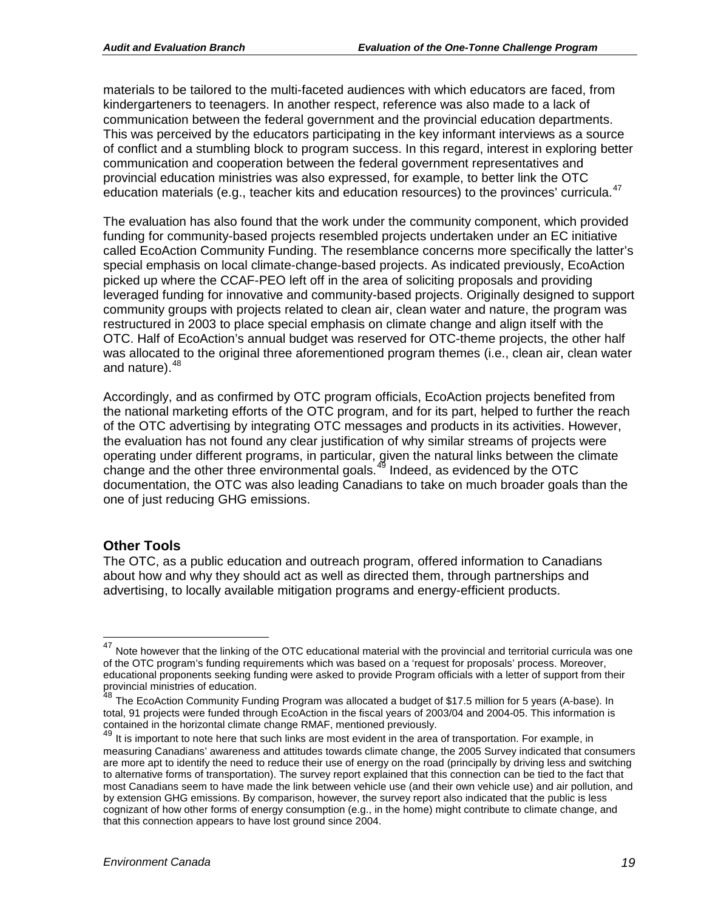materials to be tailored to the multi-faceted audiences with which educators are faced, from kindergarteners to teenagers. In another respect, reference was also made to a lack of communication between the federal government and the provincial education departments. This was perceived by the educators participating in the key informant interviews as a source of conflict and a stumbling block to program success. In this regard, interest in exploring better communication and cooperation between the federal government representatives and provincial education ministries was also expressed, for example, to better link the OTC education materials (e.g., teacher kits and education resources) to the provinces' curricula.[47]

The evaluation has also found that the work under the community component, which provided funding for community-based projects resembled projects undertaken under an EC initiative called EcoAction Community Funding. The resemblance concerns more specifically the latter's special emphasis on local climate-change-based projects. As indicated previously, EcoAction picked up where the CCAF-PEO left off in the area of soliciting proposals and providing leveraged funding for innovative and community-based projects. Originally designed to support community groups with projects related to clean air, clean water and nature, the program was restructured in 2003 to place special emphasis on climate change and align itself with the OTC. Half of EcoAction's annual budget was reserved for OTC-theme projects, the other half was allocated to the original three aforementioned program themes (i.e., clean air, clean water and nature).[48]

Accordingly, and as confirmed by OTC program officials, EcoAction projects benefited from the national marketing efforts of the OTC program, and for its part, helped to further the reach of the OTC advertising by integrating OTC messages and products in its activities. However, the evaluation has not found any clear justification of why similar streams of projects were operating under different programs, in particular, given the natural links between the climate change and the other three environmental goals.[49] Indeed, as evidenced by the OTC documentation, the OTC was also leading Canadians to take on much broader goals than the one of just reducing GHG emissions.

### Other Tools

The OTC, as a public education and outreach program, offered information to Canadians about how and why they should act as well as directed them, through partnerships and advertising, to locally available mitigation programs and energy-efficient products.

---

[47] Note however that the linking of the OTC educational material with the provincial and territorial curricula was one of the OTC program's funding requirements which was based on a 'request for proposals' process. Moreover, educational proponents seeking funding were asked to provide Program officials with a letter of support from their provincial ministries of education.

[48] The EcoAction Community Funding Program was allocated a budget of $17.5 million for 5 years (A-base). In total, 91 projects were funded through EcoAction in the fiscal years of 2003/04 and 2004-05. This information is contained in the horizontal climate change RMAF, mentioned previously.

[49] It is important to note here that such links are most evident in the area of transportation. For example, in measuring Canadians' awareness and attitudes towards climate change, the 2005 Survey indicated that consumers are more apt to identify the need to reduce their use of energy on the road (principally by driving less and switching to alternative forms of transportation). The survey report explained that this connection can be tied to the fact that most Canadians seem to have made the link between vehicle use (and their own vehicle use) and air pollution, and by extension GHG emissions. By comparison, however, the survey report also indicated that the public is less cognizant of how other forms of energy consumption (e.g., in the home) might contribute to climate change, and that this connection appears to have lost ground since 2004.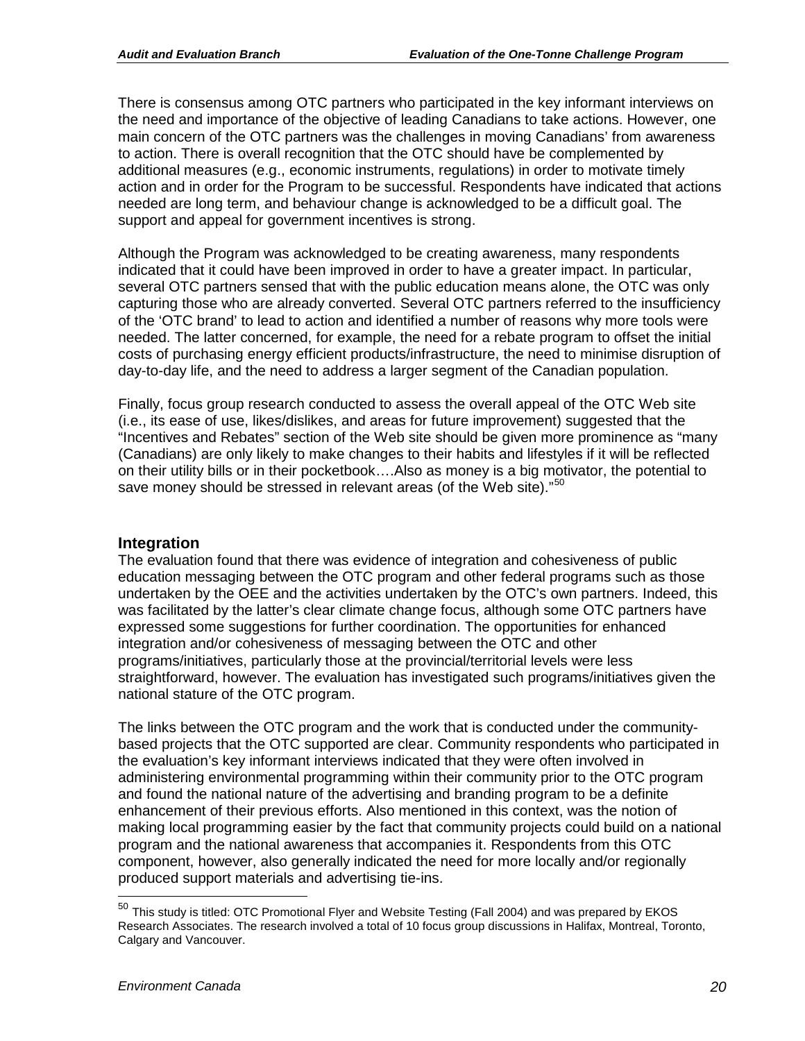There is consensus among OTC partners who participated in the key informant interviews on the need and importance of the objective of leading Canadians to take actions. However, one main concern of the OTC partners was the challenges in moving Canadians' from awareness to action. There is overall recognition that the OTC should have be complemented by additional measures (e.g., economic instruments, regulations) in order to motivate timely action and in order for the Program to be successful. Respondents have indicated that actions needed are long term, and behaviour change is acknowledged to be a difficult goal. The support and appeal for government incentives is strong.

Although the Program was acknowledged to be creating awareness, many respondents indicated that it could have been improved in order to have a greater impact. In particular, several OTC partners sensed that with the public education means alone, the OTC was only capturing those who are already converted. Several OTC partners referred to the insufficiency of the 'OTC brand' to lead to action and identified a number of reasons why more tools were needed. The latter concerned, for example, the need for a rebate program to offset the initial costs of purchasing energy efficient products/infrastructure, the need to minimise disruption of day-to-day life, and the need to address a larger segment of the Canadian population.

Finally, focus group research conducted to assess the overall appeal of the OTC Web site (i.e., its ease of use, likes/dislikes, and areas for future improvement) suggested that the "Incentives and Rebates" section of the Web site should be given more prominence as "many (Canadians) are only likely to make changes to their habits and lifestyles if it will be reflected on their utility bills or in their pocketbook….Also as money is a big motivator, the potential to save money should be stressed in relevant areas (of the Web site)."[50]

## Integration

The evaluation found that there was evidence of integration and cohesiveness of public education messaging between the OTC program and other federal programs such as those undertaken by the OEE and the activities undertaken by the OTC's own partners. Indeed, this was facilitated by the latter's clear climate change focus, although some OTC partners have expressed some suggestions for further coordination. The opportunities for enhanced integration and/or cohesiveness of messaging between the OTC and other programs/initiatives, particularly those at the provincial/territorial levels were less straightforward, however. The evaluation has investigated such programs/initiatives given the national stature of the OTC program.

The links between the OTC program and the work that is conducted under the community-based projects that the OTC supported are clear. Community respondents who participated in the evaluation's key informant interviews indicated that they were often involved in administering environmental programming within their community prior to the OTC program and found the national nature of the advertising and branding program to be a definite enhancement of their previous efforts. Also mentioned in this context, was the notion of making local programming easier by the fact that community projects could build on a national program and the national awareness that accompanies it. Respondents from this OTC component, however, also generally indicated the need for more locally and/or regionally produced support materials and advertising tie-ins.

[50] This study is titled: OTC Promotional Flyer and Website Testing (Fall 2004) and was prepared by EKOS Research Associates. The research involved a total of 10 focus group discussions in Halifax, Montreal, Toronto, Calgary and Vancouver.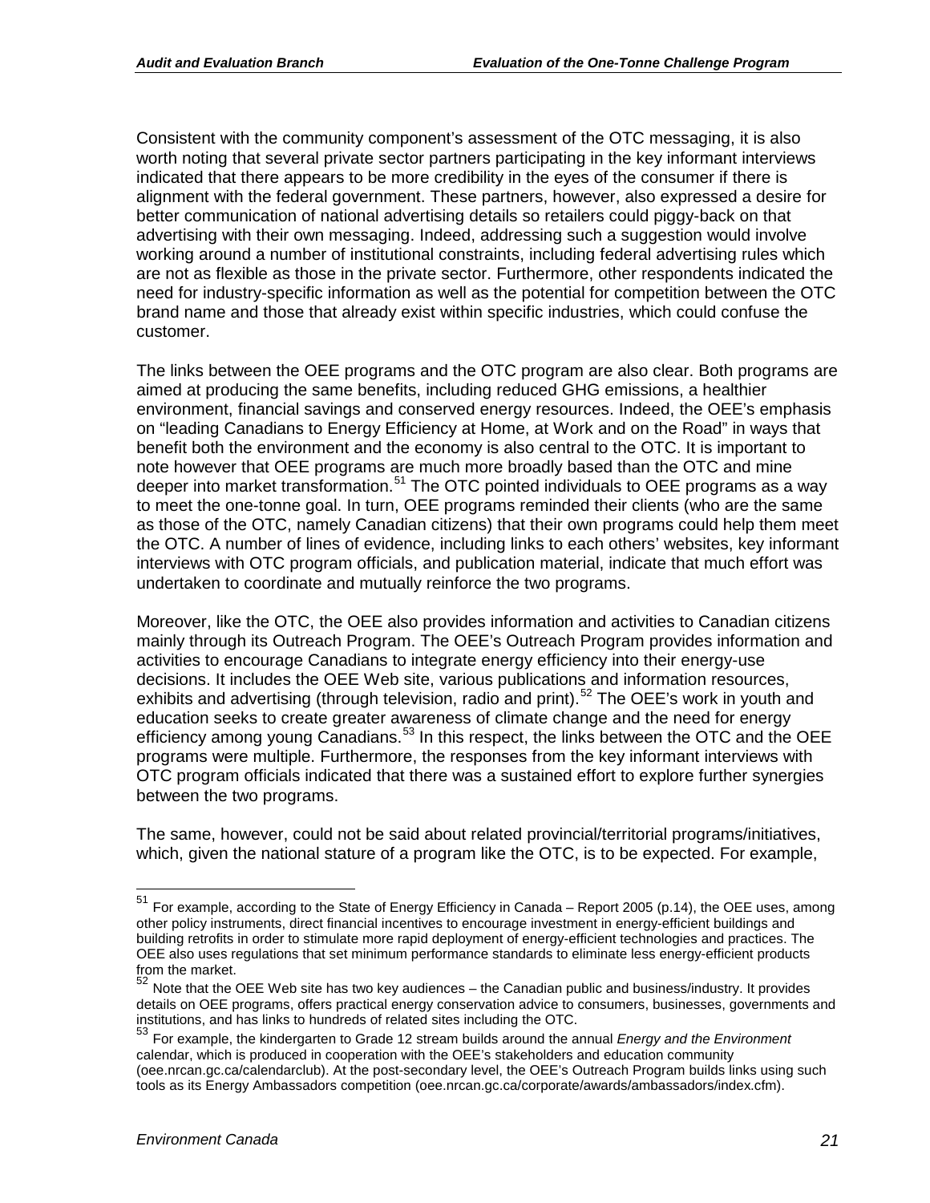Consistent with the community component's assessment of the OTC messaging, it is also worth noting that several private sector partners participating in the key informant interviews indicated that there appears to be more credibility in the eyes of the consumer if there is alignment with the federal government. These partners, however, also expressed a desire for better communication of national advertising details so retailers could piggy-back on that advertising with their own messaging. Indeed, addressing such a suggestion would involve working around a number of institutional constraints, including federal advertising rules which are not as flexible as those in the private sector. Furthermore, other respondents indicated the need for industry-specific information as well as the potential for competition between the OTC brand name and those that already exist within specific industries, which could confuse the customer.

The links between the OEE programs and the OTC program are also clear. Both programs are aimed at producing the same benefits, including reduced GHG emissions, a healthier environment, financial savings and conserved energy resources. Indeed, the OEE's emphasis on "leading Canadians to Energy Efficiency at Home, at Work and on the Road" in ways that benefit both the environment and the economy is also central to the OTC. It is important to note however that OEE programs are much more broadly based than the OTC and mine deeper into market transformation.[51] The OTC pointed individuals to OEE programs as a way to meet the one-tonne goal. In turn, OEE programs reminded their clients (who are the same as those of the OTC, namely Canadian citizens) that their own programs could help them meet the OTC. A number of lines of evidence, including links to each others' websites, key informant interviews with OTC program officials, and publication material, indicate that much effort was undertaken to coordinate and mutually reinforce the two programs.

Moreover, like the OTC, the OEE also provides information and activities to Canadian citizens mainly through its Outreach Program. The OEE's Outreach Program provides information and activities to encourage Canadians to integrate energy efficiency into their energy-use decisions. It includes the OEE Web site, various publications and information resources, exhibits and advertising (through television, radio and print).[52] The OEE's work in youth and education seeks to create greater awareness of climate change and the need for energy efficiency among young Canadians.[53] In this respect, the links between the OTC and the OEE programs were multiple. Furthermore, the responses from the key informant interviews with OTC program officials indicated that there was a sustained effort to explore further synergies between the two programs.

The same, however, could not be said about related provincial/territorial programs/initiatives, which, given the national stature of a program like the OTC, is to be expected. For example,

---

[51] For example, according to the State of Energy Efficiency in Canada – Report 2005 (p.14), the OEE uses, among other policy instruments, direct financial incentives to encourage investment in energy-efficient buildings and building retrofits in order to stimulate more rapid deployment of energy-efficient technologies and practices. The OEE also uses regulations that set minimum performance standards to eliminate less energy-efficient products from the market.

[52] Note that the OEE Web site has two key audiences – the Canadian public and business/industry. It provides details on OEE programs, offers practical energy conservation advice to consumers, businesses, governments and institutions, and has links to hundreds of related sites including the OTC.

[53] For example, the kindergarten to Grade 12 stream builds around the annual *Energy and the Environment* calendar, which is produced in cooperation with the OEE's stakeholders and education community (oee.nrcan.gc.ca/calendarclub). At the post-secondary level, the OEE's Outreach Program builds links using such tools as its Energy Ambassadors competition (oee.nrcan.gc.ca/corporate/awards/ambassadors/index.cfm).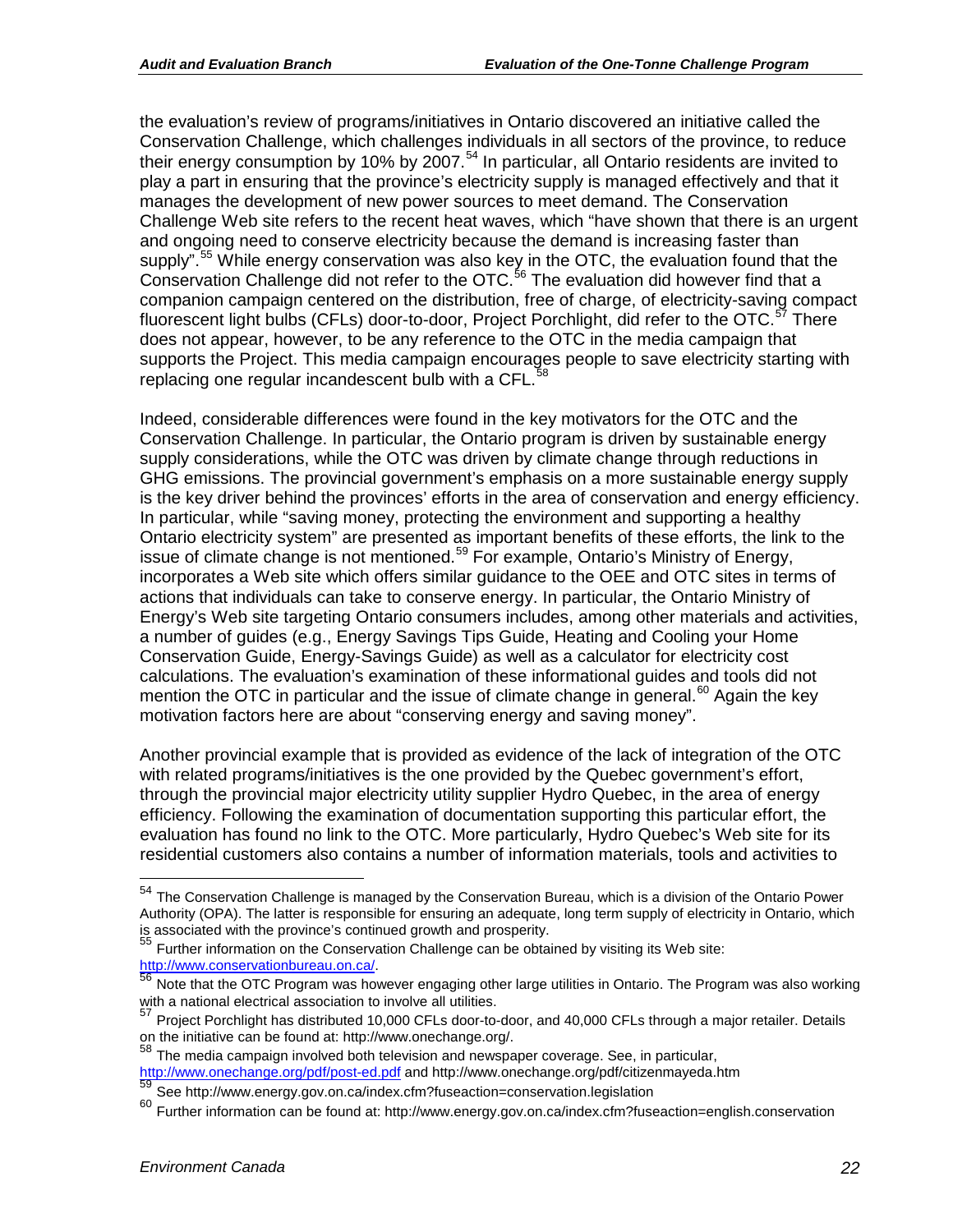the evaluation's review of programs/initiatives in Ontario discovered an initiative called the Conservation Challenge, which challenges individuals in all sectors of the province, to reduce their energy consumption by 10% by 2007.[54] In particular, all Ontario residents are invited to play a part in ensuring that the province's electricity supply is managed effectively and that it manages the development of new power sources to meet demand. The Conservation Challenge Web site refers to the recent heat waves, which "have shown that there is an urgent and ongoing need to conserve electricity because the demand is increasing faster than supply".[55] While energy conservation was also key in the OTC, the evaluation found that the Conservation Challenge did not refer to the OTC.[56] The evaluation did however find that a companion campaign centered on the distribution, free of charge, of electricity-saving compact fluorescent light bulbs (CFLs) door-to-door, Project Porchlight, did refer to the OTC.[57] There does not appear, however, to be any reference to the OTC in the media campaign that supports the Project. This media campaign encourages people to save electricity starting with replacing one regular incandescent bulb with a CFL.[58]

Indeed, considerable differences were found in the key motivators for the OTC and the Conservation Challenge. In particular, the Ontario program is driven by sustainable energy supply considerations, while the OTC was driven by climate change through reductions in GHG emissions. The provincial government's emphasis on a more sustainable energy supply is the key driver behind the provinces' efforts in the area of conservation and energy efficiency. In particular, while "saving money, protecting the environment and supporting a healthy Ontario electricity system" are presented as important benefits of these efforts, the link to the issue of climate change is not mentioned.[59] For example, Ontario's Ministry of Energy, incorporates a Web site which offers similar guidance to the OEE and OTC sites in terms of actions that individuals can take to conserve energy. In particular, the Ontario Ministry of Energy's Web site targeting Ontario consumers includes, among other materials and activities, a number of guides (e.g., Energy Savings Tips Guide, Heating and Cooling your Home Conservation Guide, Energy-Savings Guide) as well as a calculator for electricity cost calculations. The evaluation's examination of these informational guides and tools did not mention the OTC in particular and the issue of climate change in general.[60] Again the key motivation factors here are about "conserving energy and saving money".

Another provincial example that is provided as evidence of the lack of integration of the OTC with related programs/initiatives is the one provided by the Quebec government's effort, through the provincial major electricity utility supplier Hydro Quebec, in the area of energy efficiency. Following the examination of documentation supporting this particular effort, the evaluation has found no link to the OTC. More particularly, Hydro Quebec's Web site for its residential customers also contains a number of information materials, tools and activities to

---

[54] The Conservation Challenge is managed by the Conservation Bureau, which is a division of the Ontario Power Authority (OPA). The latter is responsible for ensuring an adequate, long term supply of electricity in Ontario, which is associated with the province's continued growth and prosperity.

[55] Further information on the Conservation Challenge can be obtained by visiting its Web site: http://www.conservationbureau.on.ca/.

[56] Note that the OTC Program was however engaging other large utilities in Ontario. The Program was also working with a national electrical association to involve all utilities.

[57] Project Porchlight has distributed 10,000 CFLs door-to-door, and 40,000 CFLs through a major retailer. Details on the initiative can be found at: http://www.onechange.org/.

[58] The media campaign involved both television and newspaper coverage. See, in particular, http://www.onechange.org/pdf/post-ed.pdf and http://www.onechange.org/pdf/citizenmayeda.htm

[59] See http://www.energy.gov.on.ca/index.cfm?fuseaction=conservation.legislation

[60] Further information can be found at: http://www.energy.gov.on.ca/index.cfm?fuseaction=english.conservation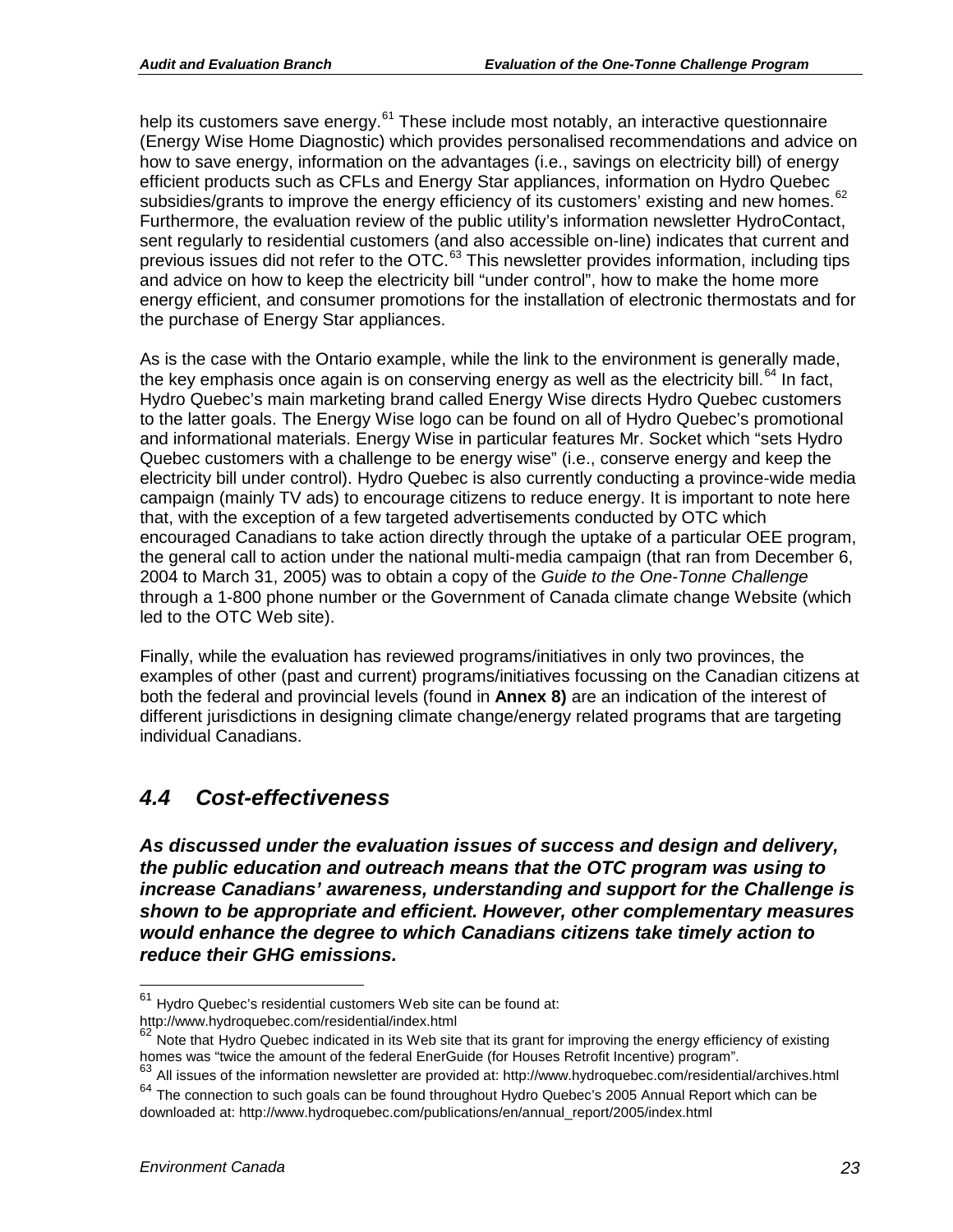help its customers save energy.[61] These include most notably, an interactive questionnaire (Energy Wise Home Diagnostic) which provides personalised recommendations and advice on how to save energy, information on the advantages (i.e., savings on electricity bill) of energy efficient products such as CFLs and Energy Star appliances, information on Hydro Quebec subsidies/grants to improve the energy efficiency of its customers' existing and new homes.[62] Furthermore, the evaluation review of the public utility's information newsletter HydroContact, sent regularly to residential customers (and also accessible on-line) indicates that current and previous issues did not refer to the OTC.[63] This newsletter provides information, including tips and advice on how to keep the electricity bill "under control", how to make the home more energy efficient, and consumer promotions for the installation of electronic thermostats and for the purchase of Energy Star appliances.

As is the case with the Ontario example, while the link to the environment is generally made, the key emphasis once again is on conserving energy as well as the electricity bill.[64] In fact, Hydro Quebec's main marketing brand called Energy Wise directs Hydro Quebec customers to the latter goals. The Energy Wise logo can be found on all of Hydro Quebec's promotional and informational materials. Energy Wise in particular features Mr. Socket which "sets Hydro Quebec customers with a challenge to be energy wise" (i.e., conserve energy and keep the electricity bill under control). Hydro Quebec is also currently conducting a province-wide media campaign (mainly TV ads) to encourage citizens to reduce energy. It is important to note here that, with the exception of a few targeted advertisements conducted by OTC which encouraged Canadians to take action directly through the uptake of a particular OEE program, the general call to action under the national multi-media campaign (that ran from December 6, 2004 to March 31, 2005) was to obtain a copy of the *Guide to the One-Tonne Challenge* through a 1-800 phone number or the Government of Canada climate change Website (which led to the OTC Web site).

Finally, while the evaluation has reviewed programs/initiatives in only two provinces, the examples of other (past and current) programs/initiatives focussing on the Canadian citizens at both the federal and provincial levels (found in **Annex 8)** are an indication of the interest of different jurisdictions in designing climate change/energy related programs that are targeting individual Canadians.

## *4.4 Cost-effectiveness*

***As discussed under the evaluation issues of success and design and delivery, the public education and outreach means that the OTC program was using to increase Canadians' awareness, understanding and support for the Challenge is shown to be appropriate and efficient. However, other complementary measures would enhance the degree to which Canadians citizens take timely action to reduce their GHG emissions.***

---

[61] Hydro Quebec's residential customers Web site can be found at: http://www.hydroquebec.com/residential/index.html

[62] Note that Hydro Quebec indicated in its Web site that its grant for improving the energy efficiency of existing homes was "twice the amount of the federal EnerGuide (for Houses Retrofit Incentive) program".

[63] All issues of the information newsletter are provided at: http://www.hydroquebec.com/residential/archives.html

[64] The connection to such goals can be found throughout Hydro Quebec's 2005 Annual Report which can be downloaded at: http://www.hydroquebec.com/publications/en/annual_report/2005/index.html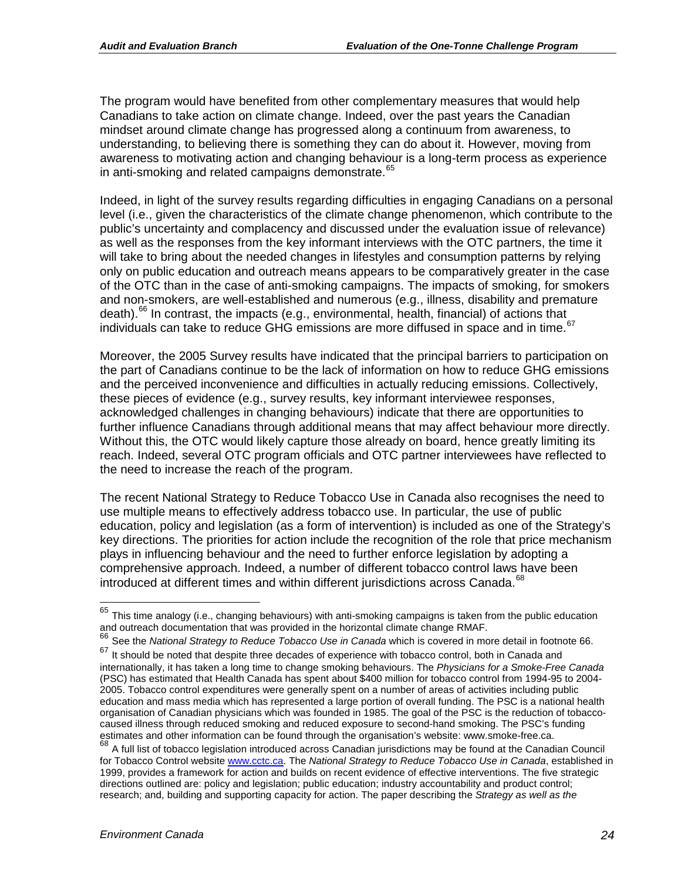The program would have benefited from other complementary measures that would help Canadians to take action on climate change. Indeed, over the past years the Canadian mindset around climate change has progressed along a continuum from awareness, to understanding, to believing there is something they can do about it. However, moving from awareness to motivating action and changing behaviour is a long-term process as experience in anti-smoking and related campaigns demonstrate.[65]

Indeed, in light of the survey results regarding difficulties in engaging Canadians on a personal level (i.e., given the characteristics of the climate change phenomenon, which contribute to the public's uncertainty and complacency and discussed under the evaluation issue of relevance) as well as the responses from the key informant interviews with the OTC partners, the time it will take to bring about the needed changes in lifestyles and consumption patterns by relying only on public education and outreach means appears to be comparatively greater in the case of the OTC than in the case of anti-smoking campaigns. The impacts of smoking, for smokers and non-smokers, are well-established and numerous (e.g., illness, disability and premature death).[66] In contrast, the impacts (e.g., environmental, health, financial) of actions that individuals can take to reduce GHG emissions are more diffused in space and in time.[67]

Moreover, the 2005 Survey results have indicated that the principal barriers to participation on the part of Canadians continue to be the lack of information on how to reduce GHG emissions and the perceived inconvenience and difficulties in actually reducing emissions. Collectively, these pieces of evidence (e.g., survey results, key informant interviewee responses, acknowledged challenges in changing behaviours) indicate that there are opportunities to further influence Canadians through additional means that may affect behaviour more directly. Without this, the OTC would likely capture those already on board, hence greatly limiting its reach. Indeed, several OTC program officials and OTC partner interviewees have reflected to the need to increase the reach of the program.

The recent National Strategy to Reduce Tobacco Use in Canada also recognises the need to use multiple means to effectively address tobacco use. In particular, the use of public education, policy and legislation (as a form of intervention) is included as one of the Strategy's key directions. The priorities for action include the recognition of the role that price mechanism plays in influencing behaviour and the need to further enforce legislation by adopting a comprehensive approach. Indeed, a number of different tobacco control laws have been introduced at different times and within different jurisdictions across Canada.[68]

---

[65] This time analogy (i.e., changing behaviours) with anti-smoking campaigns is taken from the public education and outreach documentation that was provided in the horizontal climate change RMAF.

[66] See the *National Strategy to Reduce Tobacco Use in Canada* which is covered in more detail in footnote 66.

[67] It should be noted that despite three decades of experience with tobacco control, both in Canada and internationally, it has taken a long time to change smoking behaviours. The *Physicians for a Smoke-Free Canada* (PSC) has estimated that Health Canada has spent about $400 million for tobacco control from 1994-95 to 2004-2005. Tobacco control expenditures were generally spent on a number of areas of activities including public education and mass media which has represented a large portion of overall funding. The PSC is a national health organisation of Canadian physicians which was founded in 1985. The goal of the PSC is the reduction of tobacco-caused illness through reduced smoking and reduced exposure to second-hand smoking. The PSC's funding estimates and other information can be found through the organisation's website: www.smoke-free.ca.

[68] A full list of tobacco legislation introduced across Canadian jurisdictions may be found at the Canadian Council for Tobacco Control website www.cctc.ca. The *National Strategy to Reduce Tobacco Use in Canada*, established in 1999, provides a framework for action and builds on recent evidence of effective interventions. The five strategic directions outlined are: policy and legislation; public education; industry accountability and product control; research; and, building and supporting capacity for action. The paper describing the *Strategy as well as the*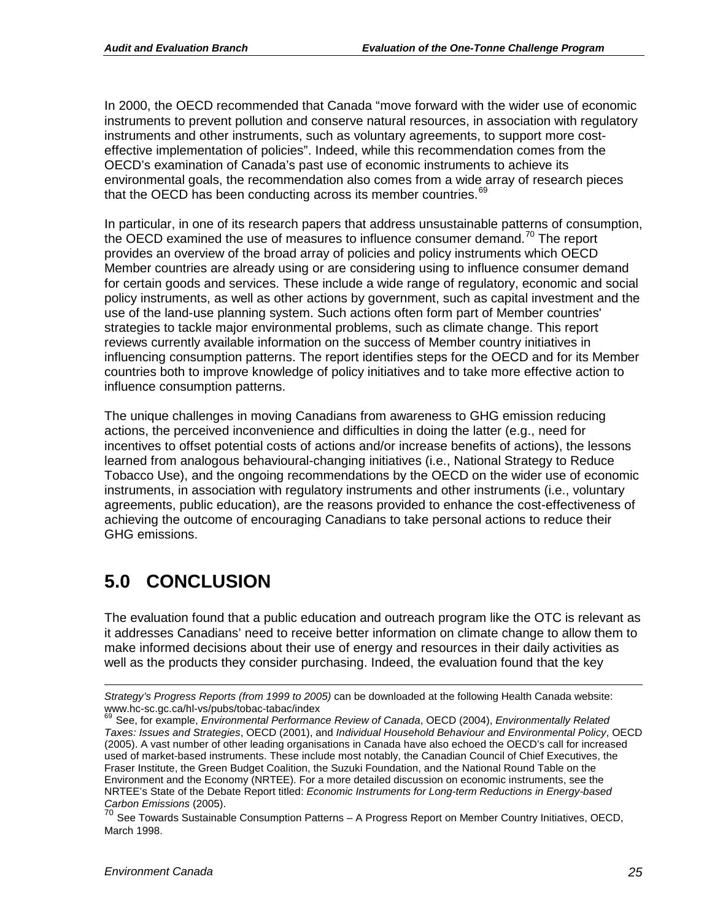In 2000, the OECD recommended that Canada "move forward with the wider use of economic instruments to prevent pollution and conserve natural resources, in association with regulatory instruments and other instruments, such as voluntary agreements, to support more cost-effective implementation of policies". Indeed, while this recommendation comes from the OECD's examination of Canada's past use of economic instruments to achieve its environmental goals, the recommendation also comes from a wide array of research pieces that the OECD has been conducting across its member countries.[69]

In particular, in one of its research papers that address unsustainable patterns of consumption, the OECD examined the use of measures to influence consumer demand.[70] The report provides an overview of the broad array of policies and policy instruments which OECD Member countries are already using or are considering using to influence consumer demand for certain goods and services. These include a wide range of regulatory, economic and social policy instruments, as well as other actions by government, such as capital investment and the use of the land-use planning system. Such actions often form part of Member countries' strategies to tackle major environmental problems, such as climate change. This report reviews currently available information on the success of Member country initiatives in influencing consumption patterns. The report identifies steps for the OECD and for its Member countries both to improve knowledge of policy initiatives and to take more effective action to influence consumption patterns.

The unique challenges in moving Canadians from awareness to GHG emission reducing actions, the perceived inconvenience and difficulties in doing the latter (e.g., need for incentives to offset potential costs of actions and/or increase benefits of actions), the lessons learned from analogous behavioural-changing initiatives (i.e., National Strategy to Reduce Tobacco Use), and the ongoing recommendations by the OECD on the wider use of economic instruments, in association with regulatory instruments and other instruments (i.e., voluntary agreements, public education), are the reasons provided to enhance the cost-effectiveness of achieving the outcome of encouraging Canadians to take personal actions to reduce their GHG emissions.

# 5.0 CONCLUSION

The evaluation found that a public education and outreach program like the OTC is relevant as it addresses Canadians' need to receive better information on climate change to allow them to make informed decisions about their use of energy and resources in their daily activities as well as the products they consider purchasing. Indeed, the evaluation found that the key

---

*Strategy's Progress Reports (from 1999 to 2005)* can be downloaded at the following Health Canada website: www.hc-sc.gc.ca/hl-vs/pubs/tobac-tabac/index

[69] See, for example, *Environmental Performance Review of Canada*, OECD (2004), *Environmentally Related Taxes: Issues and Strategies*, OECD (2001), and *Individual Household Behaviour and Environmental Policy*, OECD (2005). A vast number of other leading organisations in Canada have also echoed the OECD's call for increased used of market-based instruments. These include most notably, the Canadian Council of Chief Executives, the Fraser Institute, the Green Budget Coalition, the Suzuki Foundation, and the National Round Table on the Environment and the Economy (NRTEE). For a more detailed discussion on economic instruments, see the NRTEE's State of the Debate Report titled: *Economic Instruments for Long-term Reductions in Energy-based Carbon Emissions* (2005).

[70] See Towards Sustainable Consumption Patterns – A Progress Report on Member Country Initiatives, OECD, March 1998.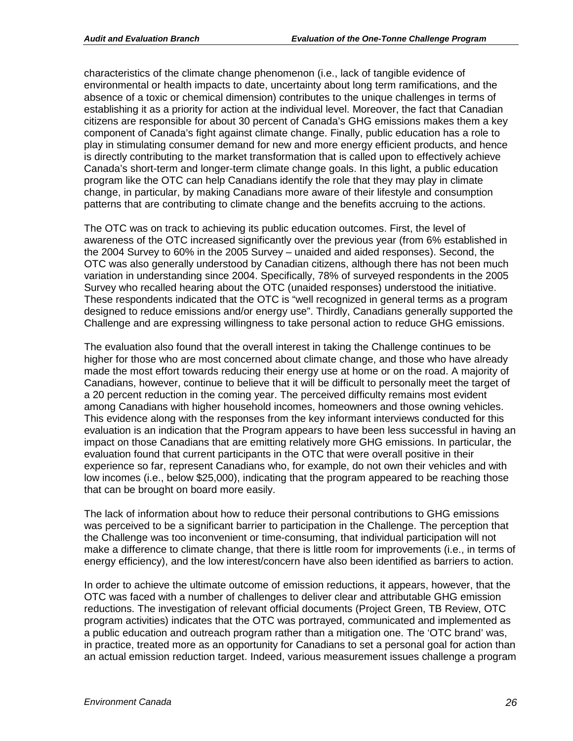characteristics of the climate change phenomenon (i.e., lack of tangible evidence of environmental or health impacts to date, uncertainty about long term ramifications, and the absence of a toxic or chemical dimension) contributes to the unique challenges in terms of establishing it as a priority for action at the individual level. Moreover, the fact that Canadian citizens are responsible for about 30 percent of Canada's GHG emissions makes them a key component of Canada's fight against climate change. Finally, public education has a role to play in stimulating consumer demand for new and more energy efficient products, and hence is directly contributing to the market transformation that is called upon to effectively achieve Canada's short-term and longer-term climate change goals. In this light, a public education program like the OTC can help Canadians identify the role that they may play in climate change, in particular, by making Canadians more aware of their lifestyle and consumption patterns that are contributing to climate change and the benefits accruing to the actions.

The OTC was on track to achieving its public education outcomes. First, the level of awareness of the OTC increased significantly over the previous year (from 6% established in the 2004 Survey to 60% in the 2005 Survey – unaided and aided responses). Second, the OTC was also generally understood by Canadian citizens, although there has not been much variation in understanding since 2004. Specifically, 78% of surveyed respondents in the 2005 Survey who recalled hearing about the OTC (unaided responses) understood the initiative. These respondents indicated that the OTC is "well recognized in general terms as a program designed to reduce emissions and/or energy use". Thirdly, Canadians generally supported the Challenge and are expressing willingness to take personal action to reduce GHG emissions.

The evaluation also found that the overall interest in taking the Challenge continues to be higher for those who are most concerned about climate change, and those who have already made the most effort towards reducing their energy use at home or on the road. A majority of Canadians, however, continue to believe that it will be difficult to personally meet the target of a 20 percent reduction in the coming year. The perceived difficulty remains most evident among Canadians with higher household incomes, homeowners and those owning vehicles. This evidence along with the responses from the key informant interviews conducted for this evaluation is an indication that the Program appears to have been less successful in having an impact on those Canadians that are emitting relatively more GHG emissions. In particular, the evaluation found that current participants in the OTC that were overall positive in their experience so far, represent Canadians who, for example, do not own their vehicles and with low incomes (i.e., below $25,000), indicating that the program appeared to be reaching those that can be brought on board more easily.

The lack of information about how to reduce their personal contributions to GHG emissions was perceived to be a significant barrier to participation in the Challenge. The perception that the Challenge was too inconvenient or time-consuming, that individual participation will not make a difference to climate change, that there is little room for improvements (i.e., in terms of energy efficiency), and the low interest/concern have also been identified as barriers to action.

In order to achieve the ultimate outcome of emission reductions, it appears, however, that the OTC was faced with a number of challenges to deliver clear and attributable GHG emission reductions. The investigation of relevant official documents (Project Green, TB Review, OTC program activities) indicates that the OTC was portrayed, communicated and implemented as a public education and outreach program rather than a mitigation one. The 'OTC brand' was, in practice, treated more as an opportunity for Canadians to set a personal goal for action than an actual emission reduction target. Indeed, various measurement issues challenge a program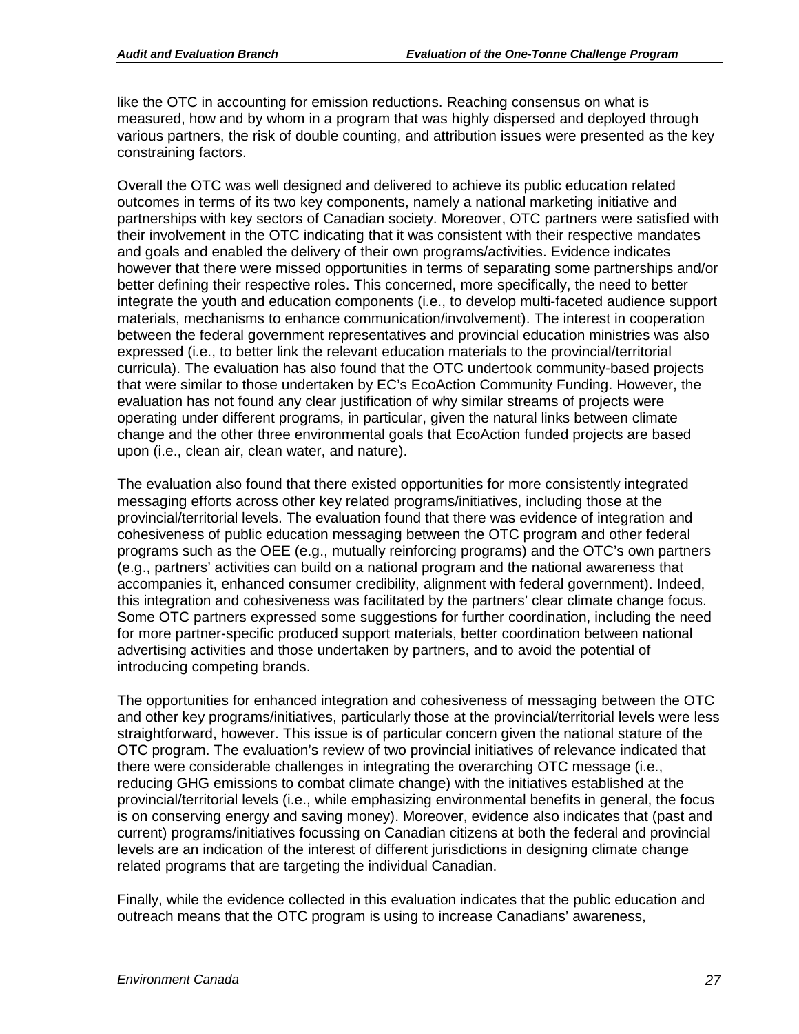like the OTC in accounting for emission reductions. Reaching consensus on what is measured, how and by whom in a program that was highly dispersed and deployed through various partners, the risk of double counting, and attribution issues were presented as the key constraining factors.

Overall the OTC was well designed and delivered to achieve its public education related outcomes in terms of its two key components, namely a national marketing initiative and partnerships with key sectors of Canadian society. Moreover, OTC partners were satisfied with their involvement in the OTC indicating that it was consistent with their respective mandates and goals and enabled the delivery of their own programs/activities. Evidence indicates however that there were missed opportunities in terms of separating some partnerships and/or better defining their respective roles. This concerned, more specifically, the need to better integrate the youth and education components (i.e., to develop multi-faceted audience support materials, mechanisms to enhance communication/involvement). The interest in cooperation between the federal government representatives and provincial education ministries was also expressed (i.e., to better link the relevant education materials to the provincial/territorial curricula). The evaluation has also found that the OTC undertook community-based projects that were similar to those undertaken by EC's EcoAction Community Funding. However, the evaluation has not found any clear justification of why similar streams of projects were operating under different programs, in particular, given the natural links between climate change and the other three environmental goals that EcoAction funded projects are based upon (i.e., clean air, clean water, and nature).

The evaluation also found that there existed opportunities for more consistently integrated messaging efforts across other key related programs/initiatives, including those at the provincial/territorial levels. The evaluation found that there was evidence of integration and cohesiveness of public education messaging between the OTC program and other federal programs such as the OEE (e.g., mutually reinforcing programs) and the OTC's own partners (e.g., partners' activities can build on a national program and the national awareness that accompanies it, enhanced consumer credibility, alignment with federal government). Indeed, this integration and cohesiveness was facilitated by the partners' clear climate change focus. Some OTC partners expressed some suggestions for further coordination, including the need for more partner-specific produced support materials, better coordination between national advertising activities and those undertaken by partners, and to avoid the potential of introducing competing brands.

The opportunities for enhanced integration and cohesiveness of messaging between the OTC and other key programs/initiatives, particularly those at the provincial/territorial levels were less straightforward, however. This issue is of particular concern given the national stature of the OTC program. The evaluation's review of two provincial initiatives of relevance indicated that there were considerable challenges in integrating the overarching OTC message (i.e., reducing GHG emissions to combat climate change) with the initiatives established at the provincial/territorial levels (i.e., while emphasizing environmental benefits in general, the focus is on conserving energy and saving money). Moreover, evidence also indicates that (past and current) programs/initiatives focussing on Canadian citizens at both the federal and provincial levels are an indication of the interest of different jurisdictions in designing climate change related programs that are targeting the individual Canadian.

Finally, while the evidence collected in this evaluation indicates that the public education and outreach means that the OTC program is using to increase Canadians' awareness,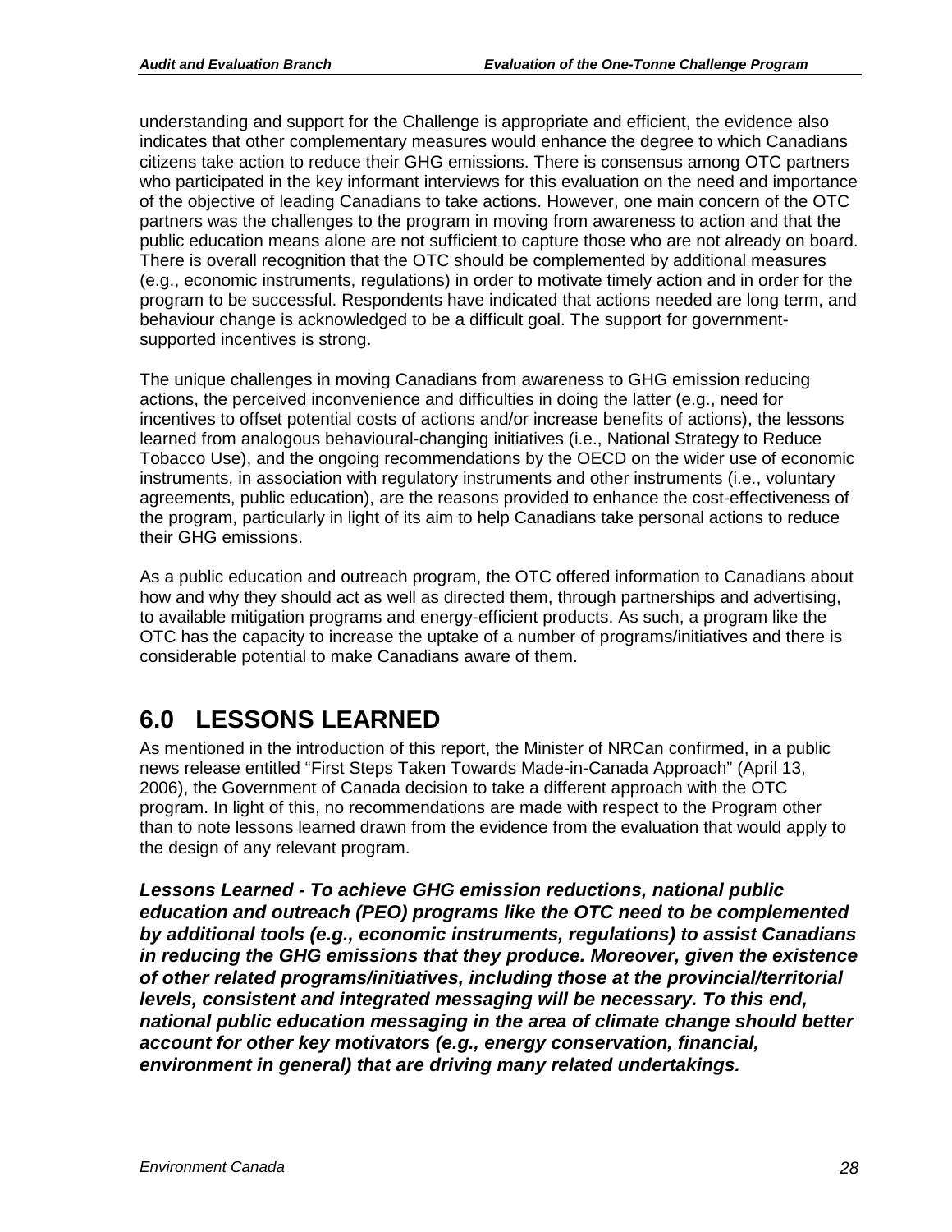understanding and support for the Challenge is appropriate and efficient, the evidence also indicates that other complementary measures would enhance the degree to which Canadians citizens take action to reduce their GHG emissions. There is consensus among OTC partners who participated in the key informant interviews for this evaluation on the need and importance of the objective of leading Canadians to take actions. However, one main concern of the OTC partners was the challenges to the program in moving from awareness to action and that the public education means alone are not sufficient to capture those who are not already on board. There is overall recognition that the OTC should be complemented by additional measures (e.g., economic instruments, regulations) in order to motivate timely action and in order for the program to be successful. Respondents have indicated that actions needed are long term, and behaviour change is acknowledged to be a difficult goal. The support for government-supported incentives is strong.

The unique challenges in moving Canadians from awareness to GHG emission reducing actions, the perceived inconvenience and difficulties in doing the latter (e.g., need for incentives to offset potential costs of actions and/or increase benefits of actions), the lessons learned from analogous behavioural-changing initiatives (i.e., National Strategy to Reduce Tobacco Use), and the ongoing recommendations by the OECD on the wider use of economic instruments, in association with regulatory instruments and other instruments (i.e., voluntary agreements, public education), are the reasons provided to enhance the cost-effectiveness of the program, particularly in light of its aim to help Canadians take personal actions to reduce their GHG emissions.

As a public education and outreach program, the OTC offered information to Canadians about how and why they should act as well as directed them, through partnerships and advertising, to available mitigation programs and energy-efficient products. As such, a program like the OTC has the capacity to increase the uptake of a number of programs/initiatives and there is considerable potential to make Canadians aware of them.

# 6.0 LESSONS LEARNED

As mentioned in the introduction of this report, the Minister of NRCan confirmed, in a public news release entitled "First Steps Taken Towards Made-in-Canada Approach" (April 13, 2006), the Government of Canada decision to take a different approach with the OTC program. In light of this, no recommendations are made with respect to the Program other than to note lessons learned drawn from the evidence from the evaluation that would apply to the design of any relevant program.

***Lessons Learned - To achieve GHG emission reductions, national public education and outreach (PEO) programs like the OTC need to be complemented by additional tools (e.g., economic instruments, regulations) to assist Canadians in reducing the GHG emissions that they produce. Moreover, given the existence of other related programs/initiatives, including those at the provincial/territorial levels, consistent and integrated messaging will be necessary. To this end, national public education messaging in the area of climate change should better account for other key motivators (e.g., energy conservation, financial, environment in general) that are driving many related undertakings.***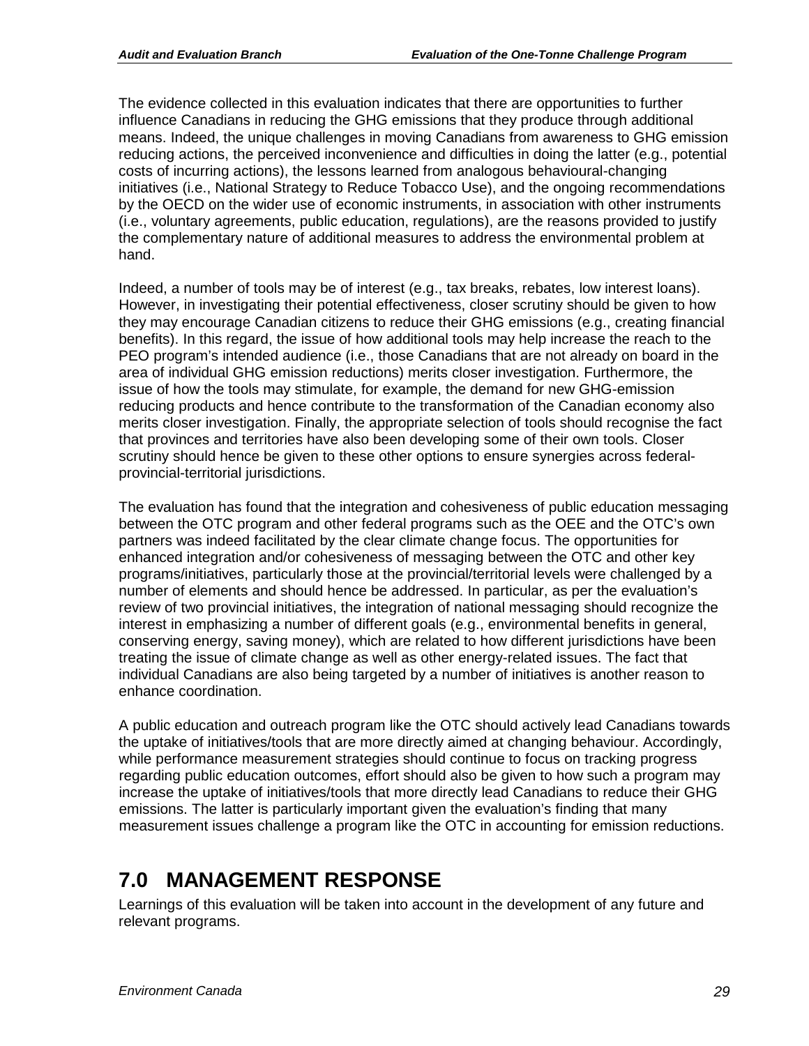The evidence collected in this evaluation indicates that there are opportunities to further influence Canadians in reducing the GHG emissions that they produce through additional means. Indeed, the unique challenges in moving Canadians from awareness to GHG emission reducing actions, the perceived inconvenience and difficulties in doing the latter (e.g., potential costs of incurring actions), the lessons learned from analogous behavioural-changing initiatives (i.e., National Strategy to Reduce Tobacco Use), and the ongoing recommendations by the OECD on the wider use of economic instruments, in association with other instruments (i.e., voluntary agreements, public education, regulations), are the reasons provided to justify the complementary nature of additional measures to address the environmental problem at hand.

Indeed, a number of tools may be of interest (e.g., tax breaks, rebates, low interest loans). However, in investigating their potential effectiveness, closer scrutiny should be given to how they may encourage Canadian citizens to reduce their GHG emissions (e.g., creating financial benefits). In this regard, the issue of how additional tools may help increase the reach to the PEO program's intended audience (i.e., those Canadians that are not already on board in the area of individual GHG emission reductions) merits closer investigation. Furthermore, the issue of how the tools may stimulate, for example, the demand for new GHG-emission reducing products and hence contribute to the transformation of the Canadian economy also merits closer investigation. Finally, the appropriate selection of tools should recognise the fact that provinces and territories have also been developing some of their own tools. Closer scrutiny should hence be given to these other options to ensure synergies across federal-provincial-territorial jurisdictions.

The evaluation has found that the integration and cohesiveness of public education messaging between the OTC program and other federal programs such as the OEE and the OTC's own partners was indeed facilitated by the clear climate change focus. The opportunities for enhanced integration and/or cohesiveness of messaging between the OTC and other key programs/initiatives, particularly those at the provincial/territorial levels were challenged by a number of elements and should hence be addressed. In particular, as per the evaluation's review of two provincial initiatives, the integration of national messaging should recognize the interest in emphasizing a number of different goals (e.g., environmental benefits in general, conserving energy, saving money), which are related to how different jurisdictions have been treating the issue of climate change as well as other energy-related issues. The fact that individual Canadians are also being targeted by a number of initiatives is another reason to enhance coordination.

A public education and outreach program like the OTC should actively lead Canadians towards the uptake of initiatives/tools that are more directly aimed at changing behaviour. Accordingly, while performance measurement strategies should continue to focus on tracking progress regarding public education outcomes, effort should also be given to how such a program may increase the uptake of initiatives/tools that more directly lead Canadians to reduce their GHG emissions. The latter is particularly important given the evaluation's finding that many measurement issues challenge a program like the OTC in accounting for emission reductions.

# 7.0 MANAGEMENT RESPONSE

Learnings of this evaluation will be taken into account in the development of any future and relevant programs.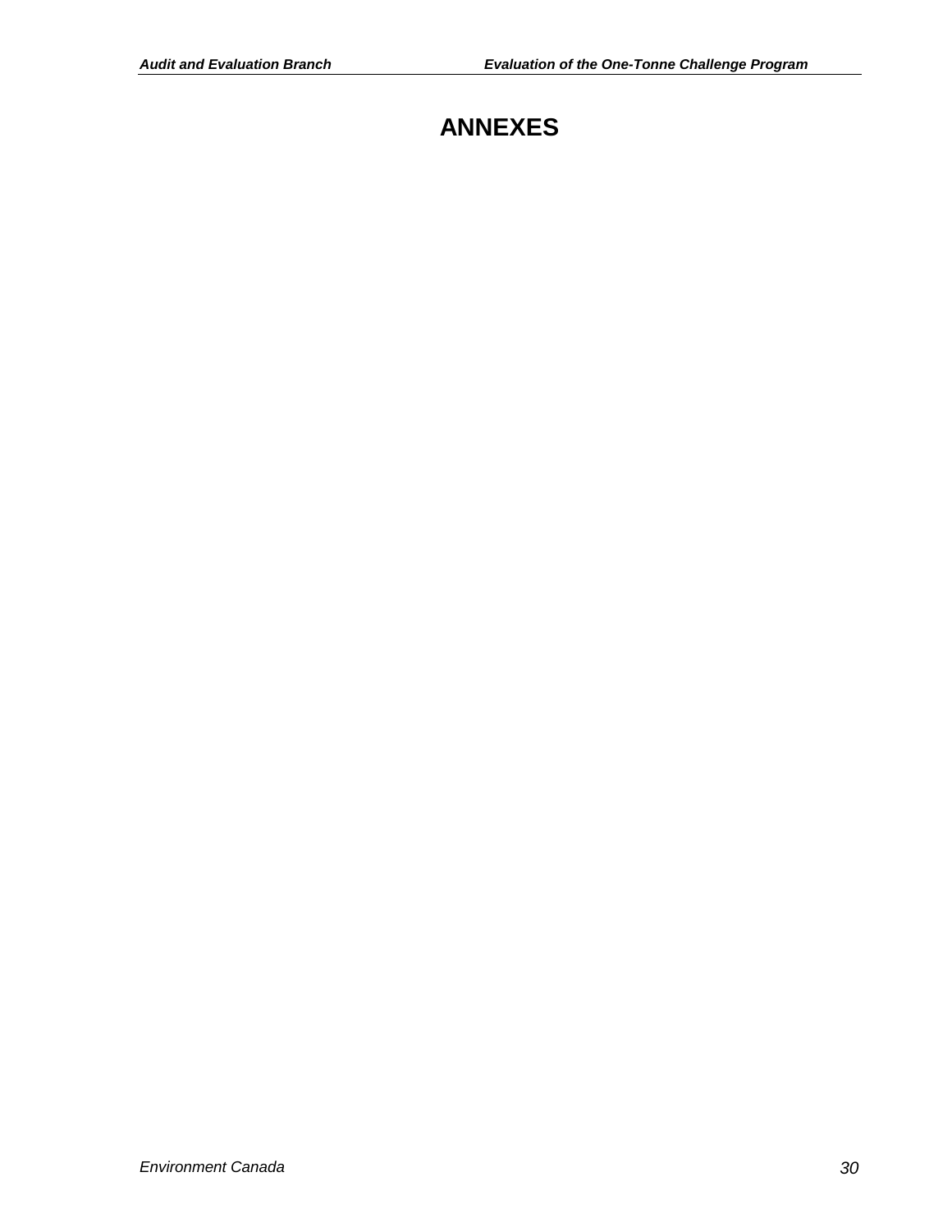# ANNEXES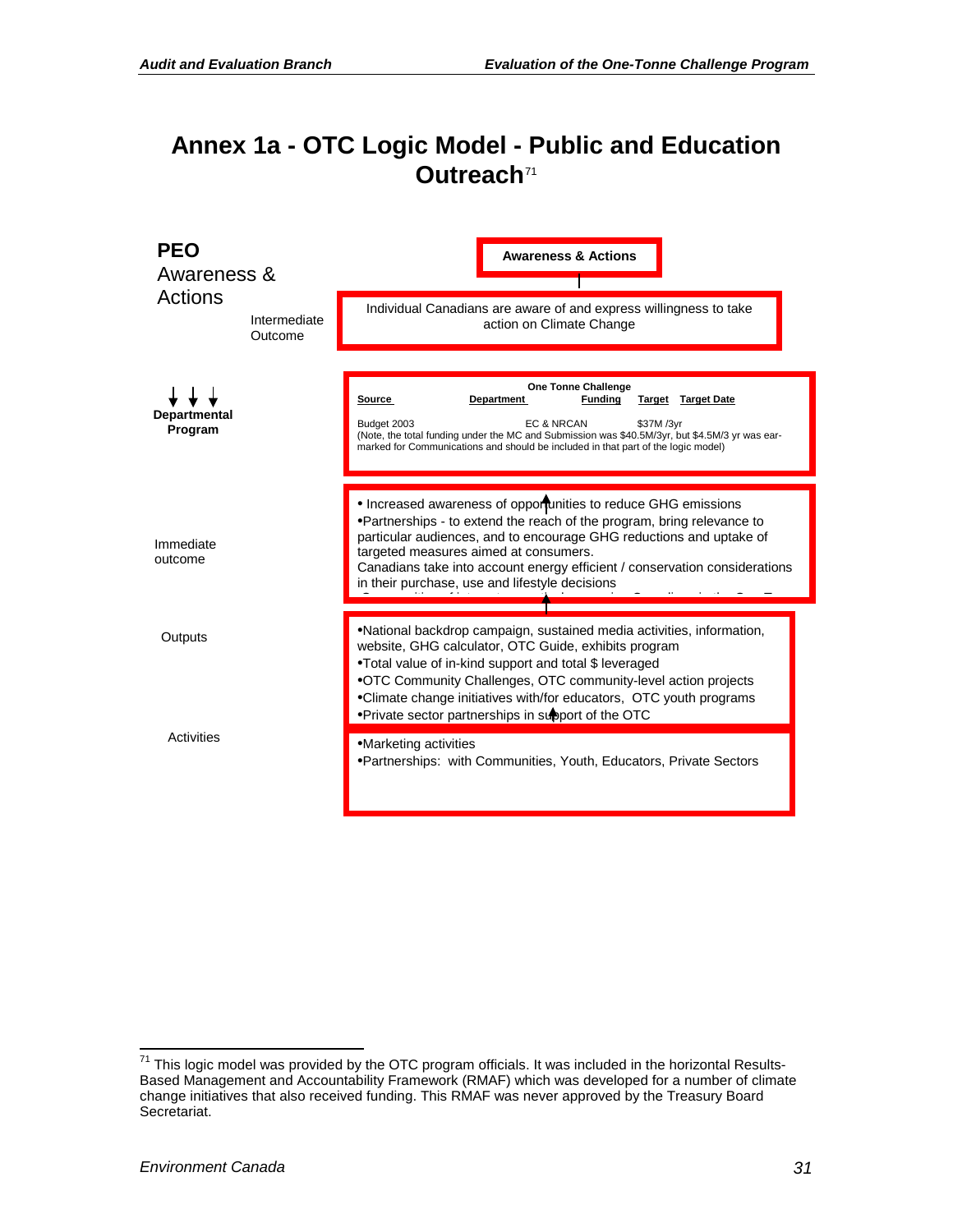# Annex 1a - OTC Logic Model - Public and Education Outreach[71]

**PEO**
Awareness & Actions

**Awareness & Actions**

Intermediate Outcome

Individual Canadians are aware of and express willingness to take action on Climate Change

**Departmental Program**

**One Tonne Challenge**

| Source | Department | Funding | Target | Target Date |
|---|---|---|---|---|
| Budget 2003 | EC & NRCAN | $37M /3yr | | |

(Note, the total funding under the MC and Submission was $40.5M/3yr, but $4.5M/3 yr was ear-marked for Communications and should be included in that part of the logic model)

Immediate outcome

- Increased awareness of opportunities to reduce GHG emissions
- Partnerships - to extend the reach of the program, bring relevance to particular audiences, and to encourage GHG reductions and uptake of targeted measures aimed at consumers.

Canadians take into account energy efficient / conservation considerations in their purchase, use and lifestyle decisions

Outputs

- National backdrop campaign, sustained media activities, information, website, GHG calculator, OTC Guide, exhibits program
- Total value of in-kind support and total $ leveraged
- OTC Community Challenges, OTC community-level action projects
- Climate change initiatives with/for educators, OTC youth programs
- Private sector partnerships in support of the OTC

Activities

- Marketing activities
- Partnerships: with Communities, Youth, Educators, Private Sectors

[71] This logic model was provided by the OTC program officials. It was included in the horizontal Results-Based Management and Accountability Framework (RMAF) which was developed for a number of climate change initiatives that also received funding. This RMAF was never approved by the Treasury Board Secretariat.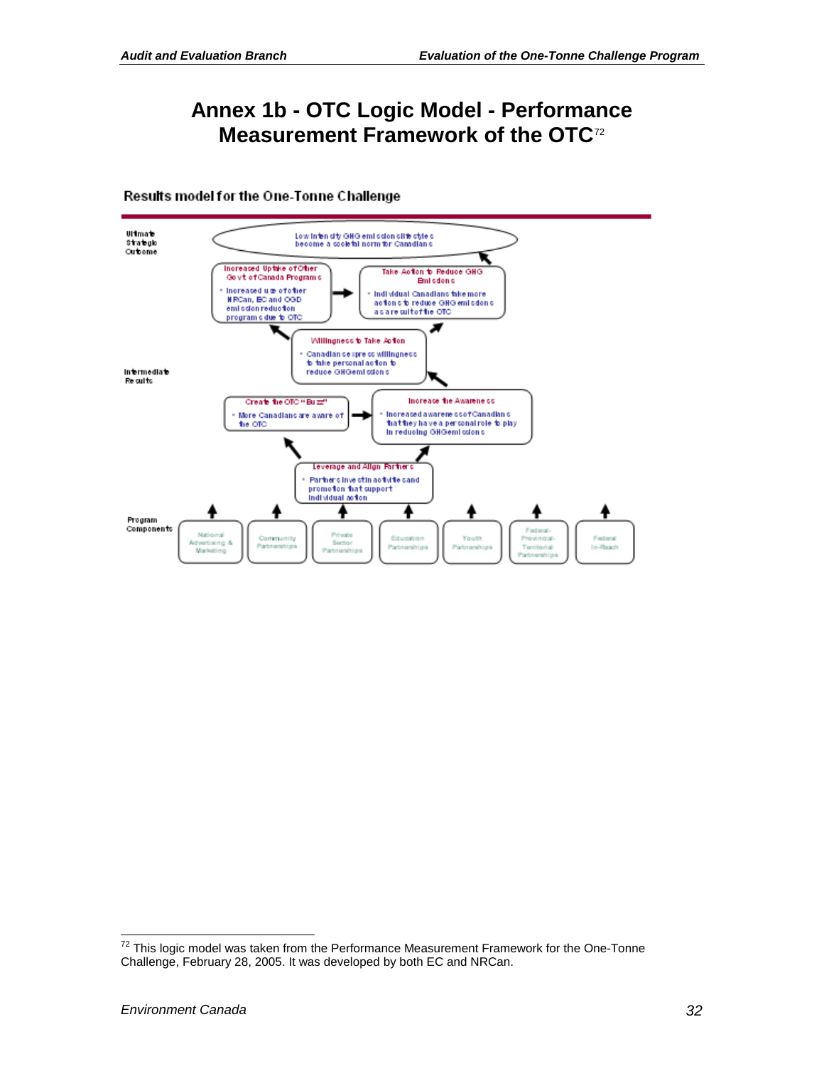# Annex 1b - OTC Logic Model - Performance Measurement Framework of the OTC[72]

**Results model for the One-Tonne Challenge**

**Ultimate Strategic Outcome**

- Low intensity GHG emission lifestyles become a societal norm for Canadians

**Intermediate Results**

- **Increased Uptake of Other Govt of Canada Programs**
  - Increased use of other NRCan, EC and OGD emission reduction programs due to OTC
- **Take Action to Reduce GHG Emissions**
  - Individual Canadians take more actions to reduce GHG emissions as a result of the OTC
- **Willingness to Take Action**
  - Canadians express willingness to take personal action to reduce GHG emissions
- **Create the OTC "Buzz"**
  - More Canadians are aware of the OTC
- **Increase the Awareness**
  - Increased awareness of Canadians that they have a personal role to play in reducing GHG emissions
- **Leverage and Align Partners**
  - Partners invest in activities and promotion that support individual action

**Program Components**

- National Advertising & Marketing
- Community Partnerships
- Private Sector Partnerships
- Education Partnerships
- Youth Partnerships
- Federal-Provincial-Territorial Partnerships
- Federal In-Reach

---

[72] This logic model was taken from the Performance Measurement Framework for the One-Tonne Challenge, February 28, 2005. It was developed by both EC and NRCan.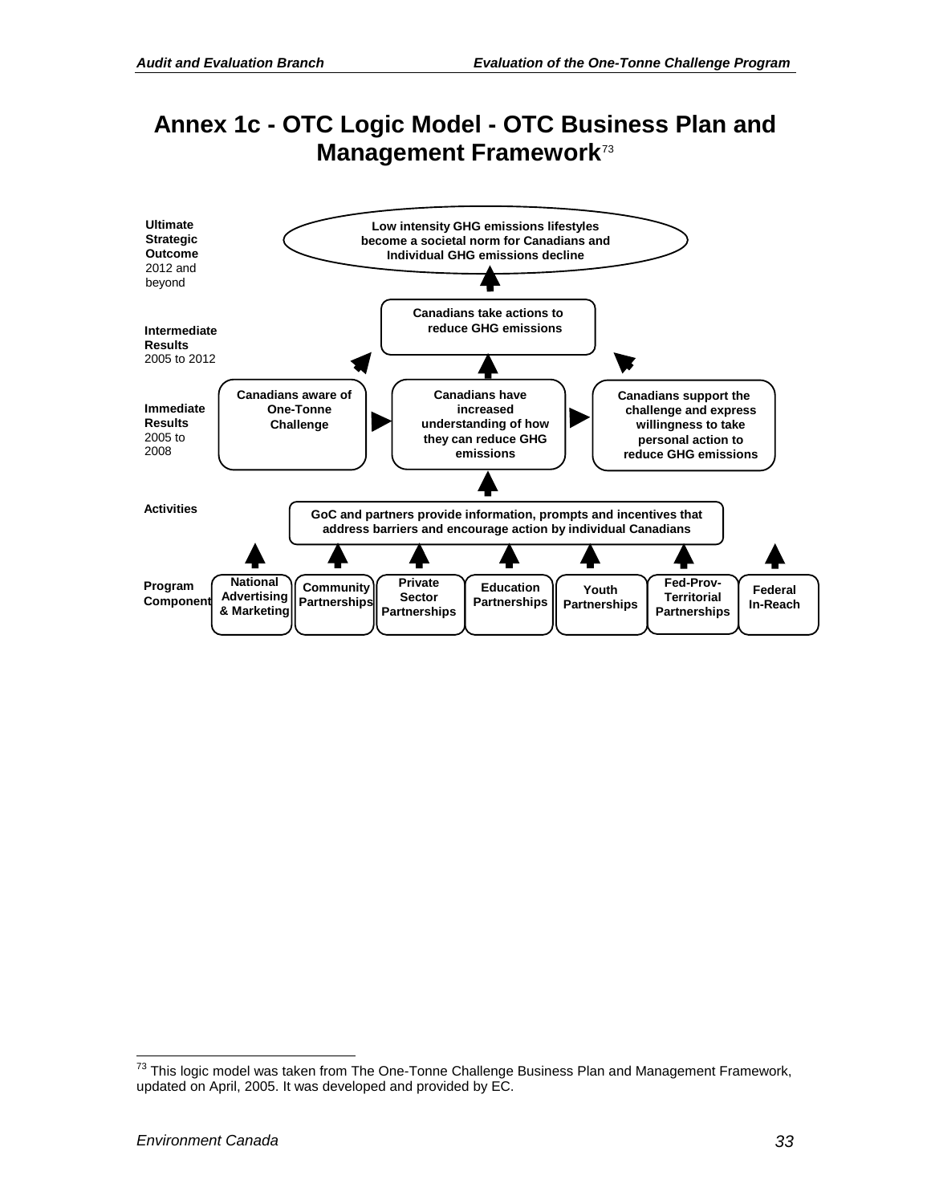# Annex 1c - OTC Logic Model - OTC Business Plan and Management Framework[73]

**Ultimate Strategic Outcome** 2012 and beyond

**Low intensity GHG emissions lifestyles become a societal norm for Canadians and Individual GHG emissions decline**

**Intermediate Results** 2005 to 2012

**Canadians take actions to reduce GHG emissions**

**Immediate Results** 2005 to 2008

**Canadians aware of One-Tonne Challenge**

**Canadians have increased understanding of how they can reduce GHG emissions**

**Canadians support the challenge and express willingness to take personal action to reduce GHG emissions**

**Activities**

**GoC and partners provide information, prompts and incentives that address barriers and encourage action by individual Canadians**

**Program Component**

**National Advertising & Marketing** | **Community Partnerships** | **Private Sector Partnerships** | **Education Partnerships** | **Youth Partnerships** | **Fed-Prov-Territorial Partnerships** | **Federal In-Reach**

---

[73] This logic model was taken from The One-Tonne Challenge Business Plan and Management Framework, updated on April, 2005. It was developed and provided by EC.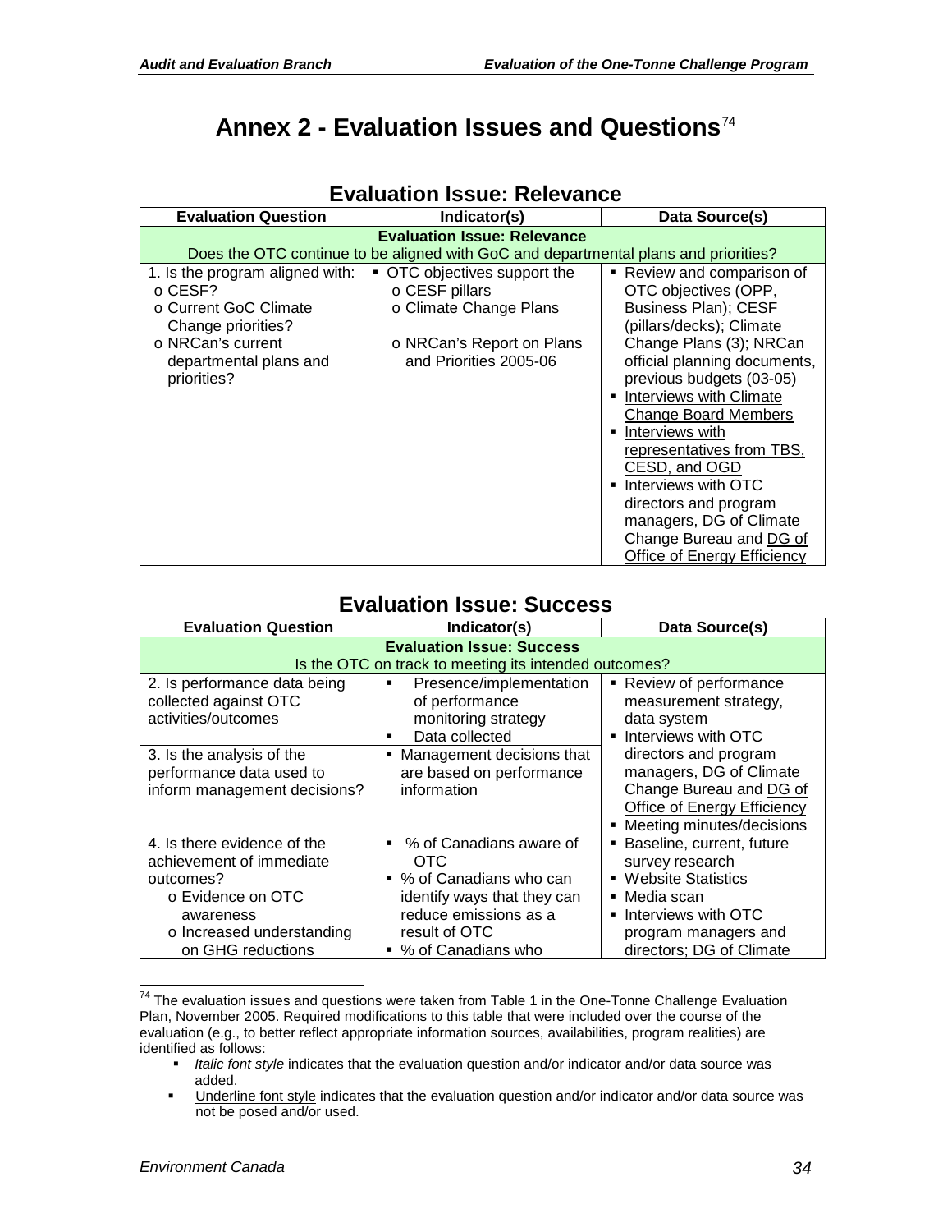# Annex 2 - Evaluation Issues and Questions[74]

## Evaluation Issue: Relevance

| Evaluation Question | Indicator(s) | Data Source(s) |
|---|---|---|
| **Evaluation Issue: Relevance** Does the OTC continue to be aligned with GoC and departmental plans and priorities? | | |
| 1. Is the program aligned with: o CESF? o Current GoC Climate Change priorities? o NRCan's current departmental plans and priorities? | ▪ OTC objectives support the o CESF pillars o Climate Change Plans o NRCan's Report on Plans and Priorities 2005-06 | ▪ Review and comparison of OTC objectives (OPP, Business Plan); CESF (pillars/decks); Climate Change Plans (3); NRCan official planning documents, previous budgets (03-05) ▪ <u>Interviews with Climate Change Board Members</u> ▪ <u>Interviews with representatives from TBS, CESD, and OGD</u> ▪ Interviews with OTC directors and program managers, DG of Climate Change Bureau and <u>DG of Office of Energy Efficiency</u> |

## Evaluation Issue: Success

| Evaluation Question | Indicator(s) | Data Source(s) |
|---|---|---|
| **Evaluation Issue: Success** Is the OTC on track to meeting its intended outcomes? | | |
| 2. Is performance data being collected against OTC activities/outcomes | ▪ Presence/implementation of performance monitoring strategy ▪ Data collected | ▪ Review of performance measurement strategy, data system ▪ Interviews with OTC directors and program managers, DG of Climate Change Bureau and <u>DG of Office of Energy Efficiency</u> ▪ Meeting minutes/decisions |
| 3. Is the analysis of the performance data used to inform management decisions? | ▪ Management decisions that are based on performance information | |
| 4. Is there evidence of the achievement of immediate outcomes? o Evidence on OTC awareness o Increased understanding on GHG reductions | ▪ % of Canadians aware of OTC ▪ % of Canadians who can identify ways that they can reduce emissions as a result of OTC ▪ % of Canadians who | ▪ Baseline, current, future survey research ▪ Website Statistics ▪ Media scan ▪ Interviews with OTC program managers and directors; DG of Climate |

[74] The evaluation issues and questions were taken from Table 1 in the One-Tonne Challenge Evaluation Plan, November 2005. Required modifications to this table that were included over the course of the evaluation (e.g., to better reflect appropriate information sources, availabilities, program realities) are identified as follows:

- *Italic font style* indicates that the evaluation question and/or indicator and/or data source was added.
- <u>Underline font style</u> indicates that the evaluation question and/or indicator and/or data source was not be posed and/or used.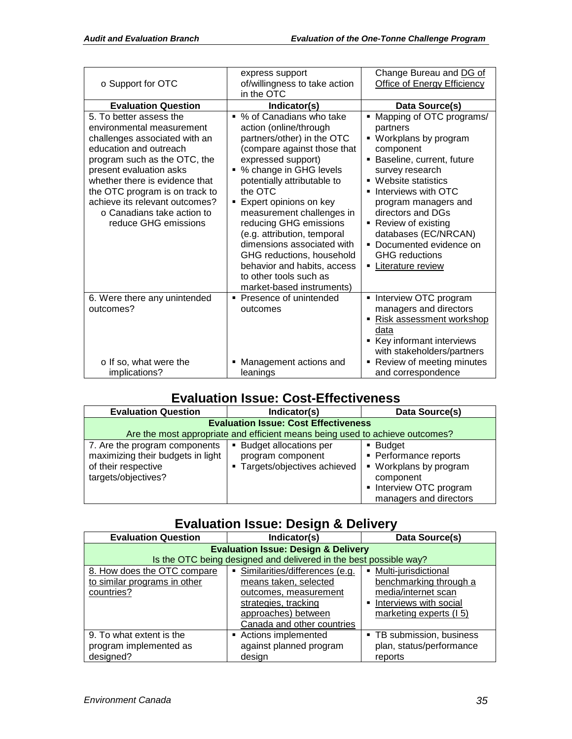| | | |
|---|---|---|
| o Support for OTC | express support of/willingness to take action in the OTC | Change Bureau and DG of Office of Energy Efficiency |
| **Evaluation Question** | **Indicator(s)** | **Data Source(s)** |
| 5. To better assess the environmental measurement challenges associated with an education and outreach program such as the OTC, the present evaluation asks whether there is evidence that the OTC program is on track to achieve its relevant outcomes?<br>o Canadians take action to reduce GHG emissions | ▪ % of Canadians who take action (online/through partners/other) in the OTC (compare against those that expressed support)<br>▪ % change in GHG levels potentially attributable to the OTC<br>▪ Expert opinions on key measurement challenges in reducing GHG emissions (e.g. attribution, temporal dimensions associated with GHG reductions, household behavior and habits, access to other tools such as market-based instruments) | ▪ Mapping of OTC programs/ partners<br>▪ Workplans by program component<br>▪ Baseline, current, future survey research<br>▪ Website statistics<br>▪ Interviews with OTC program managers and directors and DGs<br>▪ Review of existing databases (EC/NRCAN)<br>▪ Documented evidence on GHG reductions<br>▪ Literature review |
| 6. Were there any unintended outcomes?<br><br>o If so, what were the implications? | ▪ Presence of unintended outcomes<br><br>▪ Management actions and leanings | ▪ Interview OTC program managers and directors<br>▪ Risk assessment workshop data<br>▪ Key informant interviews with stakeholders/partners<br>▪ Review of meeting minutes and correspondence |

## Evaluation Issue: Cost-Effectiveness

| Evaluation Question | Indicator(s) | Data Source(s) |
|---|---|---|
| **Evaluation Issue: Cost Effectiveness**<br>Are the most appropriate and efficient means being used to achieve outcomes? | | |
| 7. Are the program components maximizing their budgets in light of their respective targets/objectives? | ▪ Budget allocations per program component<br>▪ Targets/objectives achieved | ▪ Budget<br>▪ Performance reports<br>▪ Workplans by program component<br>▪ Interview OTC program managers and directors |

## Evaluation Issue: Design & Delivery

| Evaluation Question | Indicator(s) | Data Source(s) |
|---|---|---|
| **Evaluation Issue: Design & Delivery**<br>Is the OTC being designed and delivered in the best possible way? | | |
| 8. How does the OTC compare to similar programs in other countries? | ▪ Similarities/differences (e.g. means taken, selected outcomes, measurement strategies, tracking approaches) between Canada and other countries | ▪ Multi-jurisdictional benchmarking through a media/internet scan<br>▪ Interviews with social marketing experts (I 5) |
| 9. To what extent is the program implemented as designed? | ▪ Actions implemented against planned program design | ▪ TB submission, business plan, status/performance reports |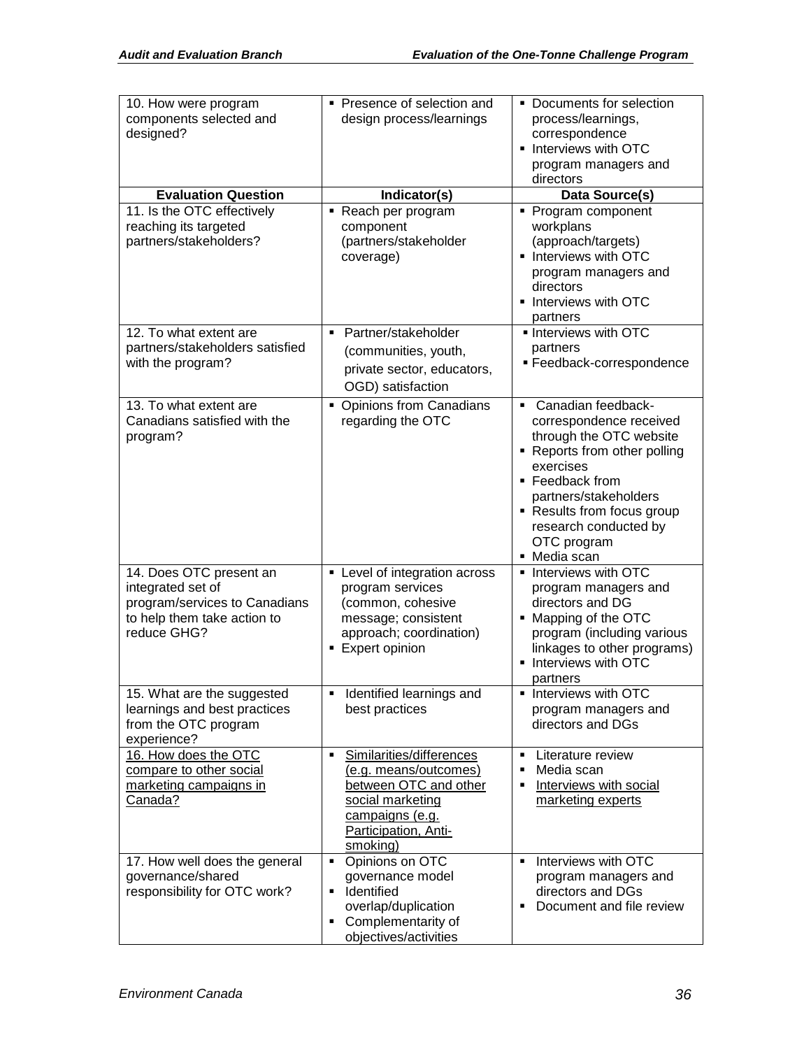| Evaluation Question | Indicator(s) | Data Source(s) |
|---|---|---|
| 10. How were program components selected and designed? | ▪ Presence of selection and design process/learnings | ▪ Documents for selection process/learnings, correspondence<br>▪ Interviews with OTC program managers and directors |
| 11. Is the OTC effectively reaching its targeted partners/stakeholders? | ▪ Reach per program component (partners/stakeholder coverage) | ▪ Program component workplans (approach/targets)<br>▪ Interviews with OTC program managers and directors<br>▪ Interviews with OTC partners |
| 12. To what extent are partners/stakeholders satisfied with the program? | ▪ Partner/stakeholder (communities, youth, private sector, educators, OGD) satisfaction | ▪ Interviews with OTC partners<br>▪ Feedback-correspondence |
| 13. To what extent are Canadians satisfied with the program? | ▪ Opinions from Canadians regarding the OTC | ▪ Canadian feedback-correspondence received through the OTC website<br>▪ Reports from other polling exercises<br>▪ Feedback from partners/stakeholders<br>▪ Results from focus group research conducted by OTC program<br>▪ Media scan |
| 14. Does OTC present an integrated set of program/services to Canadians to help them take action to reduce GHG? | ▪ Level of integration across program services (common, cohesive message; consistent approach; coordination)<br>▪ Expert opinion | ▪ Interviews with OTC program managers and directors and DG<br>▪ Mapping of the OTC program (including various linkages to other programs)<br>▪ Interviews with OTC partners |
| 15. What are the suggested learnings and best practices from the OTC program experience? | ▪ Identified learnings and best practices | ▪ Interviews with OTC program managers and directors and DGs |
| <u>16. How does the OTC compare to other social marketing campaigns in Canada?</u> | ▪ <u>Similarities/differences (e.g. means/outcomes) between OTC and other social marketing campaigns (e.g. Participation, Anti-smoking)</u> | ▪ Literature review<br>▪ Media scan<br>▪ <u>Interviews with social marketing experts</u> |
| 17. How well does the general governance/shared responsibility for OTC work? | ▪ Opinions on OTC governance model<br>▪ Identified overlap/duplication<br>▪ Complementarity of objectives/activities | ▪ Interviews with OTC program managers and directors and DGs<br>▪ Document and file review |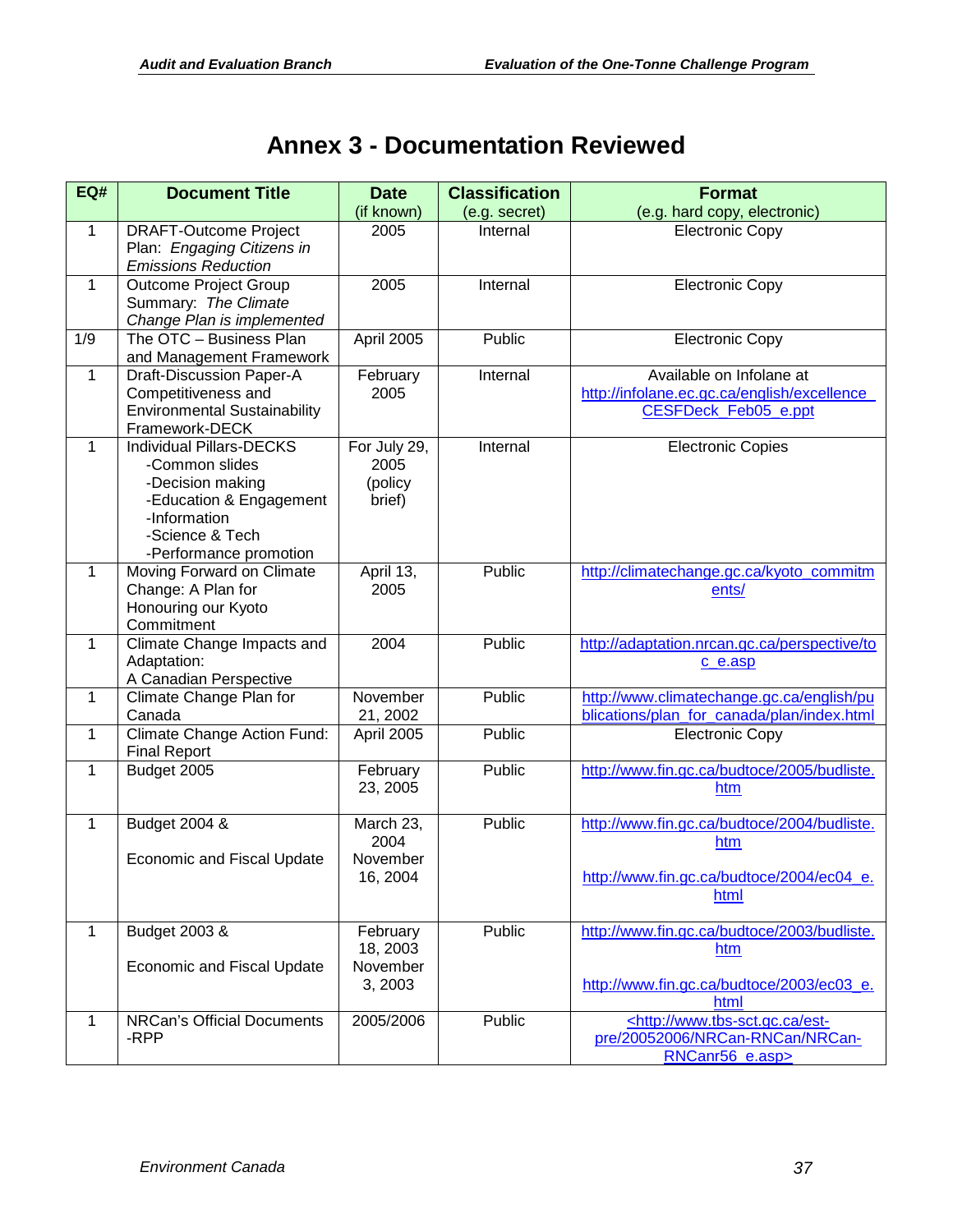# Annex 3 - Documentation Reviewed

| EQ# | Document Title | Date (if known) | Classification (e.g. secret) | Format (e.g. hard copy, electronic) |
|---|---|---|---|---|
| 1 | DRAFT-Outcome Project Plan: *Engaging Citizens in Emissions Reduction* | 2005 | Internal | Electronic Copy |
| 1 | Outcome Project Group Summary: *The Climate Change Plan is implemented* | 2005 | Internal | Electronic Copy |
| 1/9 | The OTC – Business Plan and Management Framework | April 2005 | Public | Electronic Copy |
| 1 | Draft-Discussion Paper-A Competitiveness and Environmental Sustainability Framework-DECK | February 2005 | Internal | Available on Infolane at http://infolane.ec.gc.ca/english/excellence_CESFDeck_Feb05_e.ppt |
| 1 | Individual Pillars-DECKS<br>-Common slides<br>-Decision making<br>-Education & Engagement<br>-Information<br>-Science & Tech<br>-Performance promotion | For July 29, 2005 (policy brief) | Internal | Electronic Copies |
| 1 | Moving Forward on Climate Change: A Plan for Honouring our Kyoto Commitment | April 13, 2005 | Public | http://climatechange.gc.ca/kyoto_commitments/ |
| 1 | Climate Change Impacts and Adaptation: A Canadian Perspective | 2004 | Public | http://adaptation.nrcan.gc.ca/perspective/toc_e.asp |
| 1 | Climate Change Plan for Canada | November 21, 2002 | Public | http://www.climatechange.gc.ca/english/publications/plan_for_canada/plan/index.html |
| 1 | Climate Change Action Fund: Final Report | April 2005 | Public | Electronic Copy |
| 1 | Budget 2005 | February 23, 2005 | Public | http://www.fin.gc.ca/budtoce/2005/budliste.htm |
| 1 | Budget 2004 &<br><br>Economic and Fiscal Update | March 23, 2004<br>November 16, 2004 | Public | http://www.fin.gc.ca/budtoce/2004/budliste.htm<br><br>http://www.fin.gc.ca/budtoce/2004/ec04_e.html |
| 1 | Budget 2003 &<br><br>Economic and Fiscal Update | February 18, 2003<br>November 3, 2003 | Public | http://www.fin.gc.ca/budtoce/2003/budliste.htm<br><br>http://www.fin.gc.ca/budtoce/2003/ec03_e.html |
| 1 | NRCan's Official Documents -RPP | 2005/2006 | Public | <http://www.tbs-sct.gc.ca/est-pre/20052006/NRCan-RNCan/NRCan-RNCanr56_e.asp> |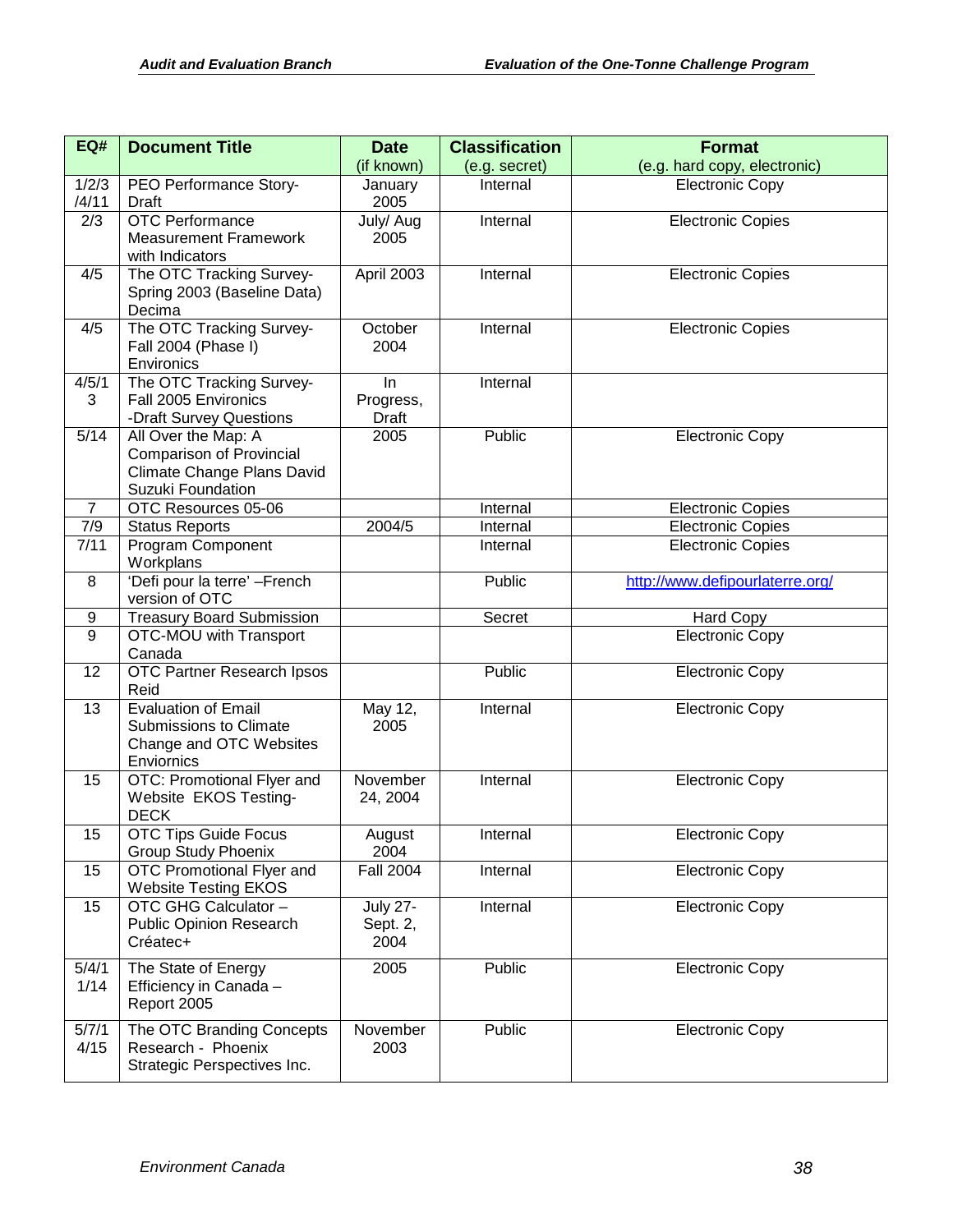| EQ# | Document Title | Date (if known) | Classification (e.g. secret) | Format (e.g. hard copy, electronic) |
|---|---|---|---|---|
| 1/2/3/4/11 | PEO Performance Story-Draft | January 2005 | Internal | Electronic Copy |
| 2/3 | OTC Performance Measurement Framework with Indicators | July/ Aug 2005 | Internal | Electronic Copies |
| 4/5 | The OTC Tracking Survey-Spring 2003 (Baseline Data) Decima | April 2003 | Internal | Electronic Copies |
| 4/5 | The OTC Tracking Survey-Fall 2004 (Phase I) Environics | October 2004 | Internal | Electronic Copies |
| 4/5/13 | The OTC Tracking Survey-Fall 2005 Environics -Draft Survey Questions | In Progress, Draft | Internal | |
| 5/14 | All Over the Map: A Comparison of Provincial Climate Change Plans David Suzuki Foundation | 2005 | Public | Electronic Copy |
| 7 | OTC Resources 05-06 | | Internal | Electronic Copies |
| 7/9 | Status Reports | 2004/5 | Internal | Electronic Copies |
| 7/11 | Program Component Workplans | | Internal | Electronic Copies |
| 8 | 'Defi pour la terre' –French version of OTC | | Public | http://www.defipourlaterre.org/ |
| 9 | Treasury Board Submission | | Secret | Hard Copy |
| 9 | OTC-MOU with Transport Canada | | | Electronic Copy |
| 12 | OTC Partner Research Ipsos Reid | | Public | Electronic Copy |
| 13 | Evaluation of Email Submissions to Climate Change and OTC Websites Enviornics | May 12, 2005 | Internal | Electronic Copy |
| 15 | OTC: Promotional Flyer and Website EKOS Testing-DECK | November 24, 2004 | Internal | Electronic Copy |
| 15 | OTC Tips Guide Focus Group Study Phoenix | August 2004 | Internal | Electronic Copy |
| 15 | OTC Promotional Flyer and Website Testing EKOS | Fall 2004 | Internal | Electronic Copy |
| 15 | OTC GHG Calculator – Public Opinion Research Créatec+ | July 27-Sept. 2, 2004 | Internal | Electronic Copy |
| 5/4/11/14 | The State of Energy Efficiency in Canada – Report 2005 | 2005 | Public | Electronic Copy |
| 5/7/14/15 | The OTC Branding Concepts Research - Phoenix Strategic Perspectives Inc. | November 2003 | Public | Electronic Copy |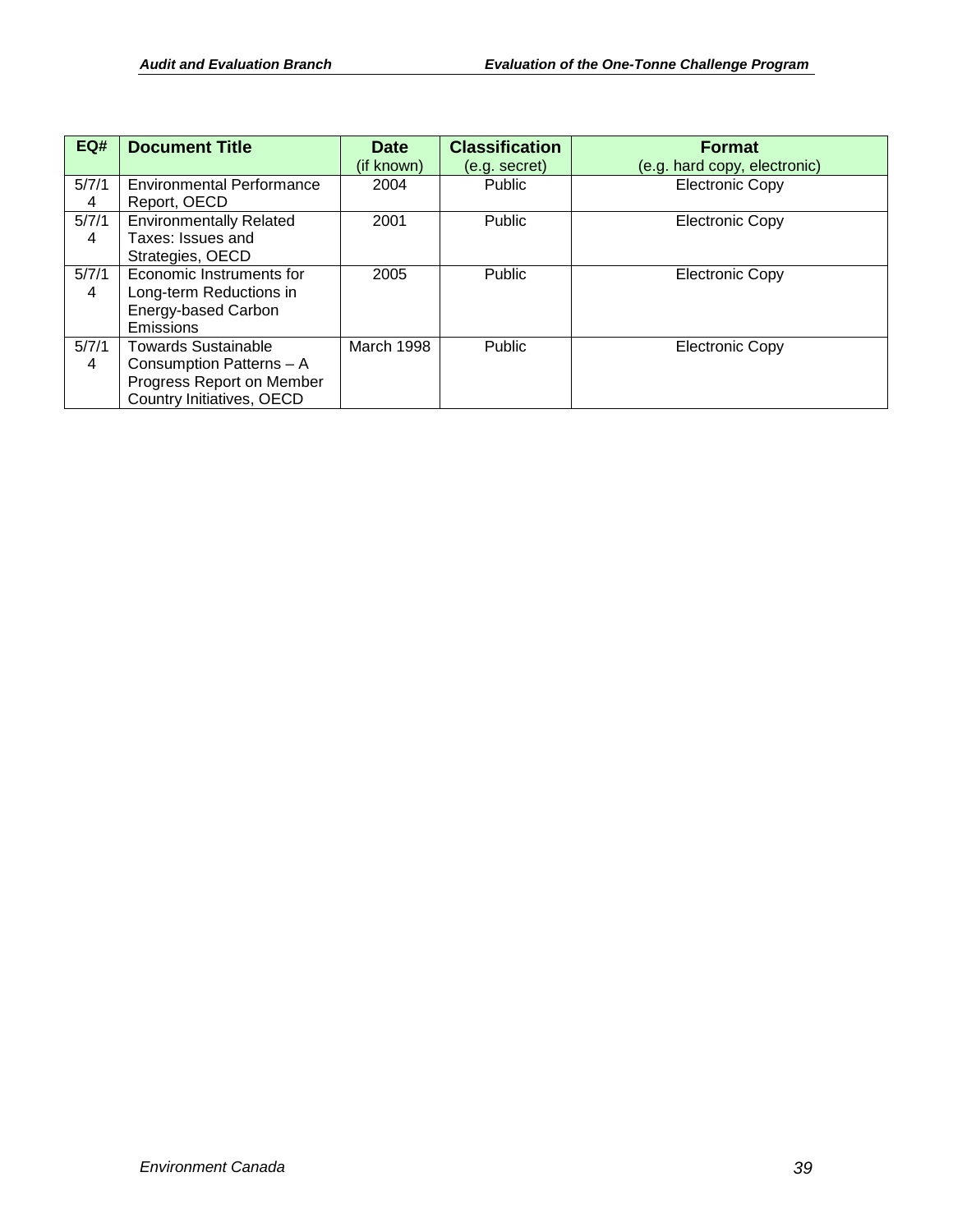| EQ# | Document Title | Date (if known) | Classification (e.g. secret) | Format (e.g. hard copy, electronic) |
|---|---|---|---|---|
| 5/7/14 | Environmental Performance Report, OECD | 2004 | Public | Electronic Copy |
| 5/7/14 | Environmentally Related Taxes: Issues and Strategies, OECD | 2001 | Public | Electronic Copy |
| 5/7/14 | Economic Instruments for Long-term Reductions in Energy-based Carbon Emissions | 2005 | Public | Electronic Copy |
| 5/7/14 | Towards Sustainable Consumption Patterns – A Progress Report on Member Country Initiatives, OECD | March 1998 | Public | Electronic Copy |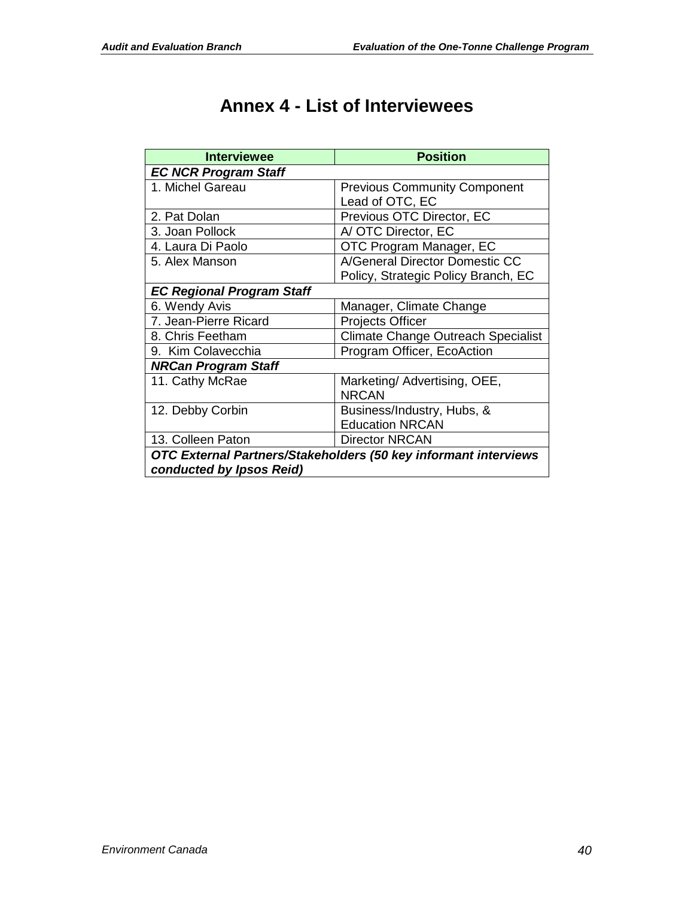# Annex 4 - List of Interviewees

| Interviewee | Position |
| --- | --- |
| ***EC NCR Program Staff*** | |
| 1. Michel Gareau | Previous Community Component Lead of OTC, EC |
| 2. Pat Dolan | Previous OTC Director, EC |
| 3. Joan Pollock | A/ OTC Director, EC |
| 4. Laura Di Paolo | OTC Program Manager, EC |
| 5. Alex Manson | A/General Director Domestic CC Policy, Strategic Policy Branch, EC |
| ***EC Regional Program Staff*** | |
| 6. Wendy Avis | Manager, Climate Change |
| 7. Jean-Pierre Ricard | Projects Officer |
| 8. Chris Feetham | Climate Change Outreach Specialist |
| 9. Kim Colavecchia | Program Officer, EcoAction |
| ***NRCan Program Staff*** | |
| 11. Cathy McRae | Marketing/ Advertising, OEE, NRCAN |
| 12. Debby Corbin | Business/Industry, Hubs, & Education NRCAN |
| 13. Colleen Paton | Director NRCAN |
| ***OTC External Partners/Stakeholders (50 key informant interviews conducted by Ipsos Reid)*** | |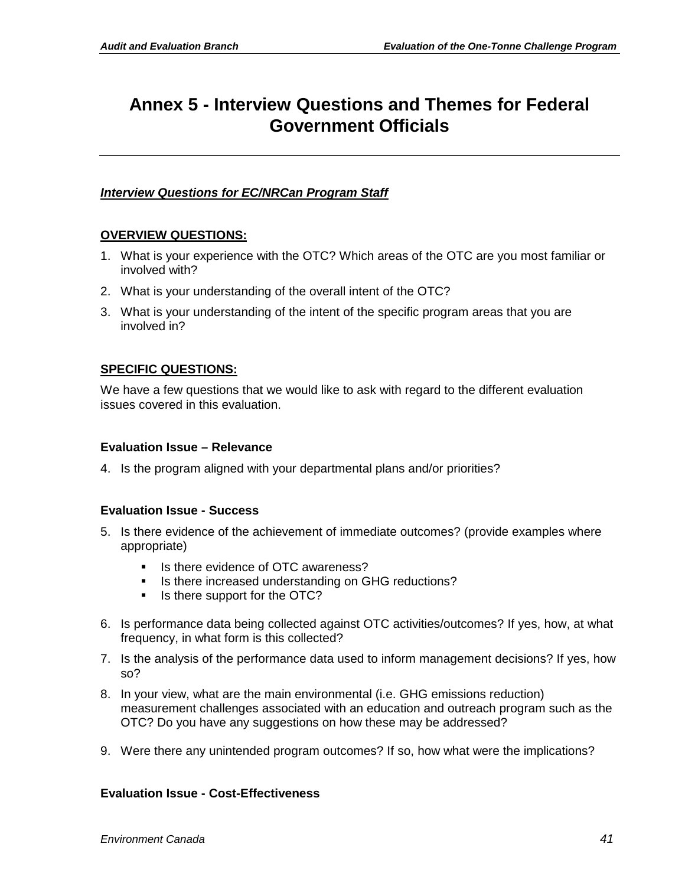# Annex 5 - Interview Questions and Themes for Federal Government Officials

***Interview Questions for EC/NRCan Program Staff***

**OVERVIEW QUESTIONS:**

1. What is your experience with the OTC? Which areas of the OTC are you most familiar or involved with?
2. What is your understanding of the overall intent of the OTC?
3. What is your understanding of the intent of the specific program areas that you are involved in?

**SPECIFIC QUESTIONS:**

We have a few questions that we would like to ask with regard to the different evaluation issues covered in this evaluation.

**Evaluation Issue – Relevance**

4. Is the program aligned with your departmental plans and/or priorities?

**Evaluation Issue - Success**

5. Is there evidence of the achievement of immediate outcomes? (provide examples where appropriate)
   - Is there evidence of OTC awareness?
   - Is there increased understanding on GHG reductions?
   - Is there support for the OTC?
6. Is performance data being collected against OTC activities/outcomes? If yes, how, at what frequency, in what form is this collected?
7. Is the analysis of the performance data used to inform management decisions? If yes, how so?
8. In your view, what are the main environmental (i.e. GHG emissions reduction) measurement challenges associated with an education and outreach program such as the OTC? Do you have any suggestions on how these may be addressed?
9. Were there any unintended program outcomes? If so, how what were the implications?

**Evaluation Issue - Cost-Effectiveness**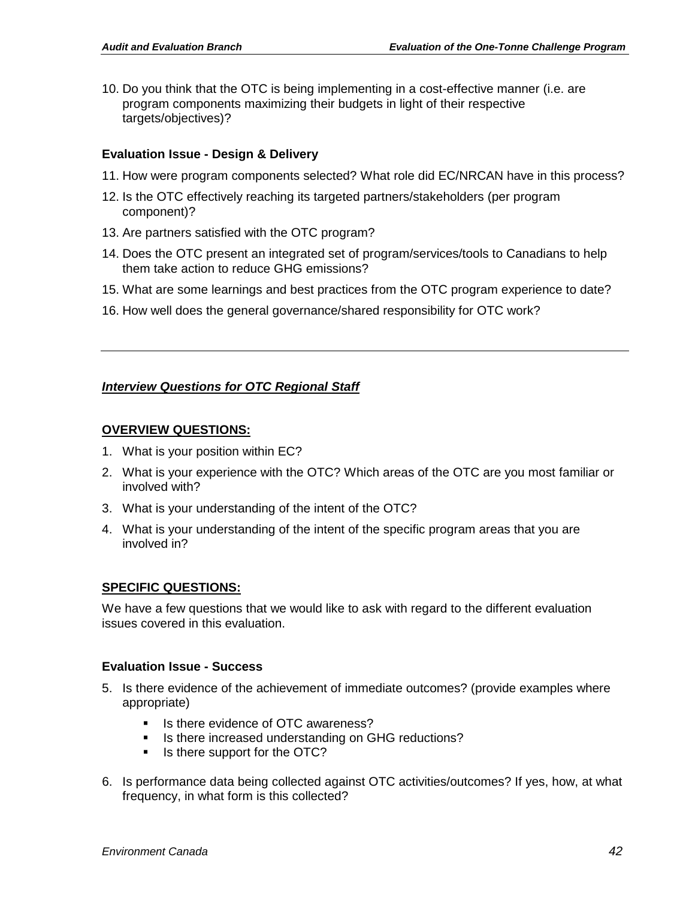10. Do you think that the OTC is being implementing in a cost-effective manner (i.e. are program components maximizing their budgets in light of their respective targets/objectives)?

**Evaluation Issue - Design & Delivery**

11. How were program components selected? What role did EC/NRCAN have in this process?
12. Is the OTC effectively reaching its targeted partners/stakeholders (per program component)?
13. Are partners satisfied with the OTC program?
14. Does the OTC present an integrated set of program/services/tools to Canadians to help them take action to reduce GHG emissions?
15. What are some learnings and best practices from the OTC program experience to date?
16. How well does the general governance/shared responsibility for OTC work?

---

***Interview Questions for OTC Regional Staff***

**OVERVIEW QUESTIONS:**

1. What is your position within EC?
2. What is your experience with the OTC? Which areas of the OTC are you most familiar or involved with?
3. What is your understanding of the intent of the OTC?
4. What is your understanding of the intent of the specific program areas that you are involved in?

**SPECIFIC QUESTIONS:**

We have a few questions that we would like to ask with regard to the different evaluation issues covered in this evaluation.

**Evaluation Issue - Success**

5. Is there evidence of the achievement of immediate outcomes? (provide examples where appropriate)
   - Is there evidence of OTC awareness?
   - Is there increased understanding on GHG reductions?
   - Is there support for the OTC?
6. Is performance data being collected against OTC activities/outcomes? If yes, how, at what frequency, in what form is this collected?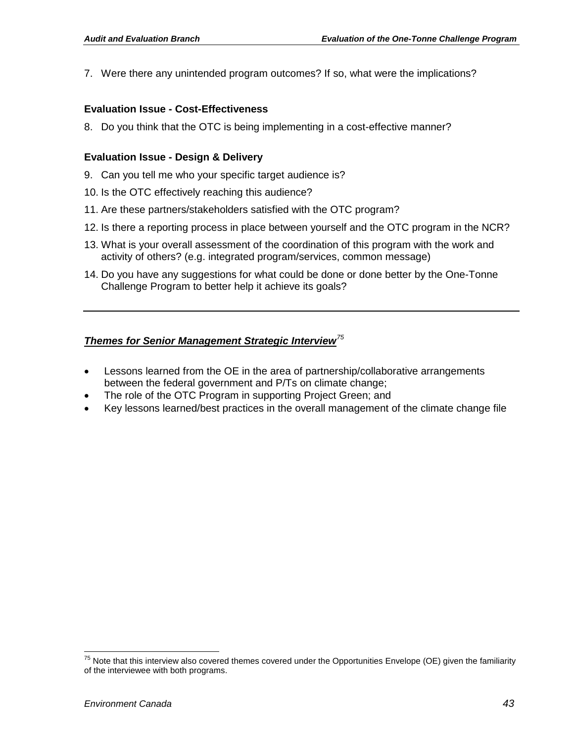7. Were there any unintended program outcomes? If so, what were the implications?

**Evaluation Issue - Cost-Effectiveness**

8. Do you think that the OTC is being implementing in a cost-effective manner?

**Evaluation Issue - Design & Delivery**

9. Can you tell me who your specific target audience is?
10. Is the OTC effectively reaching this audience?
11. Are these partners/stakeholders satisfied with the OTC program?
12. Is there a reporting process in place between yourself and the OTC program in the NCR?
13. What is your overall assessment of the coordination of this program with the work and activity of others? (e.g. integrated program/services, common message)
14. Do you have any suggestions for what could be done or done better by the One-Tonne Challenge Program to better help it achieve its goals?

---

***Themes for Senior Management Strategic Interview***[75]

- Lessons learned from the OE in the area of partnership/collaborative arrangements between the federal government and P/Ts on climate change;
- The role of the OTC Program in supporting Project Green; and
- Key lessons learned/best practices in the overall management of the climate change file

---

[75] Note that this interview also covered themes covered under the Opportunities Envelope (OE) given the familiarity of the interviewee with both programs.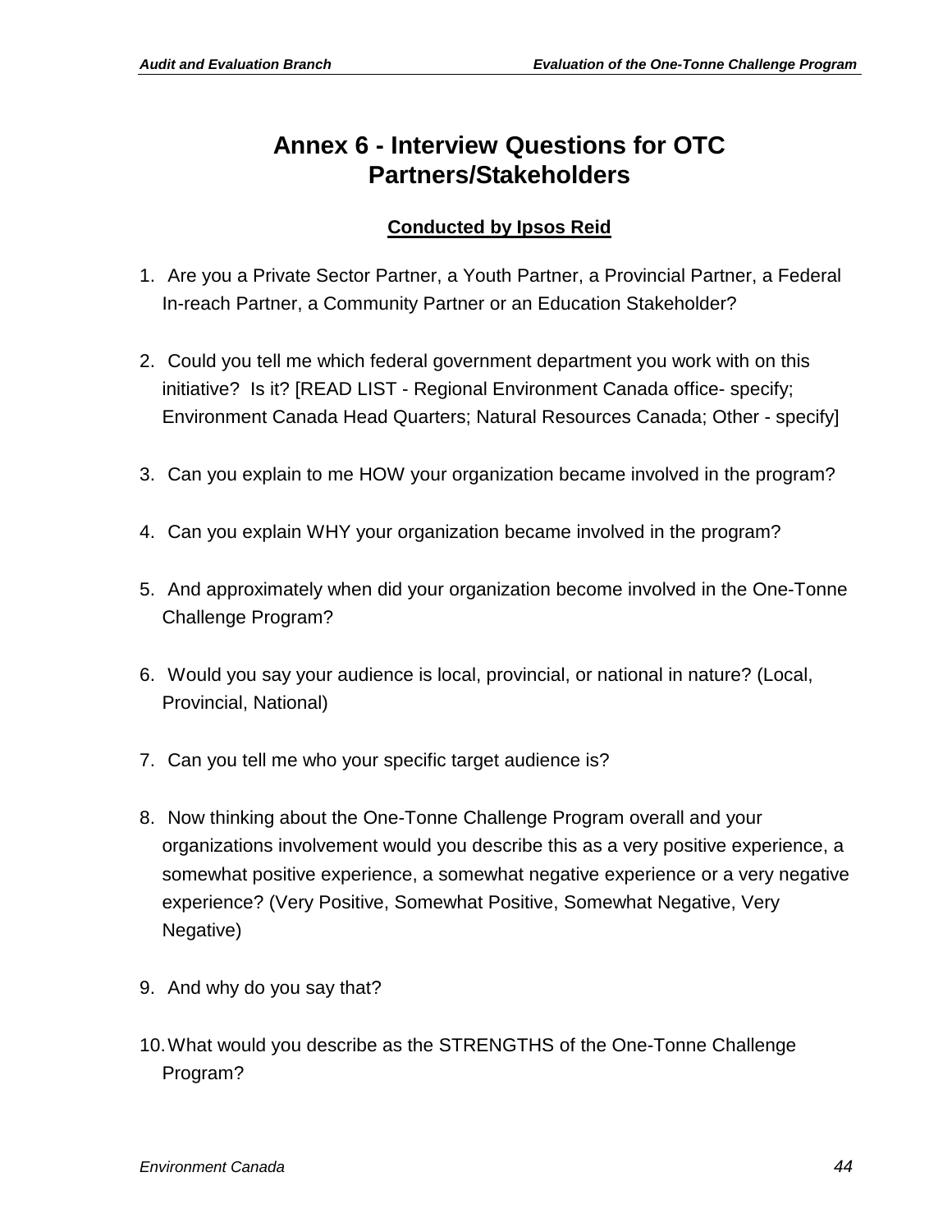# Annex 6 - Interview Questions for OTC Partners/Stakeholders

**Conducted by Ipsos Reid**

1. Are you a Private Sector Partner, a Youth Partner, a Provincial Partner, a Federal In-reach Partner, a Community Partner or an Education Stakeholder?

2. Could you tell me which federal government department you work with on this initiative? Is it? [READ LIST - Regional Environment Canada office- specify; Environment Canada Head Quarters; Natural Resources Canada; Other - specify]

3. Can you explain to me HOW your organization became involved in the program?

4. Can you explain WHY your organization became involved in the program?

5. And approximately when did your organization become involved in the One-Tonne Challenge Program?

6. Would you say your audience is local, provincial, or national in nature? (Local, Provincial, National)

7. Can you tell me who your specific target audience is?

8. Now thinking about the One-Tonne Challenge Program overall and your organizations involvement would you describe this as a very positive experience, a somewhat positive experience, a somewhat negative experience or a very negative experience? (Very Positive, Somewhat Positive, Somewhat Negative, Very Negative)

9. And why do you say that?

10. What would you describe as the STRENGTHS of the One-Tonne Challenge Program?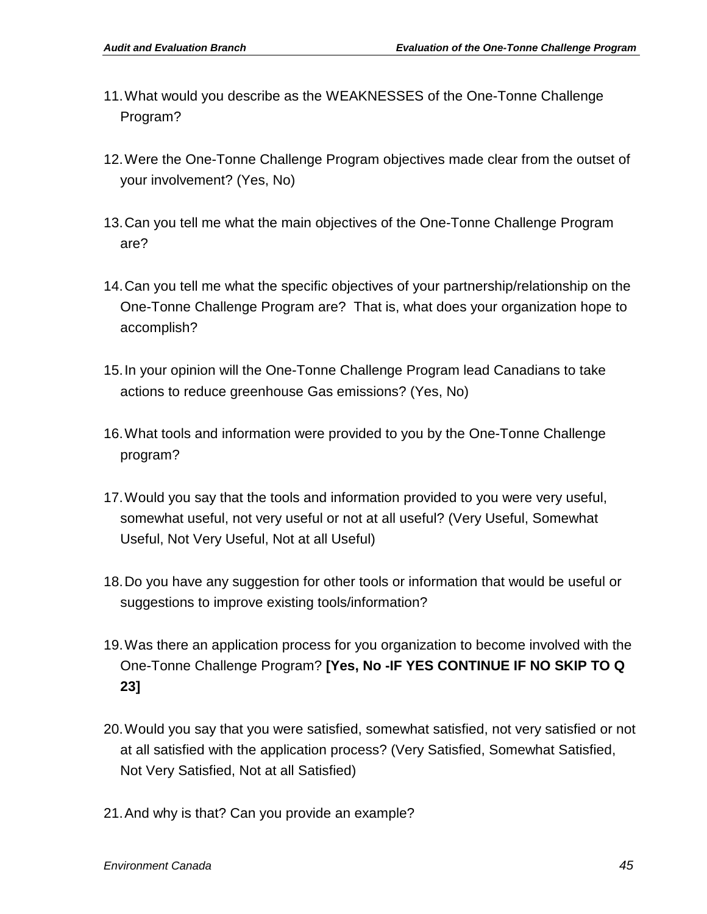11. What would you describe as the WEAKNESSES of the One-Tonne Challenge Program?

12. Were the One-Tonne Challenge Program objectives made clear from the outset of your involvement? (Yes, No)

13. Can you tell me what the main objectives of the One-Tonne Challenge Program are?

14. Can you tell me what the specific objectives of your partnership/relationship on the One-Tonne Challenge Program are? That is, what does your organization hope to accomplish?

15. In your opinion will the One-Tonne Challenge Program lead Canadians to take actions to reduce greenhouse Gas emissions? (Yes, No)

16. What tools and information were provided to you by the One-Tonne Challenge program?

17. Would you say that the tools and information provided to you were very useful, somewhat useful, not very useful or not at all useful? (Very Useful, Somewhat Useful, Not Very Useful, Not at all Useful)

18. Do you have any suggestion for other tools or information that would be useful or suggestions to improve existing tools/information?

19. Was there an application process for you organization to become involved with the One-Tonne Challenge Program? **[Yes, No -IF YES CONTINUE IF NO SKIP TO Q 23]**

20. Would you say that you were satisfied, somewhat satisfied, not very satisfied or not at all satisfied with the application process? (Very Satisfied, Somewhat Satisfied, Not Very Satisfied, Not at all Satisfied)

21. And why is that? Can you provide an example?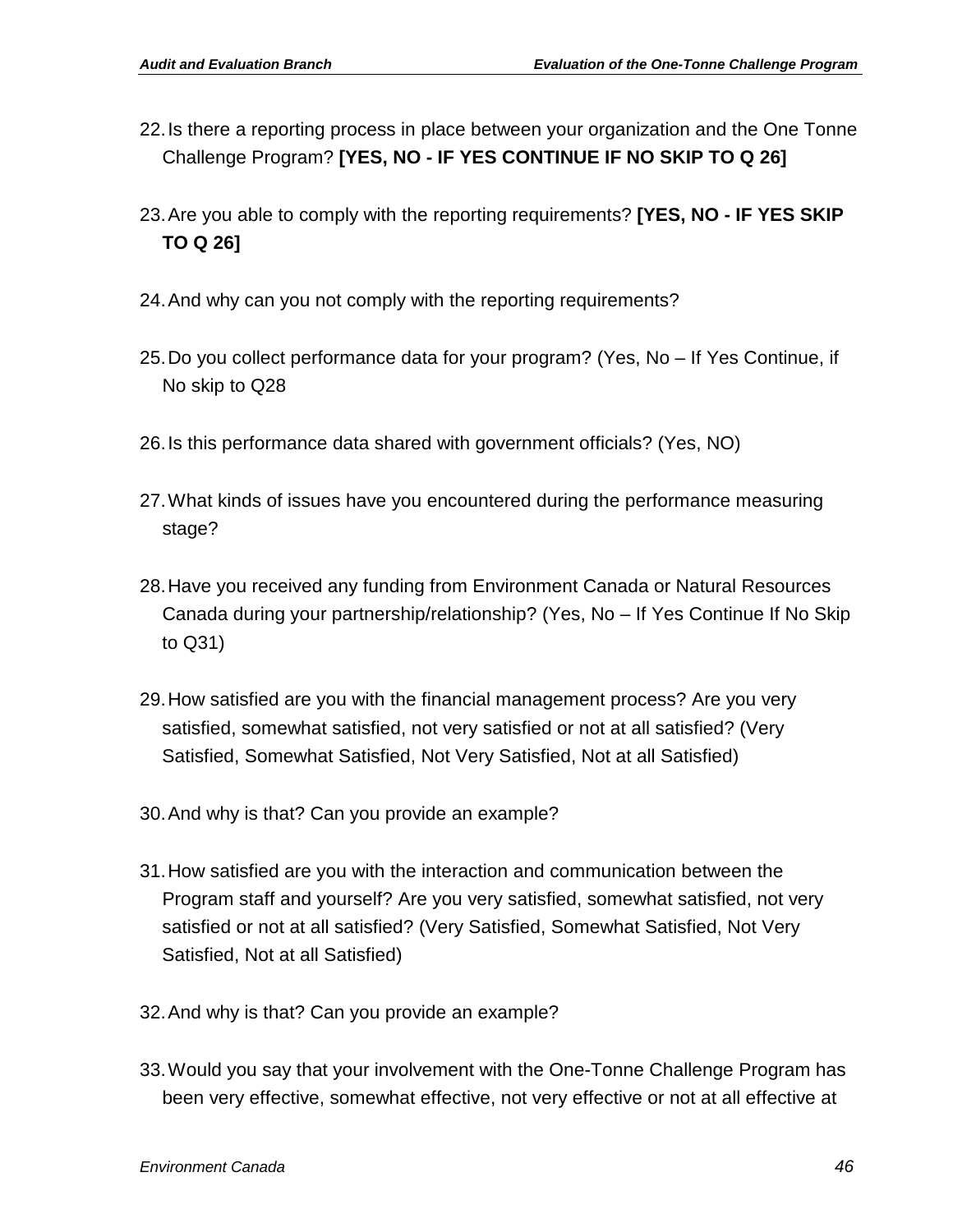22. Is there a reporting process in place between your organization and the One Tonne Challenge Program? **[YES, NO - IF YES CONTINUE IF NO SKIP TO Q 26]**

23. Are you able to comply with the reporting requirements? **[YES, NO - IF YES SKIP TO Q 26]**

24. And why can you not comply with the reporting requirements?

25. Do you collect performance data for your program? (Yes, No – If Yes Continue, if No skip to Q28

26. Is this performance data shared with government officials? (Yes, NO)

27. What kinds of issues have you encountered during the performance measuring stage?

28. Have you received any funding from Environment Canada or Natural Resources Canada during your partnership/relationship? (Yes, No – If Yes Continue If No Skip to Q31)

29. How satisfied are you with the financial management process? Are you very satisfied, somewhat satisfied, not very satisfied or not at all satisfied? (Very Satisfied, Somewhat Satisfied, Not Very Satisfied, Not at all Satisfied)

30. And why is that? Can you provide an example?

31. How satisfied are you with the interaction and communication between the Program staff and yourself? Are you very satisfied, somewhat satisfied, not very satisfied or not at all satisfied? (Very Satisfied, Somewhat Satisfied, Not Very Satisfied, Not at all Satisfied)

32. And why is that? Can you provide an example?

33. Would you say that your involvement with the One-Tonne Challenge Program has been very effective, somewhat effective, not very effective or not at all effective at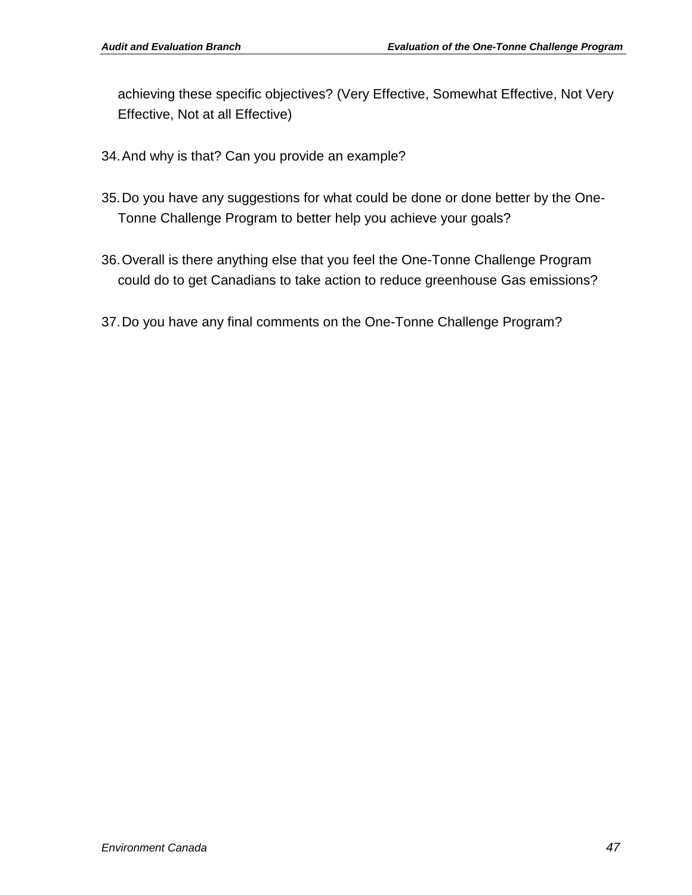achieving these specific objectives? (Very Effective, Somewhat Effective, Not Very Effective, Not at all Effective)

34. And why is that? Can you provide an example?

35. Do you have any suggestions for what could be done or done better by the One-Tonne Challenge Program to better help you achieve your goals?

36. Overall is there anything else that you feel the One-Tonne Challenge Program could do to get Canadians to take action to reduce greenhouse Gas emissions?

37. Do you have any final comments on the One-Tonne Challenge Program?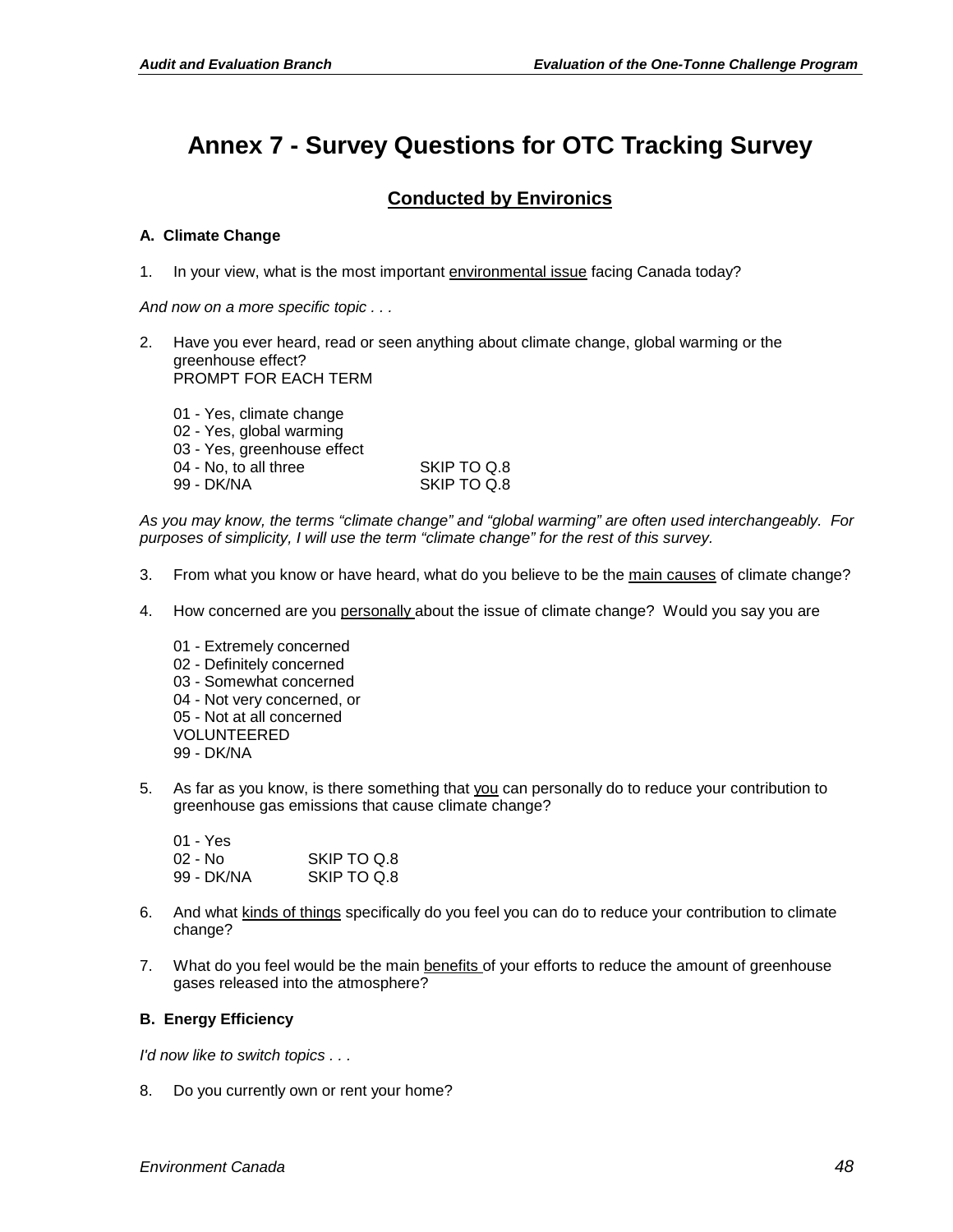# Annex 7 - Survey Questions for OTC Tracking Survey

## Conducted by Environics

### A. Climate Change

1. In your view, what is the most important environmental issue facing Canada today?

*And now on a more specific topic . . .*

2. Have you ever heard, read or seen anything about climate change, global warming or the greenhouse effect?
PROMPT FOR EACH TERM

   01 - Yes, climate change
   02 - Yes, global warming
   03 - Yes, greenhouse effect
   04 - No, to all three SKIP TO Q.8
   99 - DK/NA SKIP TO Q.8

*As you may know, the terms "climate change" and "global warming" are often used interchangeably. For purposes of simplicity, I will use the term "climate change" for the rest of this survey.*

3. From what you know or have heard, what do you believe to be the main causes of climate change?

4. How concerned are you personally about the issue of climate change? Would you say you are

   01 - Extremely concerned
   02 - Definitely concerned
   03 - Somewhat concerned
   04 - Not very concerned, or
   05 - Not at all concerned
   VOLUNTEERED
   99 - DK/NA

5. As far as you know, is there something that you can personally do to reduce your contribution to greenhouse gas emissions that cause climate change?

   01 - Yes
   02 - No SKIP TO Q.8
   99 - DK/NA SKIP TO Q.8

6. And what kinds of things specifically do you feel you can do to reduce your contribution to climate change?

7. What do you feel would be the main benefits of your efforts to reduce the amount of greenhouse gases released into the atmosphere?

### B. Energy Efficiency

*I'd now like to switch topics . . .*

8. Do you currently own or rent your home?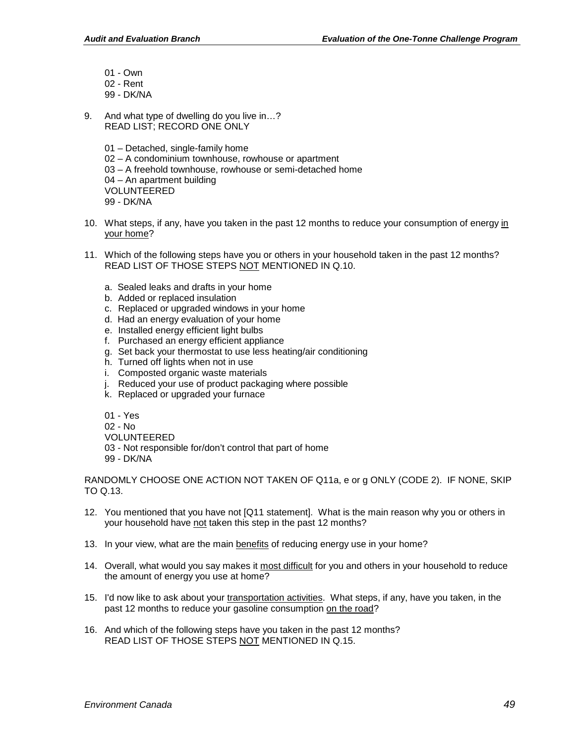01 - Own
02 - Rent
99 - DK/NA

9. And what type of dwelling do you live in…?
   READ LIST; RECORD ONE ONLY

   01 – Detached, single-family home
   02 – A condominium townhouse, rowhouse or apartment
   03 – A freehold townhouse, rowhouse or semi-detached home
   04 – An apartment building
   VOLUNTEERED
   99 - DK/NA

10. What steps, if any, have you taken in the past 12 months to reduce your consumption of energy <u>in your home</u>?

11. Which of the following steps have you or others in your household taken in the past 12 months?
    READ LIST OF THOSE STEPS <u>NOT</u> MENTIONED IN Q.10.

    a. Sealed leaks and drafts in your home
    b. Added or replaced insulation
    c. Replaced or upgraded windows in your home
    d. Had an energy evaluation of your home
    e. Installed energy efficient light bulbs
    f. Purchased an energy efficient appliance
    g. Set back your thermostat to use less heating/air conditioning
    h. Turned off lights when not in use
    i. Composted organic waste materials
    j. Reduced your use of product packaging where possible
    k. Replaced or upgraded your furnace

    01 - Yes
    02 - No
    VOLUNTEERED
    03 - Not responsible for/don't control that part of home
    99 - DK/NA

RANDOMLY CHOOSE ONE ACTION NOT TAKEN OF Q11a, e or g ONLY (CODE 2). IF NONE, SKIP TO Q.13.

12. You mentioned that you have not [Q11 statement]. What is the main reason why you or others in your household have <u>not</u> taken this step in the past 12 months?

13. In your view, what are the main <u>benefits</u> of reducing energy use in your home?

14. Overall, what would you say makes it <u>most difficult</u> for you and others in your household to reduce the amount of energy you use at home?

15. I'd now like to ask about your <u>transportation activities</u>. What steps, if any, have you taken, in the past 12 months to reduce your gasoline consumption <u>on the road</u>?

16. And which of the following steps have you taken in the past 12 months?
    READ LIST OF THOSE STEPS <u>NOT</u> MENTIONED IN Q.15.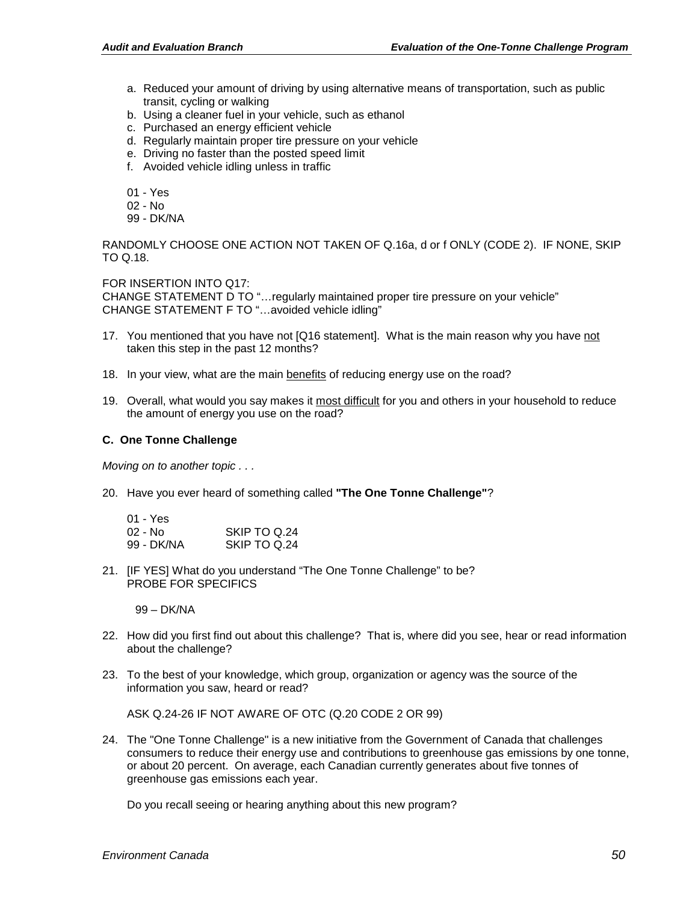a. Reduced your amount of driving by using alternative means of transportation, such as public transit, cycling or walking
b. Using a cleaner fuel in your vehicle, such as ethanol
c. Purchased an energy efficient vehicle
d. Regularly maintain proper tire pressure on your vehicle
e. Driving no faster than the posted speed limit
f. Avoided vehicle idling unless in traffic

01 - Yes
02 - No
99 - DK/NA

RANDOMLY CHOOSE ONE ACTION NOT TAKEN OF Q.16a, d or f ONLY (CODE 2). IF NONE, SKIP TO Q.18.

FOR INSERTION INTO Q17:
CHANGE STATEMENT D TO "…regularly maintained proper tire pressure on your vehicle"
CHANGE STATEMENT F TO "…avoided vehicle idling"

17. You mentioned that you have not [Q16 statement]. What is the main reason why you have <u>not</u> taken this step in the past 12 months?

18. In your view, what are the main <u>benefits</u> of reducing energy use on the road?

19. Overall, what would you say makes it <u>most difficult</u> for you and others in your household to reduce the amount of energy you use on the road?

### C. One Tonne Challenge

*Moving on to another topic . . .*

20. Have you ever heard of something called **"The One Tonne Challenge"**?

| | |
|---|---|
| 01 - Yes | |
| 02 - No | SKIP TO Q.24 |
| 99 - DK/NA | SKIP TO Q.24 |

21. [IF YES] What do you understand "The One Tonne Challenge" to be?
PROBE FOR SPECIFICS

99 – DK/NA

22. How did you first find out about this challenge? That is, where did you see, hear or read information about the challenge?

23. To the best of your knowledge, which group, organization or agency was the source of the information you saw, heard or read?

ASK Q.24-26 IF NOT AWARE OF OTC (Q.20 CODE 2 OR 99)

24. The "One Tonne Challenge" is a new initiative from the Government of Canada that challenges consumers to reduce their energy use and contributions to greenhouse gas emissions by one tonne, or about 20 percent. On average, each Canadian currently generates about five tonnes of greenhouse gas emissions each year.

Do you recall seeing or hearing anything about this new program?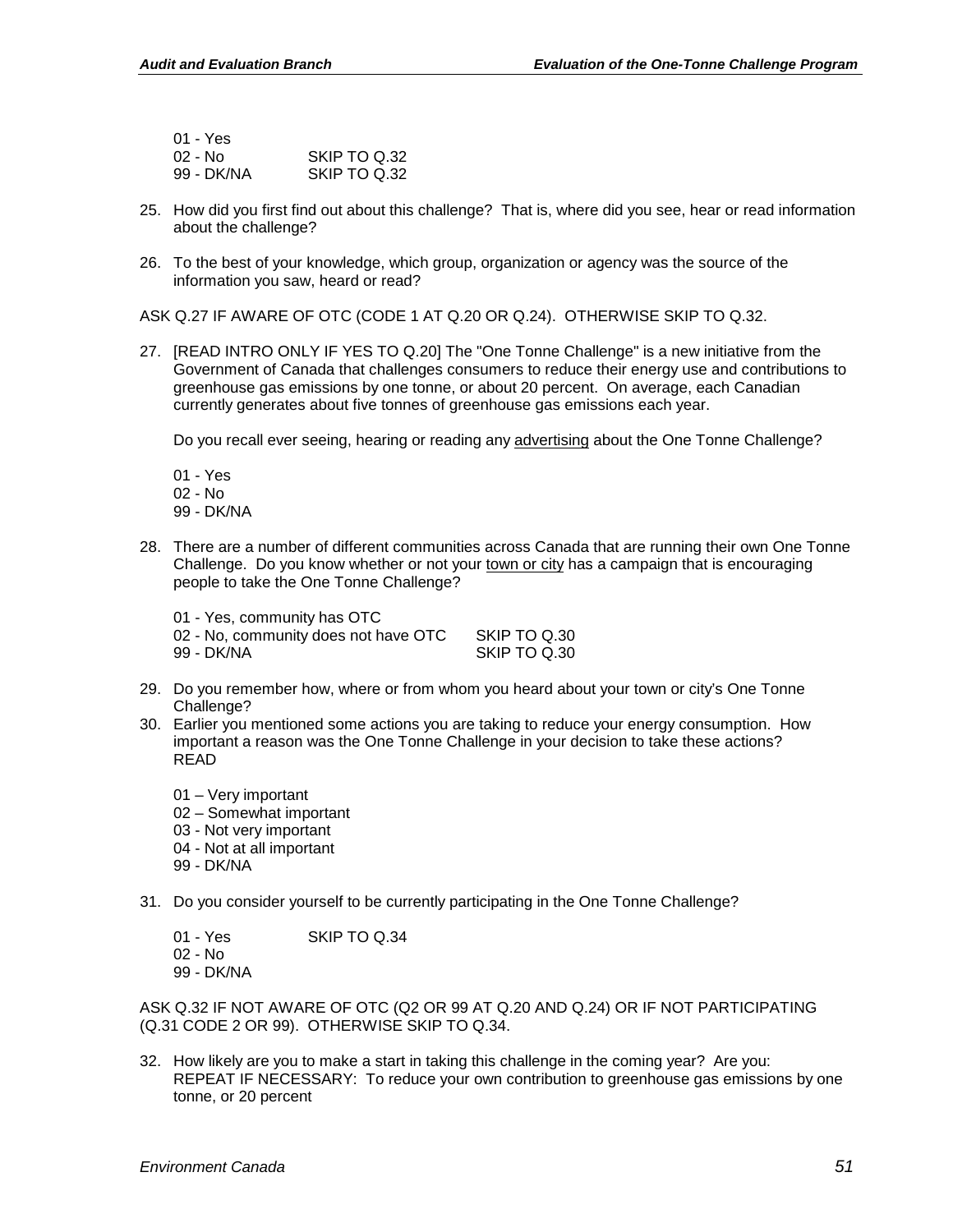01 - Yes
02 - No SKIP TO Q.32
99 - DK/NA SKIP TO Q.32

25. How did you first find out about this challenge? That is, where did you see, hear or read information about the challenge?

26. To the best of your knowledge, which group, organization or agency was the source of the information you saw, heard or read?

ASK Q.27 IF AWARE OF OTC (CODE 1 AT Q.20 OR Q.24). OTHERWISE SKIP TO Q.32.

27. [READ INTRO ONLY IF YES TO Q.20] The "One Tonne Challenge" is a new initiative from the Government of Canada that challenges consumers to reduce their energy use and contributions to greenhouse gas emissions by one tonne, or about 20 percent. On average, each Canadian currently generates about five tonnes of greenhouse gas emissions each year.

    Do you recall ever seeing, hearing or reading any <u>advertising</u> about the One Tonne Challenge?

    01 - Yes
    02 - No
    99 - DK/NA

28. There are a number of different communities across Canada that are running their own One Tonne Challenge. Do you know whether or not your <u>town or city</u> has a campaign that is encouraging people to take the One Tonne Challenge?

    01 - Yes, community has OTC
    02 - No, community does not have OTC SKIP TO Q.30
    99 - DK/NA SKIP TO Q.30

29. Do you remember how, where or from whom you heard about your town or city's One Tonne Challenge?

30. Earlier you mentioned some actions you are taking to reduce your energy consumption. How important a reason was the One Tonne Challenge in your decision to take these actions? READ

    01 – Very important
    02 – Somewhat important
    03 - Not very important
    04 - Not at all important
    99 - DK/NA

31. Do you consider yourself to be currently participating in the One Tonne Challenge?

    01 - Yes SKIP TO Q.34
    02 - No
    99 - DK/NA

ASK Q.32 IF NOT AWARE OF OTC (Q2 OR 99 AT Q.20 AND Q.24) OR IF NOT PARTICIPATING (Q.31 CODE 2 OR 99). OTHERWISE SKIP TO Q.34.

32. How likely are you to make a start in taking this challenge in the coming year? Are you: REPEAT IF NECESSARY: To reduce your own contribution to greenhouse gas emissions by one tonne, or 20 percent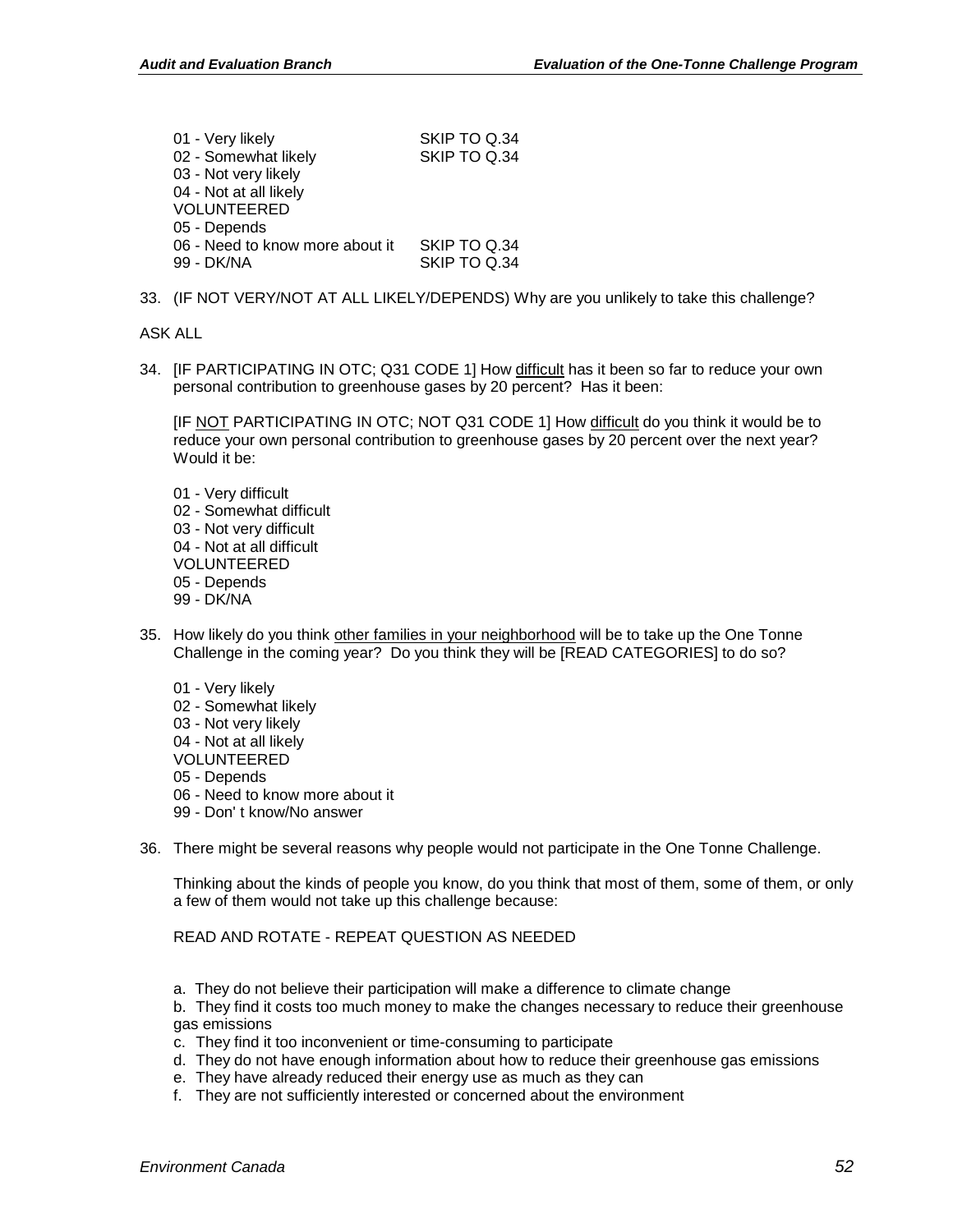| | |
|---|---|
| 01 - Very likely | SKIP TO Q.34 |
| 02 - Somewhat likely | SKIP TO Q.34 |
| 03 - Not very likely | |
| 04 - Not at all likely | |
| VOLUNTEERED | |
| 05 - Depends | |
| 06 - Need to know more about it | SKIP TO Q.34 |
| 99 - DK/NA | SKIP TO Q.34 |

33. (IF NOT VERY/NOT AT ALL LIKELY/DEPENDS) Why are you unlikely to take this challenge?

ASK ALL

34. [IF PARTICIPATING IN OTC; Q31 CODE 1] How difficult has it been so far to reduce your own personal contribution to greenhouse gases by 20 percent? Has it been:

    [IF NOT PARTICIPATING IN OTC; NOT Q31 CODE 1] How difficult do you think it would be to reduce your own personal contribution to greenhouse gases by 20 percent over the next year? Would it be:

    01 - Very difficult
    02 - Somewhat difficult
    03 - Not very difficult
    04 - Not at all difficult
    VOLUNTEERED
    05 - Depends
    99 - DK/NA

35. How likely do you think other families in your neighborhood will be to take up the One Tonne Challenge in the coming year? Do you think they will be [READ CATEGORIES] to do so?

    01 - Very likely
    02 - Somewhat likely
    03 - Not very likely
    04 - Not at all likely
    VOLUNTEERED
    05 - Depends
    06 - Need to know more about it
    99 - Don' t know/No answer

36. There might be several reasons why people would not participate in the One Tonne Challenge.

    Thinking about the kinds of people you know, do you think that most of them, some of them, or only a few of them would not take up this challenge because:

    READ AND ROTATE - REPEAT QUESTION AS NEEDED

    a. They do not believe their participation will make a difference to climate change
    b. They find it costs too much money to make the changes necessary to reduce their greenhouse gas emissions
    c. They find it too inconvenient or time-consuming to participate
    d. They do not have enough information about how to reduce their greenhouse gas emissions
    e. They have already reduced their energy use as much as they can
    f. They are not sufficiently interested or concerned about the environment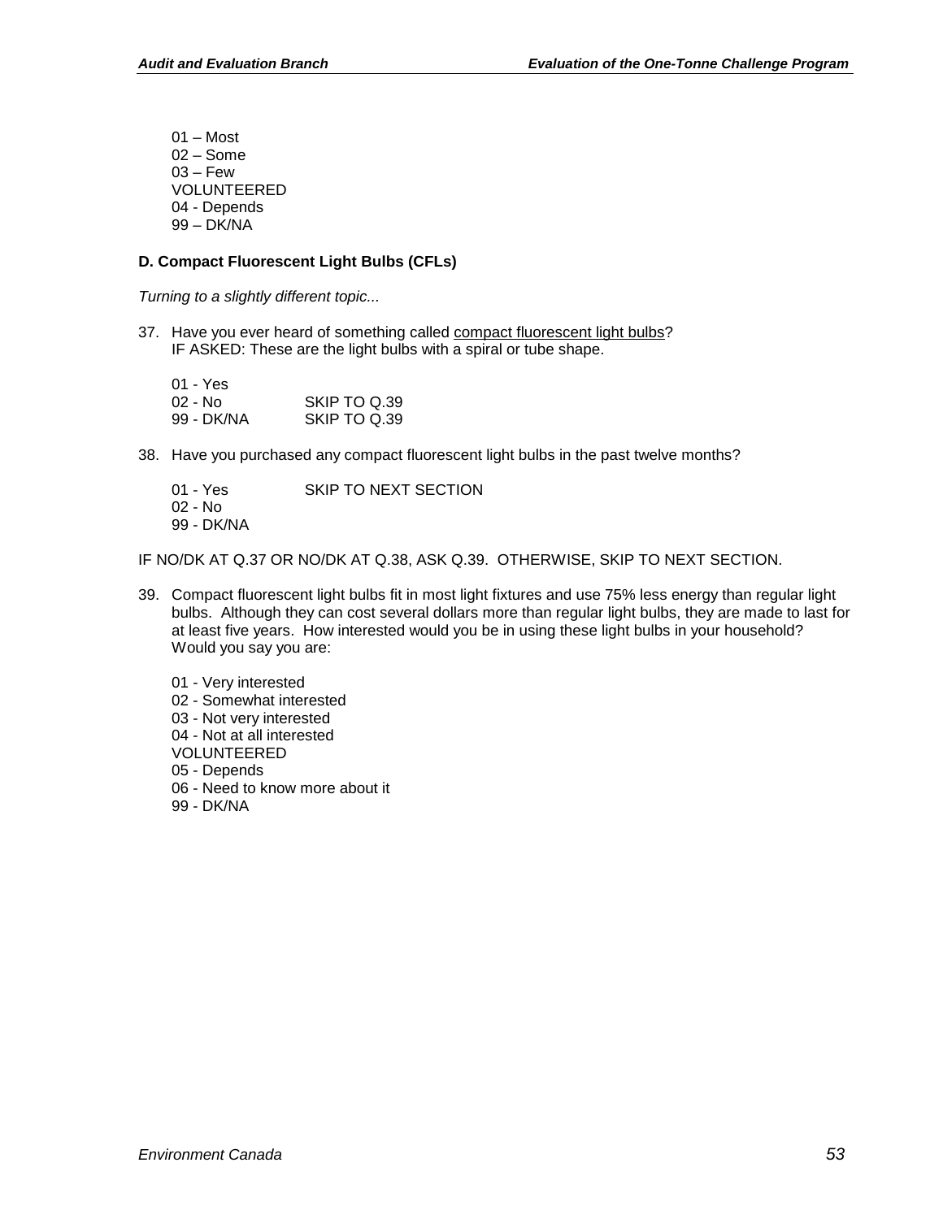01 – Most
02 – Some
03 – Few
VOLUNTEERED
04 - Depends
99 – DK/NA

**D. Compact Fluorescent Light Bulbs (CFLs)**

*Turning to a slightly different topic...*

37. Have you ever heard of something called <u>compact fluorescent light bulbs</u>?
IF ASKED: These are the light bulbs with a spiral or tube shape.

    01 - Yes
    02 - No SKIP TO Q.39
    99 - DK/NA SKIP TO Q.39

38. Have you purchased any compact fluorescent light bulbs in the past twelve months?

    01 - Yes SKIP TO NEXT SECTION
    02 - No
    99 - DK/NA

IF NO/DK AT Q.37 OR NO/DK AT Q.38, ASK Q.39. OTHERWISE, SKIP TO NEXT SECTION.

39. Compact fluorescent light bulbs fit in most light fixtures and use 75% less energy than regular light bulbs. Although they can cost several dollars more than regular light bulbs, they are made to last for at least five years. How interested would you be in using these light bulbs in your household? Would you say you are:

    01 - Very interested
    02 - Somewhat interested
    03 - Not very interested
    04 - Not at all interested
    VOLUNTEERED
    05 - Depends
    06 - Need to know more about it
    99 - DK/NA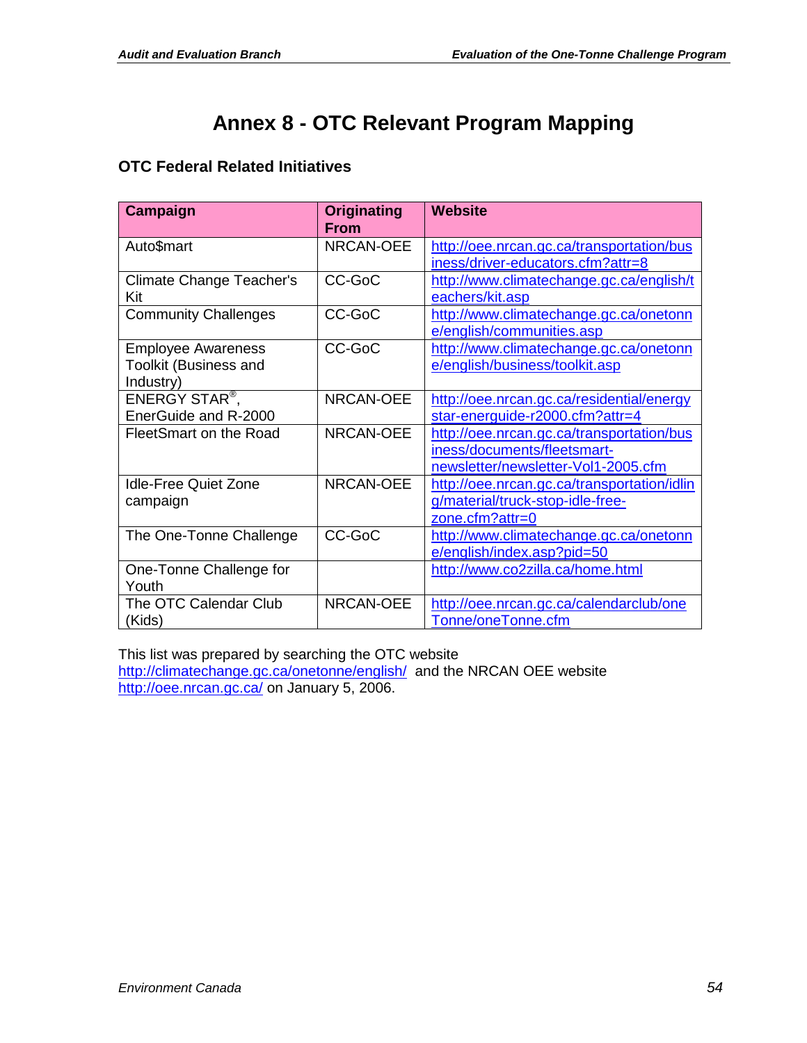# Annex 8 - OTC Relevant Program Mapping

### OTC Federal Related Initiatives

| Campaign | Originating From | Website |
|---|---|---|
| Auto$mart | NRCAN-OEE | http://oee.nrcan.gc.ca/transportation/business/driver-educators.cfm?attr=8 |
| Climate Change Teacher's Kit | CC-GoC | http://www.climatechange.gc.ca/english/teachers/kit.asp |
| Community Challenges | CC-GoC | http://www.climatechange.gc.ca/onetonne/english/communities.asp |
| Employee Awareness Toolkit (Business and Industry) | CC-GoC | http://www.climatechange.gc.ca/onetonne/english/business/toolkit.asp |
| ENERGY STAR®, EnerGuide and R-2000 | NRCAN-OEE | http://oee.nrcan.gc.ca/residential/energystar-energuide-r2000.cfm?attr=4 |
| FleetSmart on the Road | NRCAN-OEE | http://oee.nrcan.gc.ca/transportation/business/documents/fleetsmart-newsletter/newsletter-Vol1-2005.cfm |
| Idle-Free Quiet Zone campaign | NRCAN-OEE | http://oee.nrcan.gc.ca/transportation/idling/material/truck-stop-idle-free-zone.cfm?attr=0 |
| The One-Tonne Challenge | CC-GoC | http://www.climatechange.gc.ca/onetonne/english/index.asp?pid=50 |
| One-Tonne Challenge for Youth | | http://www.co2zilla.ca/home.html |
| The OTC Calendar Club (Kids) | NRCAN-OEE | http://oee.nrcan.gc.ca/calendarclub/oneTonne/oneTonne.cfm |

This list was prepared by searching the OTC website http://climatechange.gc.ca/onetonne/english/ and the NRCAN OEE website http://oee.nrcan.gc.ca/ on January 5, 2006.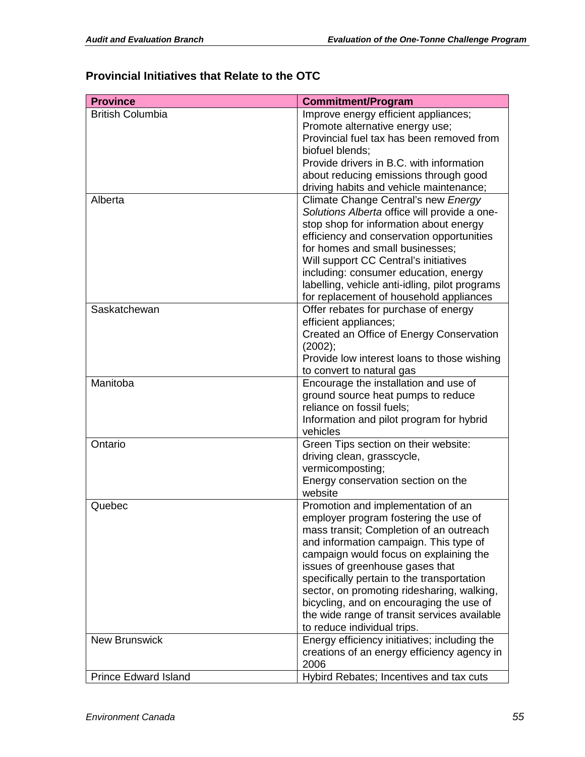## Provincial Initiatives that Relate to the OTC

| Province | Commitment/Program |
|---|---|
| British Columbia | Improve energy efficient appliances; Promote alternative energy use; Provincial fuel tax has been removed from biofuel blends; Provide drivers in B.C. with information about reducing emissions through good driving habits and vehicle maintenance; |
| Alberta | Climate Change Central's new *Energy Solutions Alberta* office will provide a one-stop shop for information about energy efficiency and conservation opportunities for homes and small businesses; Will support CC Central's initiatives including: consumer education, energy labelling, vehicle anti-idling, pilot programs for replacement of household appliances |
| Saskatchewan | Offer rebates for purchase of energy efficient appliances; Created an Office of Energy Conservation (2002); Provide low interest loans to those wishing to convert to natural gas |
| Manitoba | Encourage the installation and use of ground source heat pumps to reduce reliance on fossil fuels; Information and pilot program for hybrid vehicles |
| Ontario | Green Tips section on their website: driving clean, grasscycle, vermicomposting; Energy conservation section on the website |
| Quebec | Promotion and implementation of an employer program fostering the use of mass transit; Completion of an outreach and information campaign. This type of campaign would focus on explaining the issues of greenhouse gases that specifically pertain to the transportation sector, on promoting ridesharing, walking, bicycling, and on encouraging the use of the wide range of transit services available to reduce individual trips. |
| New Brunswick | Energy efficiency initiatives; including the creations of an energy efficiency agency in 2006 |
| Prince Edward Island | Hybird Rebates; Incentives and tax cuts |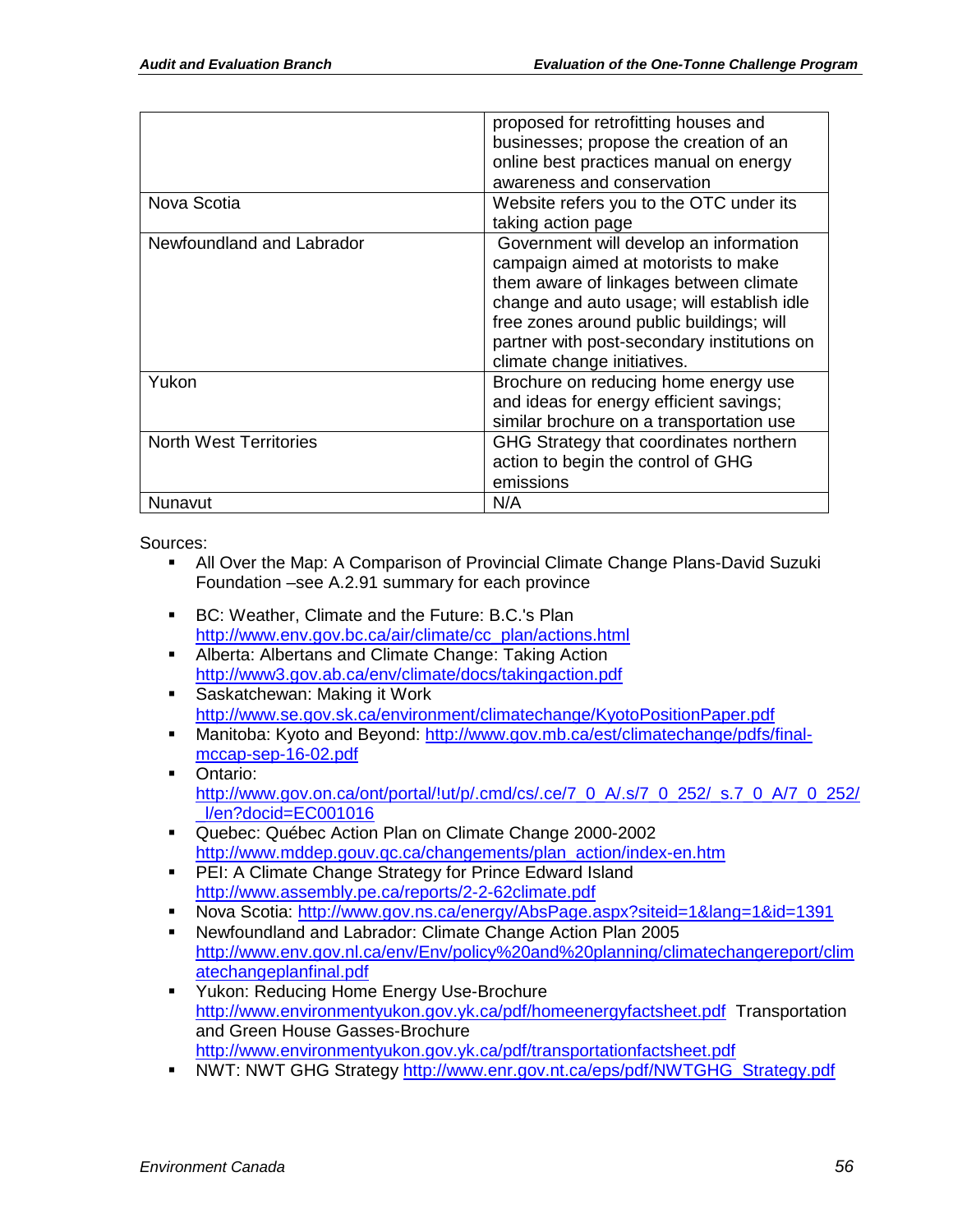| | |
|---|---|
| | proposed for retrofitting houses and businesses; propose the creation of an online best practices manual on energy awareness and conservation |
| Nova Scotia | Website refers you to the OTC under its taking action page |
| Newfoundland and Labrador | Government will develop an information campaign aimed at motorists to make them aware of linkages between climate change and auto usage; will establish idle free zones around public buildings; will partner with post-secondary institutions on climate change initiatives. |
| Yukon | Brochure on reducing home energy use and ideas for energy efficient savings; similar brochure on a transportation use |
| North West Territories | GHG Strategy that coordinates northern action to begin the control of GHG emissions |
| Nunavut | N/A |

Sources:

- All Over the Map: A Comparison of Provincial Climate Change Plans-David Suzuki Foundation –see A.2.91 summary for each province

- BC: Weather, Climate and the Future: B.C.'s Plan http://www.env.gov.bc.ca/air/climate/cc_plan/actions.html
- Alberta: Albertans and Climate Change: Taking Action http://www3.gov.ab.ca/env/climate/docs/takingaction.pdf
- Saskatchewan: Making it Work http://www.se.gov.sk.ca/environment/climatechange/KyotoPositionPaper.pdf
- Manitoba: Kyoto and Beyond: http://www.gov.mb.ca/est/climatechange/pdfs/final-mccap-sep-16-02.pdf
- Ontario: http://www.gov.on.ca/ont/portal/!ut/p/.cmd/cs/.ce/7_0_A/.s/7_0_252/_s.7_0_A/7_0_252/_l/en?docid=EC001016
- Quebec: Québec Action Plan on Climate Change 2000-2002 http://www.mddep.gouv.qc.ca/changements/plan_action/index-en.htm
- PEI: A Climate Change Strategy for Prince Edward Island http://www.assembly.pe.ca/reports/2-2-62climate.pdf
- Nova Scotia: http://www.gov.ns.ca/energy/AbsPage.aspx?siteid=1&lang=1&id=1391
- Newfoundland and Labrador: Climate Change Action Plan 2005 http://www.env.gov.nl.ca/env/Env/policy%20and%20planning/climatechangereport/climatechangeplanfinal.pdf
- Yukon: Reducing Home Energy Use-Brochure http://www.environmentyukon.gov.yk.ca/pdf/homeenergyfactsheet.pdf Transportation and Green House Gasses-Brochure http://www.environmentyukon.gov.yk.ca/pdf/transportationfactsheet.pdf
- NWT: NWT GHG Strategy http://www.enr.gov.nt.ca/eps/pdf/NWTGHG_Strategy.pdf